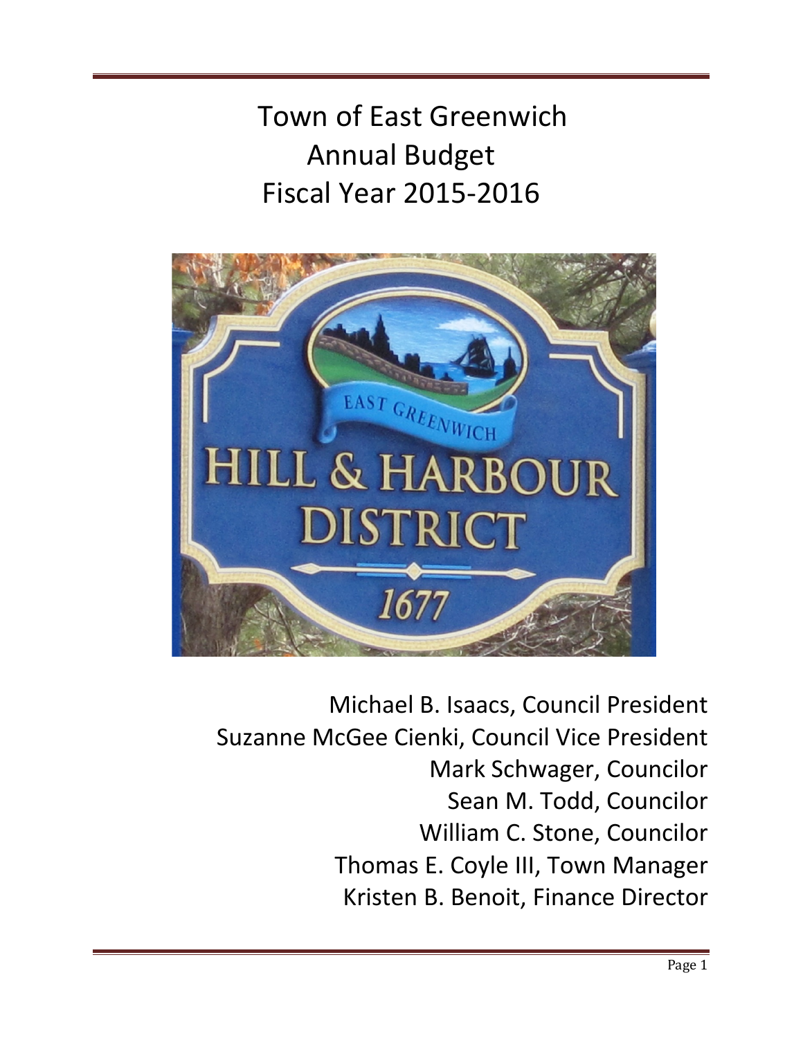# Town of East Greenwich Annual Budget Fiscal Year 2015-2016

Michael B. Isaacs, Council President
Suzanne McGee Cienki, Council Vice President
Mark Schwager, Councilor
Sean M. Todd, Councilor
William C. Stone, Councilor
Thomas E. Coyle III, Town Manager
Kristen B. Benoit, Finance Director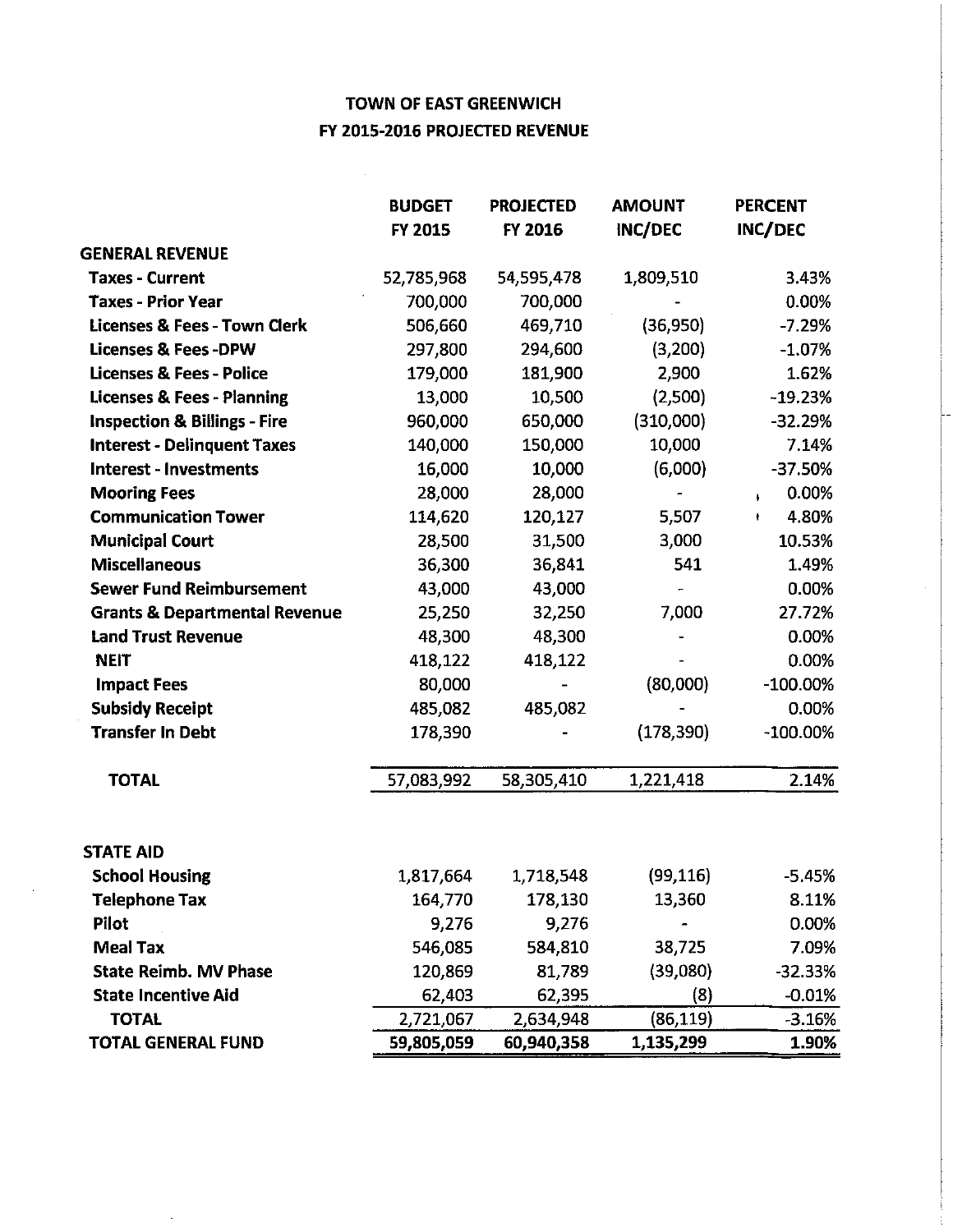# TOWN OF EAST GREENWICH

## FY 2015-2016 PROJECTED REVENUE

| | BUDGET FY 2015 | PROJECTED FY 2016 | AMOUNT INC/DEC | PERCENT INC/DEC |
|---|---|---|---|---|
| **GENERAL REVENUE** | | | | |
| **Taxes - Current** | 52,785,968 | 54,595,478 | 1,809,510 | 3.43% |
| **Taxes - Prior Year** | 700,000 | 700,000 | - | 0.00% |
| **Licenses & Fees - Town Clerk** | 506,660 | 469,710 | (36,950) | -7.29% |
| **Licenses & Fees -DPW** | 297,800 | 294,600 | (3,200) | -1.07% |
| **Licenses & Fees - Police** | 179,000 | 181,900 | 2,900 | 1.62% |
| **Licenses & Fees - Planning** | 13,000 | 10,500 | (2,500) | -19.23% |
| **Inspection & Billings - Fire** | 960,000 | 650,000 | (310,000) | -32.29% |
| **Interest - Delinquent Taxes** | 140,000 | 150,000 | 10,000 | 7.14% |
| **Interest - Investments** | 16,000 | 10,000 | (6,000) | -37.50% |
| **Mooring Fees** | 28,000 | 28,000 | - | 0.00% |
| **Communication Tower** | 114,620 | 120,127 | 5,507 | 4.80% |
| **Municipal Court** | 28,500 | 31,500 | 3,000 | 10.53% |
| **Miscellaneous** | 36,300 | 36,841 | 541 | 1.49% |
| **Sewer Fund Reimbursement** | 43,000 | 43,000 | - | 0.00% |
| **Grants & Departmental Revenue** | 25,250 | 32,250 | 7,000 | 27.72% |
| **Land Trust Revenue** | 48,300 | 48,300 | - | 0.00% |
| **NEIT** | 418,122 | 418,122 | - | 0.00% |
| **Impact Fees** | 80,000 | - | (80,000) | -100.00% |
| **Subsidy Receipt** | 485,082 | 485,082 | - | 0.00% |
| **Transfer In Debt** | 178,390 | - | (178,390) | -100.00% |
| **TOTAL** | 57,083,992 | 58,305,410 | 1,221,418 | 2.14% |
| | | | | |
| **STATE AID** | | | | |
| **School Housing** | 1,817,664 | 1,718,548 | (99,116) | -5.45% |
| **Telephone Tax** | 164,770 | 178,130 | 13,360 | 8.11% |
| **Pilot** | 9,276 | 9,276 | - | 0.00% |
| **Meal Tax** | 546,085 | 584,810 | 38,725 | 7.09% |
| **State Reimb. MV Phase** | 120,869 | 81,789 | (39,080) | -32.33% |
| **State Incentive Aid** | 62,403 | 62,395 | (8) | -0.01% |
| **TOTAL** | 2,721,067 | 2,634,948 | (86,119) | -3.16% |
| **TOTAL GENERAL FUND** | **59,805,059** | **60,940,358** | **1,135,299** | **1.90%** |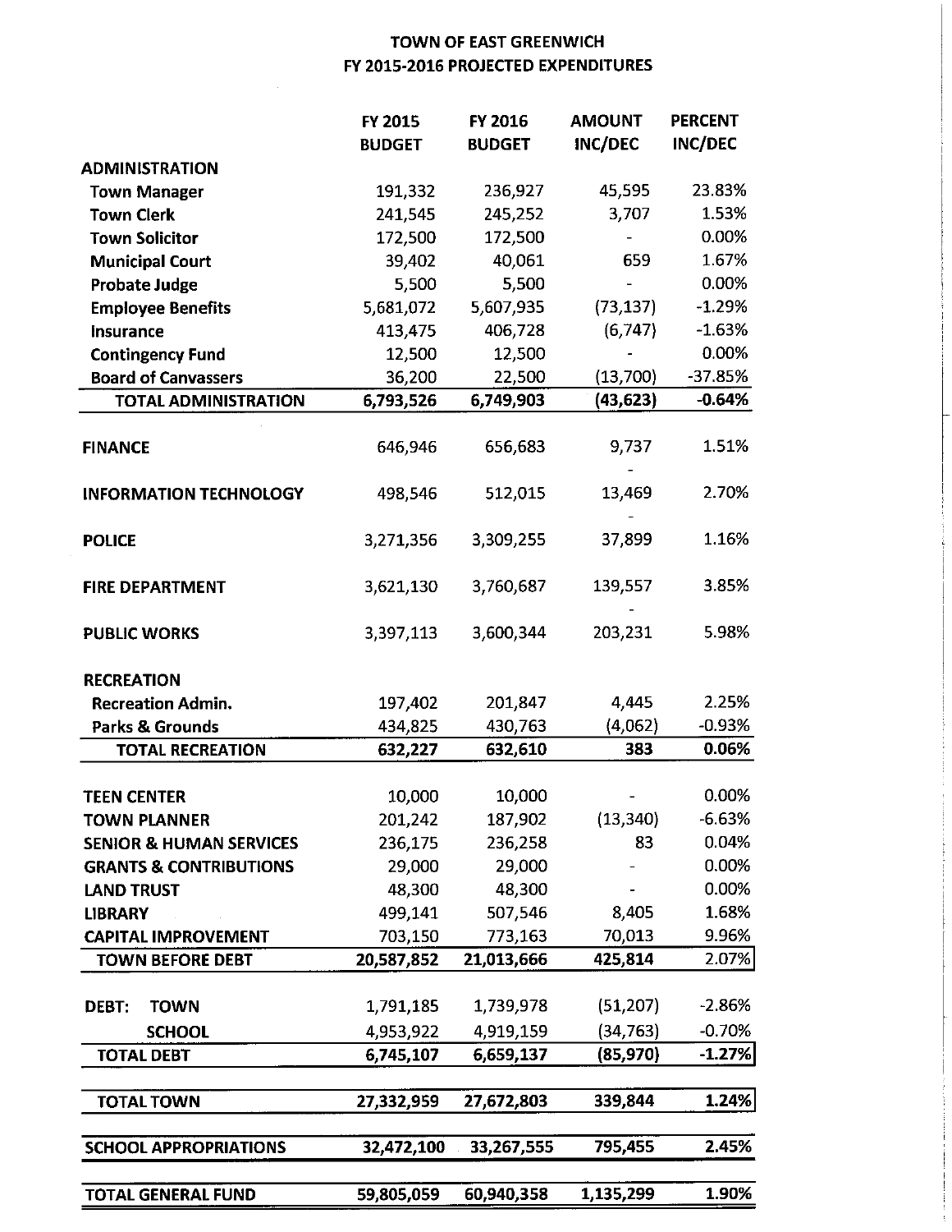# TOWN OF EAST GREENWICH
## FY 2015-2016 PROJECTED EXPENDITURES

| | FY 2015 BUDGET | FY 2016 BUDGET | AMOUNT INC/DEC | PERCENT INC/DEC |
|---|---|---|---|---|
| **ADMINISTRATION** | | | | |
| **Town Manager** | 191,332 | 236,927 | 45,595 | 23.83% |
| **Town Clerk** | 241,545 | 245,252 | 3,707 | 1.53% |
| **Town Solicitor** | 172,500 | 172,500 | - | 0.00% |
| **Municipal Court** | 39,402 | 40,061 | 659 | 1.67% |
| **Probate Judge** | 5,500 | 5,500 | - | 0.00% |
| **Employee Benefits** | 5,681,072 | 5,607,935 | (73,137) | -1.29% |
| **Insurance** | 413,475 | 406,728 | (6,747) | -1.63% |
| **Contingency Fund** | 12,500 | 12,500 | - | 0.00% |
| **Board of Canvassers** | 36,200 | 22,500 | (13,700) | -37.85% |
| **TOTAL ADMINISTRATION** | **6,793,526** | **6,749,903** | **(43,623)** | **-0.64%** |
| **FINANCE** | 646,946 | 656,683 | 9,737 | 1.51% |
| **INFORMATION TECHNOLOGY** | 498,546 | 512,015 | 13,469 | 2.70% |
| **POLICE** | 3,271,356 | 3,309,255 | 37,899 | 1.16% |
| **FIRE DEPARTMENT** | 3,621,130 | 3,760,687 | 139,557 | 3.85% |
| **PUBLIC WORKS** | 3,397,113 | 3,600,344 | 203,231 | 5.98% |
| **RECREATION** | | | | |
| **Recreation Admin.** | 197,402 | 201,847 | 4,445 | 2.25% |
| **Parks & Grounds** | 434,825 | 430,763 | (4,062) | -0.93% |
| **TOTAL RECREATION** | **632,227** | **632,610** | **383** | **0.06%** |
| **TEEN CENTER** | 10,000 | 10,000 | - | 0.00% |
| **TOWN PLANNER** | 201,242 | 187,902 | (13,340) | -6.63% |
| **SENIOR & HUMAN SERVICES** | 236,175 | 236,258 | 83 | 0.04% |
| **GRANTS & CONTRIBUTIONS** | 29,000 | 29,000 | - | 0.00% |
| **LAND TRUST** | 48,300 | 48,300 | - | 0.00% |
| **LIBRARY** | 499,141 | 507,546 | 8,405 | 1.68% |
| **CAPITAL IMPROVEMENT** | 703,150 | 773,163 | 70,013 | 9.96% |
| **TOWN BEFORE DEBT** | **20,587,852** | **21,013,666** | **425,814** | 2.07% |
| **DEBT: TOWN** | 1,791,185 | 1,739,978 | (51,207) | -2.86% |
| **SCHOOL** | 4,953,922 | 4,919,159 | (34,763) | -0.70% |
| **TOTAL DEBT** | **6,745,107** | **6,659,137** | **(85,970)** | **-1.27%** |
| **TOTAL TOWN** | **27,332,959** | **27,672,803** | **339,844** | **1.24%** |
| **SCHOOL APPROPRIATIONS** | **32,472,100** | **33,267,555** | **795,455** | **2.45%** |
| **TOTAL GENERAL FUND** | **59,805,059** | **60,940,358** | **1,135,299** | **1.90%** |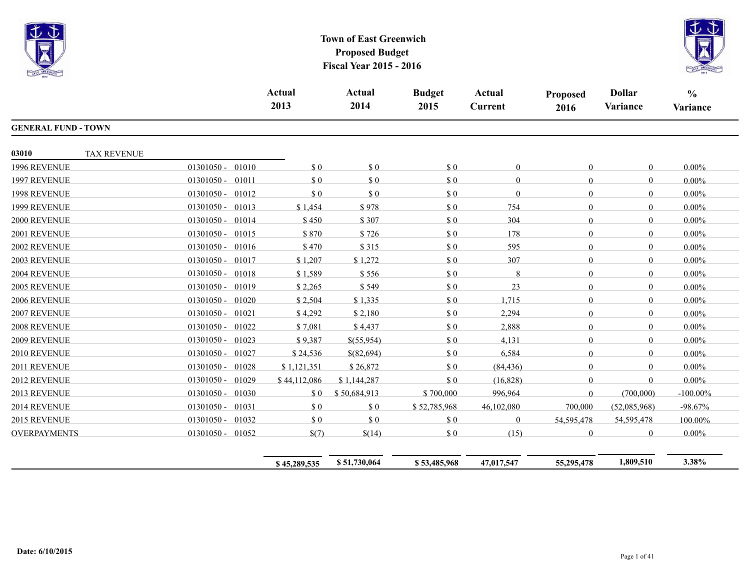# Town of East Greenwich
## Proposed Budget
## Fiscal Year 2015 - 2016

| | | Actual 2013 | Actual 2014 | Budget 2015 | Actual Current | Proposed 2016 | Dollar Variance | % Variance |
|---|---|---|---|---|---|---|---|---|
| **GENERAL FUND - TOWN** | | | | | | | | |
| **03010** TAX REVENUE | | | | | | | | |
| 1996 REVENUE | 01301050 - 01010 | $ 0 | $ 0 | $ 0 | 0 | 0 | 0 | 0.00% |
| 1997 REVENUE | 01301050 - 01011 | $ 0 | $ 0 | $ 0 | 0 | 0 | 0 | 0.00% |
| 1998 REVENUE | 01301050 - 01012 | $ 0 | $ 0 | $ 0 | 0 | 0 | 0 | 0.00% |
| 1999 REVENUE | 01301050 - 01013 | $ 1,454 | $ 978 | $ 0 | 754 | 0 | 0 | 0.00% |
| 2000 REVENUE | 01301050 - 01014 | $ 450 | $ 307 | $ 0 | 304 | 0 | 0 | 0.00% |
| 2001 REVENUE | 01301050 - 01015 | $ 870 | $ 726 | $ 0 | 178 | 0 | 0 | 0.00% |
| 2002 REVENUE | 01301050 - 01016 | $ 470 | $ 315 | $ 0 | 595 | 0 | 0 | 0.00% |
| 2003 REVENUE | 01301050 - 01017 | $ 1,207 | $ 1,272 | $ 0 | 307 | 0 | 0 | 0.00% |
| 2004 REVENUE | 01301050 - 01018 | $ 1,589 | $ 556 | $ 0 | 8 | 0 | 0 | 0.00% |
| 2005 REVENUE | 01301050 - 01019 | $ 2,265 | $ 549 | $ 0 | 23 | 0 | 0 | 0.00% |
| 2006 REVENUE | 01301050 - 01020 | $ 2,504 | $ 1,335 | $ 0 | 1,715 | 0 | 0 | 0.00% |
| 2007 REVENUE | 01301050 - 01021 | $ 4,292 | $ 2,180 | $ 0 | 2,294 | 0 | 0 | 0.00% |
| 2008 REVENUE | 01301050 - 01022 | $ 7,081 | $ 4,437 | $ 0 | 2,888 | 0 | 0 | 0.00% |
| 2009 REVENUE | 01301050 - 01023 | $ 9,387 | $(55,954) | $ 0 | 4,131 | 0 | 0 | 0.00% |
| 2010 REVENUE | 01301050 - 01027 | $ 24,536 | $(82,694) | $ 0 | 6,584 | 0 | 0 | 0.00% |
| 2011 REVENUE | 01301050 - 01028 | $ 1,121,351 | $ 26,872 | $ 0 | (84,436) | 0 | 0 | 0.00% |
| 2012 REVENUE | 01301050 - 01029 | $ 44,112,086 | $ 1,144,287 | $ 0 | (16,828) | 0 | 0 | 0.00% |
| 2013 REVENUE | 01301050 - 01030 | $ 0 | $ 50,684,913 | $ 700,000 | 996,964 | 0 | (700,000) | -100.00% |
| 2014 REVENUE | 01301050 - 01031 | $ 0 | $ 0 | $ 52,785,968 | 46,102,080 | 700,000 | (52,085,968) | -98.67% |
| 2015 REVENUE | 01301050 - 01032 | $ 0 | $ 0 | $ 0 | 0 | 54,595,478 | 54,595,478 | 100.00% |
| OVERPAYMENTS | 01301050 - 01052 | $(7) | $(14) | $ 0 | (15) | 0 | 0 | 0.00% |
| | | **$ 45,289,535** | **$ 51,730,064** | **$ 53,485,968** | **47,017,547** | **55,295,478** | **1,809,510** | **3.38%** |

**Date: 6/10/2015**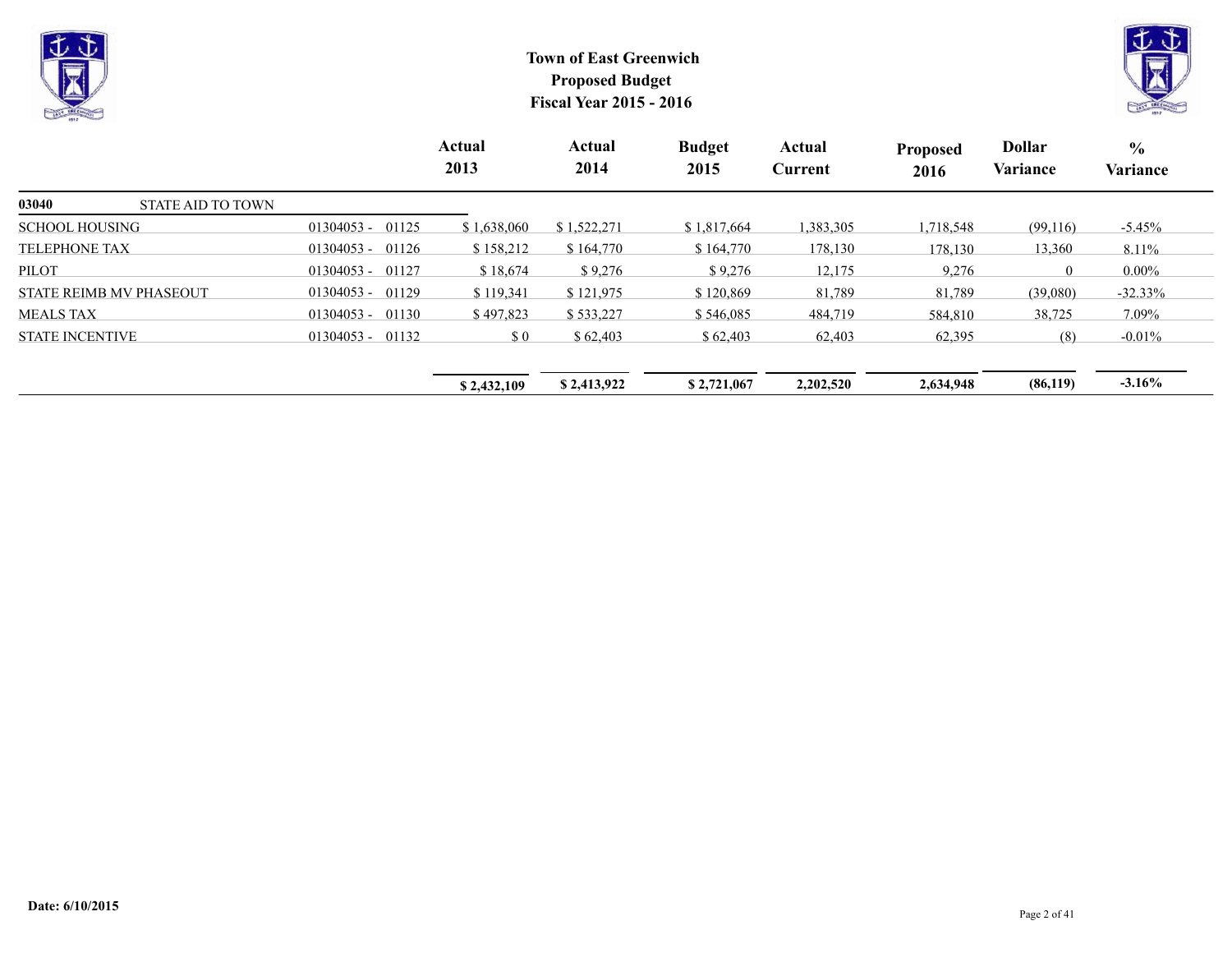# Town of East Greenwich

## Proposed Budget

## Fiscal Year 2015 - 2016

| | | Actual 2013 | Actual 2014 | Budget 2015 | Actual Current | Proposed 2016 | Dollar Variance | % Variance |
|---|---|---|---|---|---|---|---|---|
| **03040** STATE AID TO TOWN | | | | | | | | |
| SCHOOL HOUSING | 01304053 - 01125 | $ 1,638,060 | $ 1,522,271 | $ 1,817,664 | 1,383,305 | 1,718,548 | (99,116) | -5.45% |
| TELEPHONE TAX | 01304053 - 01126 | $ 158,212 | $ 164,770 | $ 164,770 | 178,130 | 178,130 | 13,360 | 8.11% |
| PILOT | 01304053 - 01127 | $ 18,674 | $ 9,276 | $ 9,276 | 12,175 | 9,276 | 0 | 0.00% |
| STATE REIMB MV PHASEOUT | 01304053 - 01129 | $ 119,341 | $ 121,975 | $ 120,869 | 81,789 | 81,789 | (39,080) | -32.33% |
| MEALS TAX | 01304053 - 01130 | $ 497,823 | $ 533,227 | $ 546,085 | 484,719 | 584,810 | 38,725 | 7.09% |
| STATE INCENTIVE | 01304053 - 01132 | $ 0 | $ 62,403 | $ 62,403 | 62,403 | 62,395 | (8) | -0.01% |
| | | **$ 2,432,109** | **$ 2,413,922** | **$ 2,721,067** | **2,202,520** | **2,634,948** | **(86,119)** | **-3.16%** |

**Date: 6/10/2015**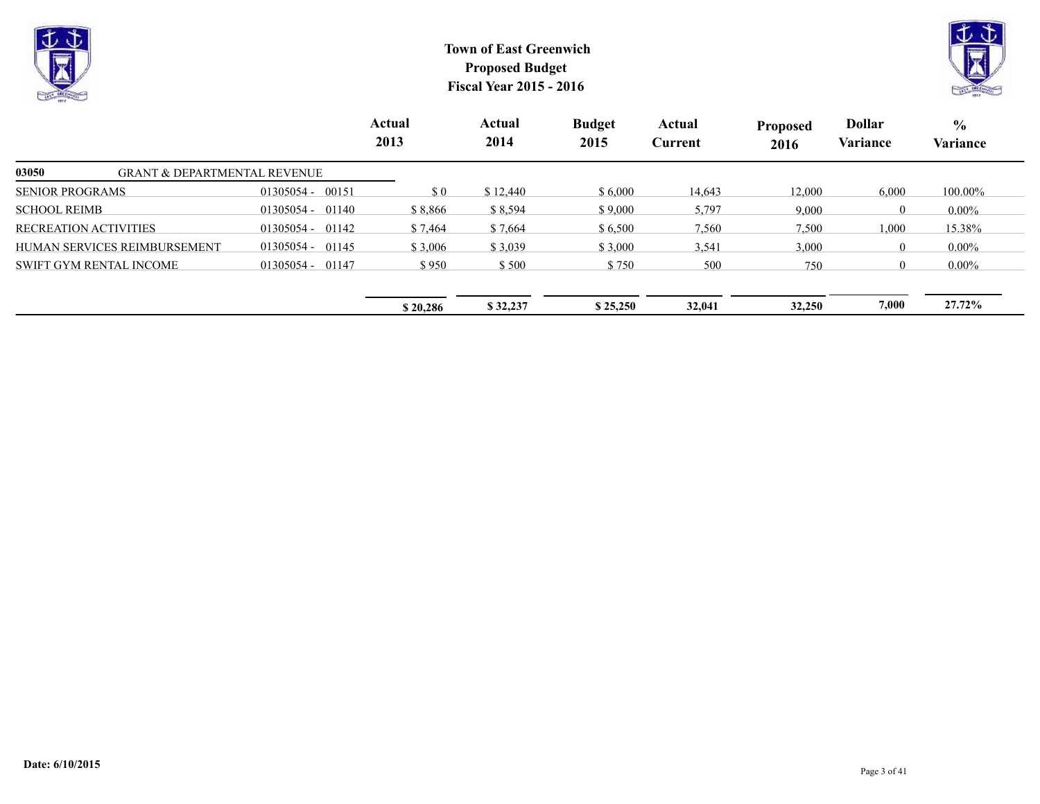# Town of East Greenwich
## Proposed Budget
## Fiscal Year 2015 - 2016

| | | Actual 2013 | Actual 2014 | Budget 2015 | Actual Current | Proposed 2016 | Dollar Variance | % Variance |
|---|---|---|---|---|---|---|---|---|
| **03050** GRANT & DEPARTMENTAL REVENUE | | | | | | | | |
| SENIOR PROGRAMS | 01305054 - 00151 | $ 0 | $ 12,440 | $ 6,000 | 14,643 | 12,000 | 6,000 | 100.00% |
| SCHOOL REIMB | 01305054 - 01140 | $ 8,866 | $ 8,594 | $ 9,000 | 5,797 | 9,000 | 0 | 0.00% |
| RECREATION ACTIVITIES | 01305054 - 01142 | $ 7,464 | $ 7,664 | $ 6,500 | 7,560 | 7,500 | 1,000 | 15.38% |
| HUMAN SERVICES REIMBURSEMENT | 01305054 - 01145 | $ 3,006 | $ 3,039 | $ 3,000 | 3,541 | 3,000 | 0 | 0.00% |
| SWIFT GYM RENTAL INCOME | 01305054 - 01147 | $ 950 | $ 500 | $ 750 | 500 | 750 | 0 | 0.00% |
| | | **$ 20,286** | **$ 32,237** | **$ 25,250** | **32,041** | **32,250** | **7,000** | **27.72%** |

**Date: 6/10/2015**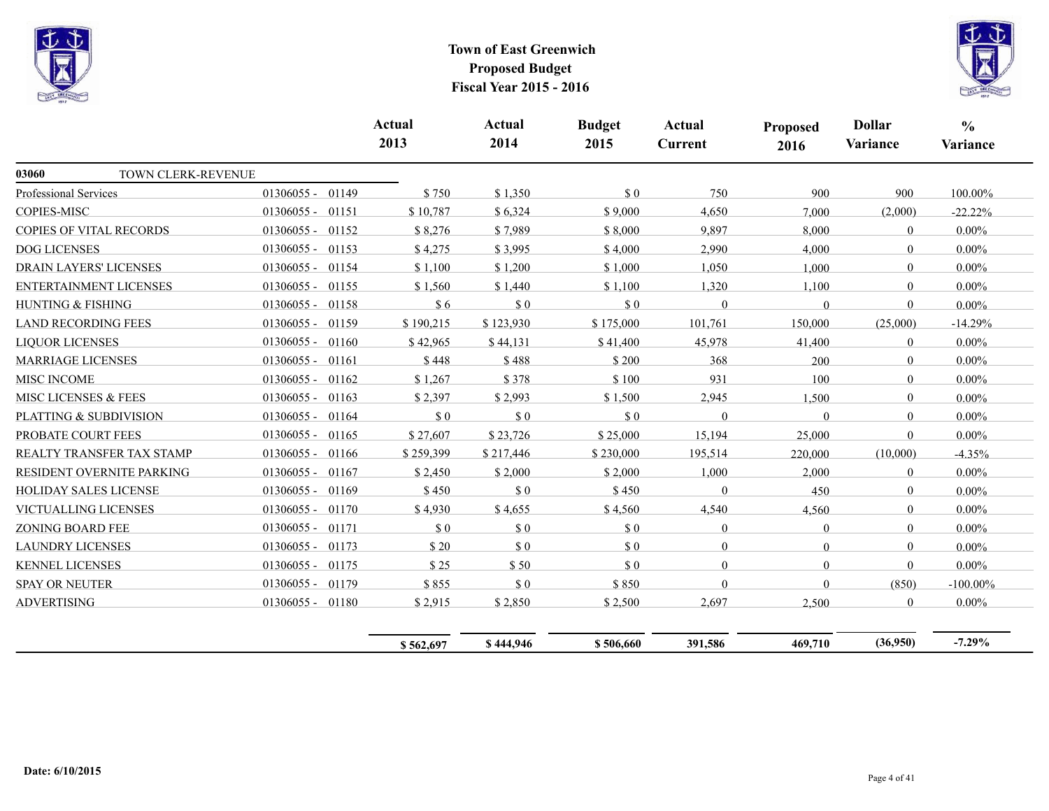# Town of East Greenwich
## Proposed Budget
## Fiscal Year 2015 - 2016

| | | | Actual 2013 | Actual 2014 | Budget 2015 | Actual Current | Proposed 2016 | Dollar Variance | % Variance |
|---|---|---|---|---|---|---|---|---|---|
| **03060** TOWN CLERK-REVENUE | | | | | | | | | |
| Professional Services | 01306055 - | 01149 | $ 750 | $ 1,350 | $ 0 | 750 | 900 | 900 | 100.00% |
| COPIES-MISC | 01306055 - | 01151 | $ 10,787 | $ 6,324 | $ 9,000 | 4,650 | 7,000 | (2,000) | -22.22% |
| COPIES OF VITAL RECORDS | 01306055 - | 01152 | $ 8,276 | $ 7,989 | $ 8,000 | 9,897 | 8,000 | 0 | 0.00% |
| DOG LICENSES | 01306055 - | 01153 | $ 4,275 | $ 3,995 | $ 4,000 | 2,990 | 4,000 | 0 | 0.00% |
| DRAIN LAYERS' LICENSES | 01306055 - | 01154 | $ 1,100 | $ 1,200 | $ 1,000 | 1,050 | 1,000 | 0 | 0.00% |
| ENTERTAINMENT LICENSES | 01306055 - | 01155 | $ 1,560 | $ 1,440 | $ 1,100 | 1,320 | 1,100 | 0 | 0.00% |
| HUNTING & FISHING | 01306055 - | 01158 | $ 6 | $ 0 | $ 0 | 0 | 0 | 0 | 0.00% |
| LAND RECORDING FEES | 01306055 - | 01159 | $ 190,215 | $ 123,930 | $ 175,000 | 101,761 | 150,000 | (25,000) | -14.29% |
| LIQUOR LICENSES | 01306055 - | 01160 | $ 42,965 | $ 44,131 | $ 41,400 | 45,978 | 41,400 | 0 | 0.00% |
| MARRIAGE LICENSES | 01306055 - | 01161 | $ 448 | $ 488 | $ 200 | 368 | 200 | 0 | 0.00% |
| MISC INCOME | 01306055 - | 01162 | $ 1,267 | $ 378 | $ 100 | 931 | 100 | 0 | 0.00% |
| MISC LICENSES & FEES | 01306055 - | 01163 | $ 2,397 | $ 2,993 | $ 1,500 | 2,945 | 1,500 | 0 | 0.00% |
| PLATTING & SUBDIVISION | 01306055 - | 01164 | $ 0 | $ 0 | $ 0 | 0 | 0 | 0 | 0.00% |
| PROBATE COURT FEES | 01306055 - | 01165 | $ 27,607 | $ 23,726 | $ 25,000 | 15,194 | 25,000 | 0 | 0.00% |
| REALTY TRANSFER TAX STAMP | 01306055 - | 01166 | $ 259,399 | $ 217,446 | $ 230,000 | 195,514 | 220,000 | (10,000) | -4.35% |
| RESIDENT OVERNITE PARKING | 01306055 - | 01167 | $ 2,450 | $ 2,000 | $ 2,000 | 1,000 | 2,000 | 0 | 0.00% |
| HOLIDAY SALES LICENSE | 01306055 - | 01169 | $ 450 | $ 0 | $ 450 | 0 | 450 | 0 | 0.00% |
| VICTUALLING LICENSES | 01306055 - | 01170 | $ 4,930 | $ 4,655 | $ 4,560 | 4,540 | 4,560 | 0 | 0.00% |
| ZONING BOARD FEE | 01306055 - | 01171 | $ 0 | $ 0 | $ 0 | 0 | 0 | 0 | 0.00% |
| LAUNDRY LICENSES | 01306055 - | 01173 | $ 20 | $ 0 | $ 0 | 0 | 0 | 0 | 0.00% |
| KENNEL LICENSES | 01306055 - | 01175 | $ 25 | $ 50 | $ 0 | 0 | 0 | 0 | 0.00% |
| SPAY OR NEUTER | 01306055 - | 01179 | $ 855 | $ 0 | $ 850 | 0 | 0 | (850) | -100.00% |
| ADVERTISING | 01306055 - | 01180 | $ 2,915 | $ 2,850 | $ 2,500 | 2,697 | 2,500 | 0 | 0.00% |
| | | | **$ 562,697** | **$ 444,946** | **$ 506,660** | **391,586** | **469,710** | **(36,950)** | **-7.29%** |

**Date: 6/10/2015**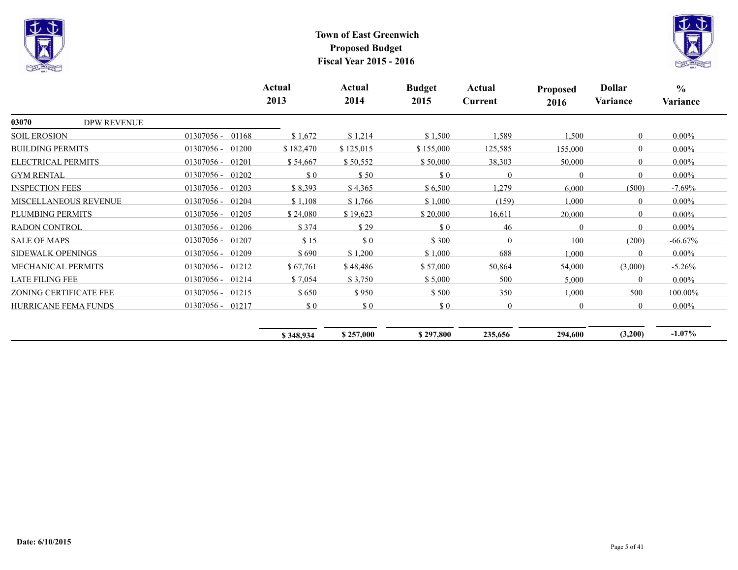# Town of East Greenwich
## Proposed Budget
## Fiscal Year 2015 - 2016

| | | Actual 2013 | Actual 2014 | Budget 2015 | Actual Current | Proposed 2016 | Dollar Variance | % Variance |
|---|---|---|---|---|---|---|---|---|
| **03070** DPW REVENUE | | | | | | | | |
| SOIL EROSION | 01307056 - 01168 | $ 1,672 | $ 1,214 | $ 1,500 | 1,589 | 1,500 | 0 | 0.00% |
| BUILDING PERMITS | 01307056 - 01200 | $ 182,470 | $ 125,015 | $ 155,000 | 125,585 | 155,000 | 0 | 0.00% |
| ELECTRICAL PERMITS | 01307056 - 01201 | $ 54,667 | $ 50,552 | $ 50,000 | 38,303 | 50,000 | 0 | 0.00% |
| GYM RENTAL | 01307056 - 01202 | $ 0 | $ 50 | $ 0 | 0 | 0 | 0 | 0.00% |
| INSPECTION FEES | 01307056 - 01203 | $ 8,393 | $ 4,365 | $ 6,500 | 1,279 | 6,000 | (500) | -7.69% |
| MISCELLANEOUS REVENUE | 01307056 - 01204 | $ 1,108 | $ 1,766 | $ 1,000 | (159) | 1,000 | 0 | 0.00% |
| PLUMBING PERMITS | 01307056 - 01205 | $ 24,080 | $ 19,623 | $ 20,000 | 16,611 | 20,000 | 0 | 0.00% |
| RADON CONTROL | 01307056 - 01206 | $ 374 | $ 29 | $ 0 | 46 | 0 | 0 | 0.00% |
| SALE OF MAPS | 01307056 - 01207 | $ 15 | $ 0 | $ 300 | 0 | 100 | (200) | -66.67% |
| SIDEWALK OPENINGS | 01307056 - 01209 | $ 690 | $ 1,200 | $ 1,000 | 688 | 1,000 | 0 | 0.00% |
| MECHANICAL PERMITS | 01307056 - 01212 | $ 67,761 | $ 48,486 | $ 57,000 | 50,864 | 54,000 | (3,000) | -5.26% |
| LATE FILING FEE | 01307056 - 01214 | $ 7,054 | $ 3,750 | $ 5,000 | 500 | 5,000 | 0 | 0.00% |
| ZONING CERTIFICATE FEE | 01307056 - 01215 | $ 650 | $ 950 | $ 500 | 350 | 1,000 | 500 | 100.00% |
| HURRICANE FEMA FUNDS | 01307056 - 01217 | $ 0 | $ 0 | $ 0 | 0 | 0 | 0 | 0.00% |
| | | **$ 348,934** | **$ 257,000** | **$ 297,800** | **235,656** | **294,600** | **(3,200)** | **-1.07%** |

**Date: 6/10/2015**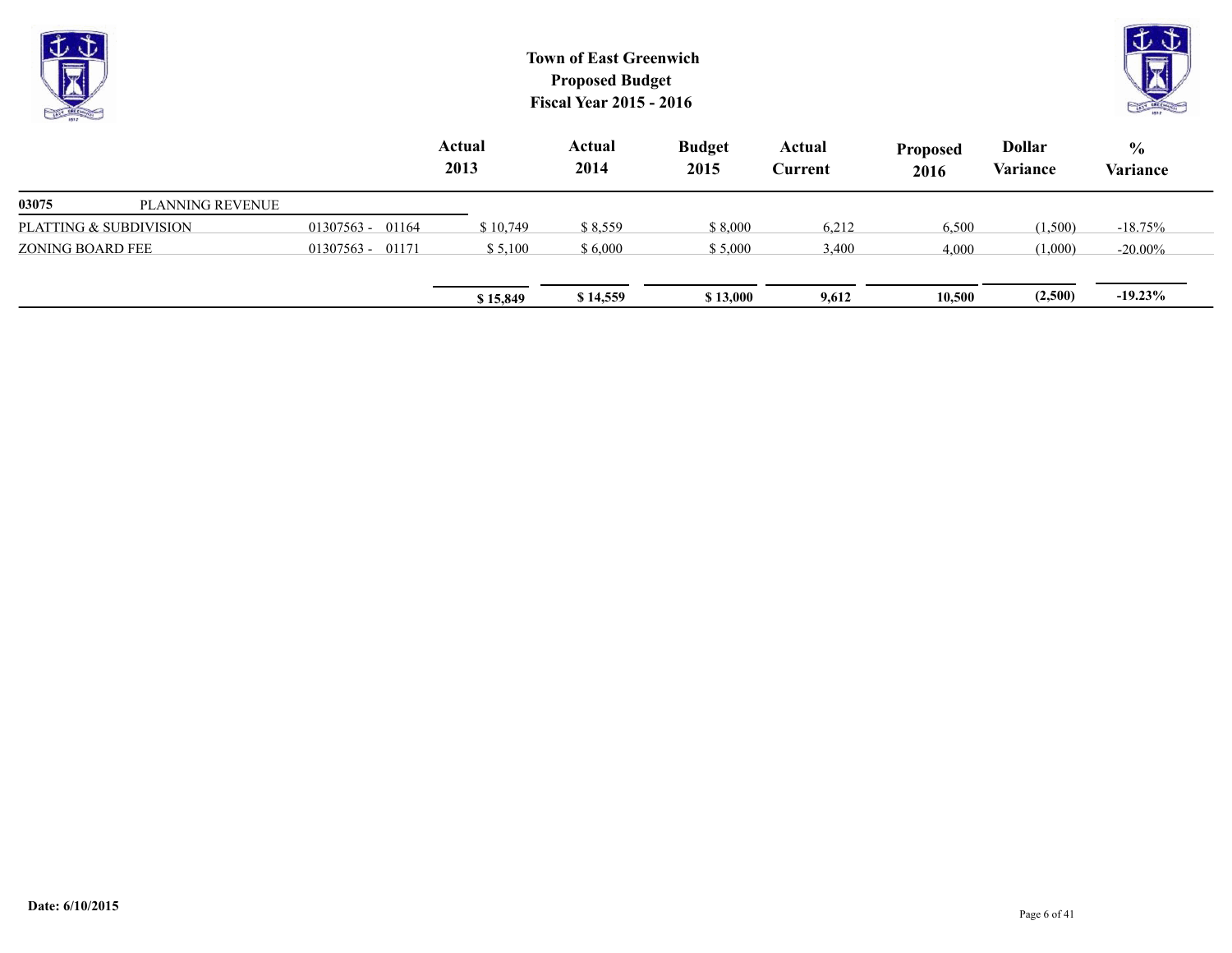# Town of East Greenwich
## Proposed Budget
## Fiscal Year 2015 - 2016

| | | Actual 2013 | Actual 2014 | Budget 2015 | Actual Current | Proposed 2016 | Dollar Variance | % Variance |
|---|---|---|---|---|---|---|---|---|
| **03075** PLANNING REVENUE | | | | | | | | |
| PLATTING & SUBDIVISION | 01307563 - 01164 | $ 10,749 | $ 8,559 | $ 8,000 | 6,212 | 6,500 | (1,500) | -18.75% |
| ZONING BOARD FEE | 01307563 - 01171 | $ 5,100 | $ 6,000 | $ 5,000 | 3,400 | 4,000 | (1,000) | -20.00% |
| | | **$ 15,849** | **$ 14,559** | **$ 13,000** | **9,612** | **10,500** | **(2,500)** | **-19.23%** |

**Date: 6/10/2015**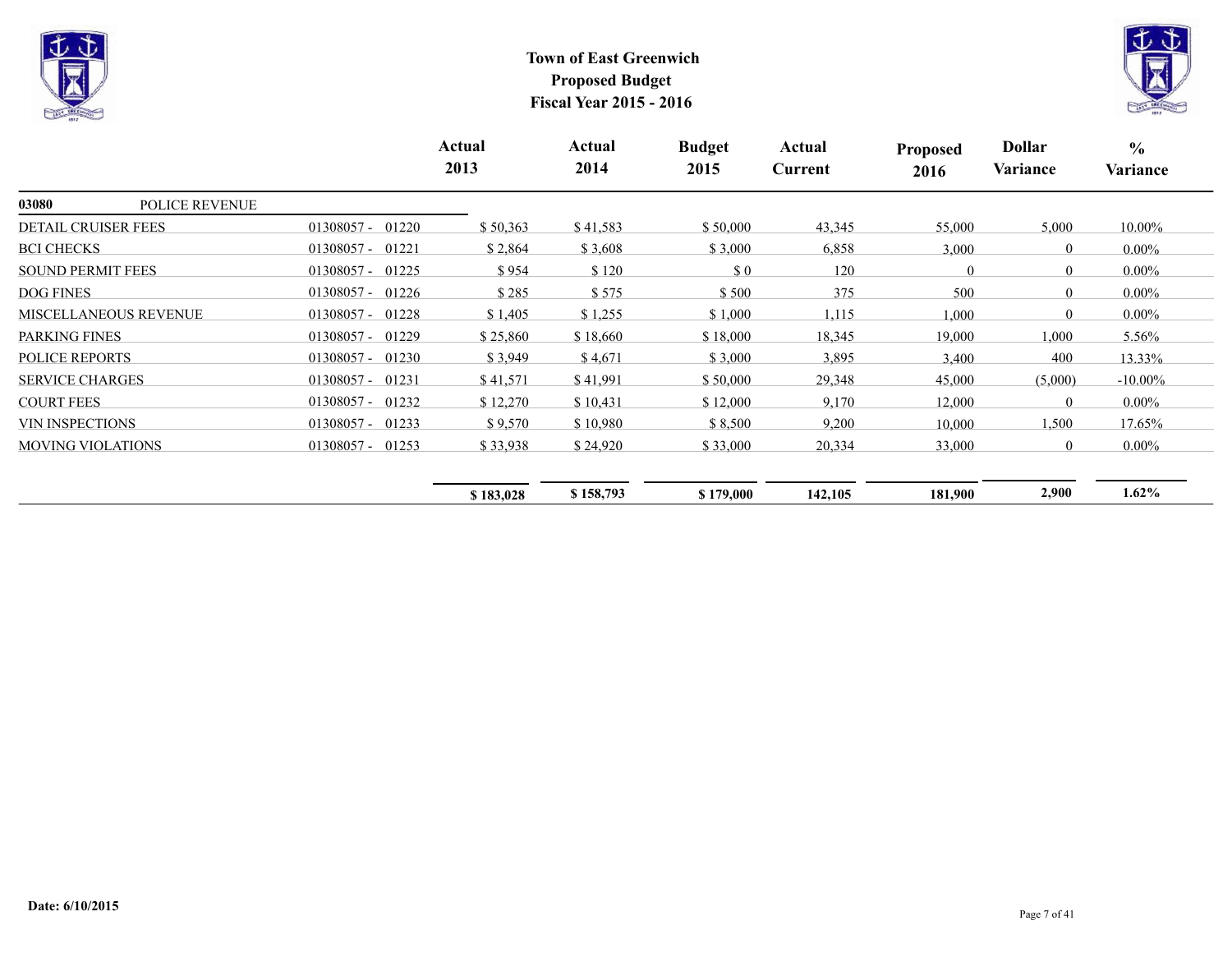# Town of East Greenwich
## Proposed Budget
## Fiscal Year 2015 - 2016

| | | Actual 2013 | Actual 2014 | Budget 2015 | Actual Current | Proposed 2016 | Dollar Variance | % Variance |
|---|---|---|---|---|---|---|---|---|
| **03080** POLICE REVENUE | | | | | | | | |
| DETAIL CRUISER FEES | 01308057 - 01220 | $ 50,363 | $ 41,583 | $ 50,000 | 43,345 | 55,000 | 5,000 | 10.00% |
| BCI CHECKS | 01308057 - 01221 | $ 2,864 | $ 3,608 | $ 3,000 | 6,858 | 3,000 | 0 | 0.00% |
| SOUND PERMIT FEES | 01308057 - 01225 | $ 954 | $ 120 | $ 0 | 120 | 0 | 0 | 0.00% |
| DOG FINES | 01308057 - 01226 | $ 285 | $ 575 | $ 500 | 375 | 500 | 0 | 0.00% |
| MISCELLANEOUS REVENUE | 01308057 - 01228 | $ 1,405 | $ 1,255 | $ 1,000 | 1,115 | 1,000 | 0 | 0.00% |
| PARKING FINES | 01308057 - 01229 | $ 25,860 | $ 18,660 | $ 18,000 | 18,345 | 19,000 | 1,000 | 5.56% |
| POLICE REPORTS | 01308057 - 01230 | $ 3,949 | $ 4,671 | $ 3,000 | 3,895 | 3,400 | 400 | 13.33% |
| SERVICE CHARGES | 01308057 - 01231 | $ 41,571 | $ 41,991 | $ 50,000 | 29,348 | 45,000 | (5,000) | -10.00% |
| COURT FEES | 01308057 - 01232 | $ 12,270 | $ 10,431 | $ 12,000 | 9,170 | 12,000 | 0 | 0.00% |
| VIN INSPECTIONS | 01308057 - 01233 | $ 9,570 | $ 10,980 | $ 8,500 | 9,200 | 10,000 | 1,500 | 17.65% |
| MOVING VIOLATIONS | 01308057 - 01253 | $ 33,938 | $ 24,920 | $ 33,000 | 20,334 | 33,000 | 0 | 0.00% |
| | | **$ 183,028** | **$ 158,793** | **$ 179,000** | **142,105** | **181,900** | **2,900** | **1.62%** |

**Date: 6/10/2015**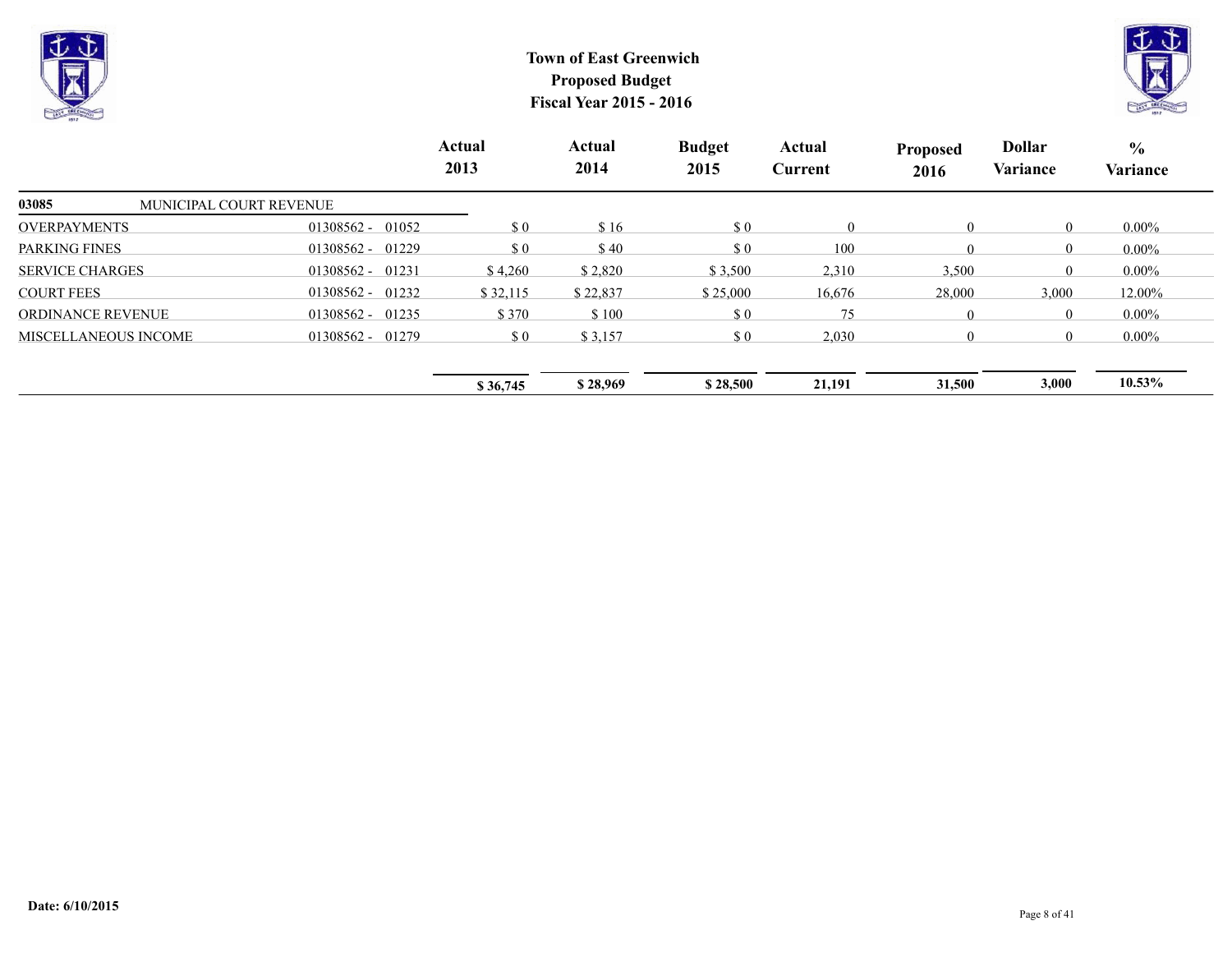**Town of East Greenwich**
**Proposed Budget**
**Fiscal Year 2015 - 2016**

| | | Actual 2013 | Actual 2014 | Budget 2015 | Actual Current | Proposed 2016 | Dollar Variance | % Variance |
|---|---|---|---|---|---|---|---|---|
| **03085** MUNICIPAL COURT REVENUE | | | | | | | | |
| OVERPAYMENTS | 01308562 - 01052 | $ 0 | $ 16 | $ 0 | 0 | 0 | 0 | 0.00% |
| PARKING FINES | 01308562 - 01229 | $ 0 | $ 40 | $ 0 | 100 | 0 | 0 | 0.00% |
| SERVICE CHARGES | 01308562 - 01231 | $ 4,260 | $ 2,820 | $ 3,500 | 2,310 | 3,500 | 0 | 0.00% |
| COURT FEES | 01308562 - 01232 | $ 32,115 | $ 22,837 | $ 25,000 | 16,676 | 28,000 | 3,000 | 12.00% |
| ORDINANCE REVENUE | 01308562 - 01235 | $ 370 | $ 100 | $ 0 | 75 | 0 | 0 | 0.00% |
| MISCELLANEOUS INCOME | 01308562 - 01279 | $ 0 | $ 3,157 | $ 0 | 2,030 | 0 | 0 | 0.00% |
| | | **$ 36,745** | **$ 28,969** | **$ 28,500** | **21,191** | **31,500** | **3,000** | **10.53%** |

**Date: 6/10/2015**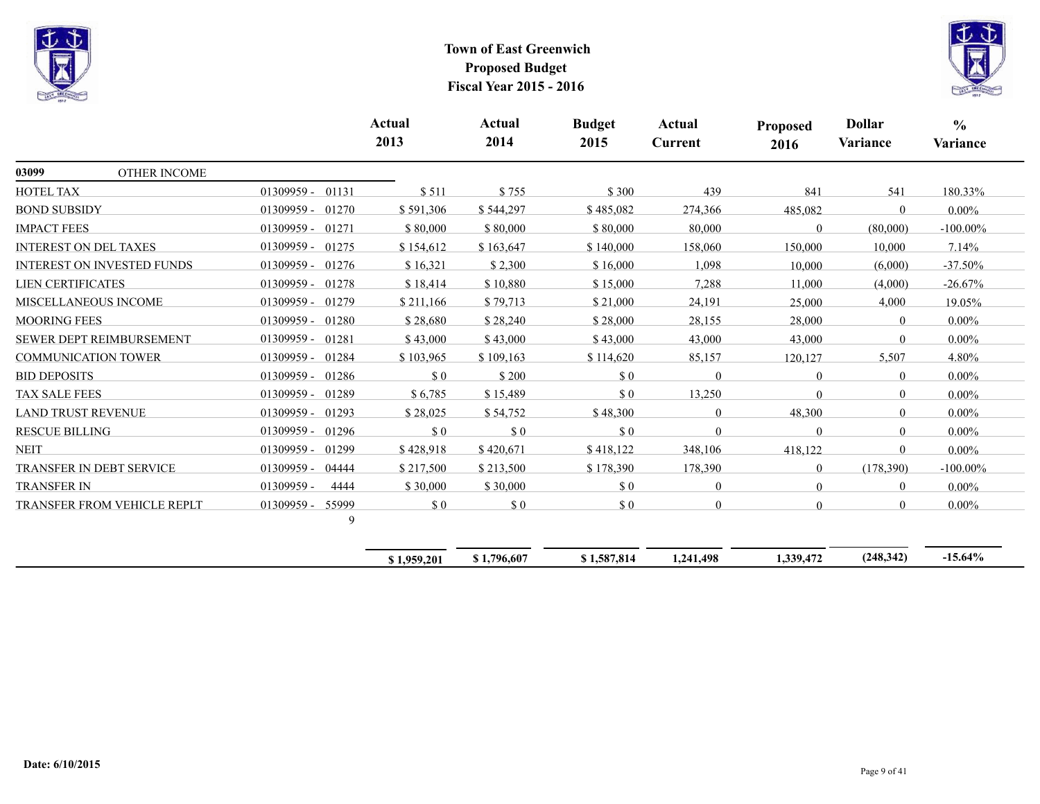# Town of East Greenwich
## Proposed Budget
## Fiscal Year 2015 - 2016

| | | Actual 2013 | Actual 2014 | Budget 2015 | Actual Current | Proposed 2016 | Dollar Variance | % Variance |
|---|---|---|---|---|---|---|---|---|
| **03099** OTHER INCOME | | | | | | | | |
| HOTEL TAX | 01309959 - 01131 | $ 511 | $ 755 | $ 300 | 439 | 841 | 541 | 180.33% |
| BOND SUBSIDY | 01309959 - 01270 | $ 591,306 | $ 544,297 | $ 485,082 | 274,366 | 485,082 | 0 | 0.00% |
| IMPACT FEES | 01309959 - 01271 | $ 80,000 | $ 80,000 | $ 80,000 | 80,000 | 0 | (80,000) | -100.00% |
| INTEREST ON DEL TAXES | 01309959 - 01275 | $ 154,612 | $ 163,647 | $ 140,000 | 158,060 | 150,000 | 10,000 | 7.14% |
| INTEREST ON INVESTED FUNDS | 01309959 - 01276 | $ 16,321 | $ 2,300 | $ 16,000 | 1,098 | 10,000 | (6,000) | -37.50% |
| LIEN CERTIFICATES | 01309959 - 01278 | $ 18,414 | $ 10,880 | $ 15,000 | 7,288 | 11,000 | (4,000) | -26.67% |
| MISCELLANEOUS INCOME | 01309959 - 01279 | $ 211,166 | $ 79,713 | $ 21,000 | 24,191 | 25,000 | 4,000 | 19.05% |
| MOORING FEES | 01309959 - 01280 | $ 28,680 | $ 28,240 | $ 28,000 | 28,155 | 28,000 | 0 | 0.00% |
| SEWER DEPT REIMBURSEMENT | 01309959 - 01281 | $ 43,000 | $ 43,000 | $ 43,000 | 43,000 | 43,000 | 0 | 0.00% |
| COMMUNICATION TOWER | 01309959 - 01284 | $ 103,965 | $ 109,163 | $ 114,620 | 85,157 | 120,127 | 5,507 | 4.80% |
| BID DEPOSITS | 01309959 - 01286 | $ 0 | $ 200 | $ 0 | 0 | 0 | 0 | 0.00% |
| TAX SALE FEES | 01309959 - 01289 | $ 6,785 | $ 15,489 | $ 0 | 13,250 | 0 | 0 | 0.00% |
| LAND TRUST REVENUE | 01309959 - 01293 | $ 28,025 | $ 54,752 | $ 48,300 | 0 | 48,300 | 0 | 0.00% |
| RESCUE BILLING | 01309959 - 01296 | $ 0 | $ 0 | $ 0 | 0 | 0 | 0 | 0.00% |
| NEIT | 01309959 - 01299 | $ 428,918 | $ 420,671 | $ 418,122 | 348,106 | 418,122 | 0 | 0.00% |
| TRANSFER IN DEBT SERVICE | 01309959 - 04444 | $ 217,500 | $ 213,500 | $ 178,390 | 178,390 | 0 | (178,390) | -100.00% |
| TRANSFER IN | 01309959 - 4444 | $ 30,000 | $ 30,000 | $ 0 | 0 | 0 | 0 | 0.00% |
| TRANSFER FROM VEHICLE REPLT | 01309959 - 559999 | $ 0 | $ 0 | $ 0 | 0 | 0 | 0 | 0.00% |
| | | **$ 1,959,201** | **$ 1,796,607** | **$ 1,587,814** | **1,241,498** | **1,339,472** | **(248,342)** | **-15.64%** |

**Date: 6/10/2015**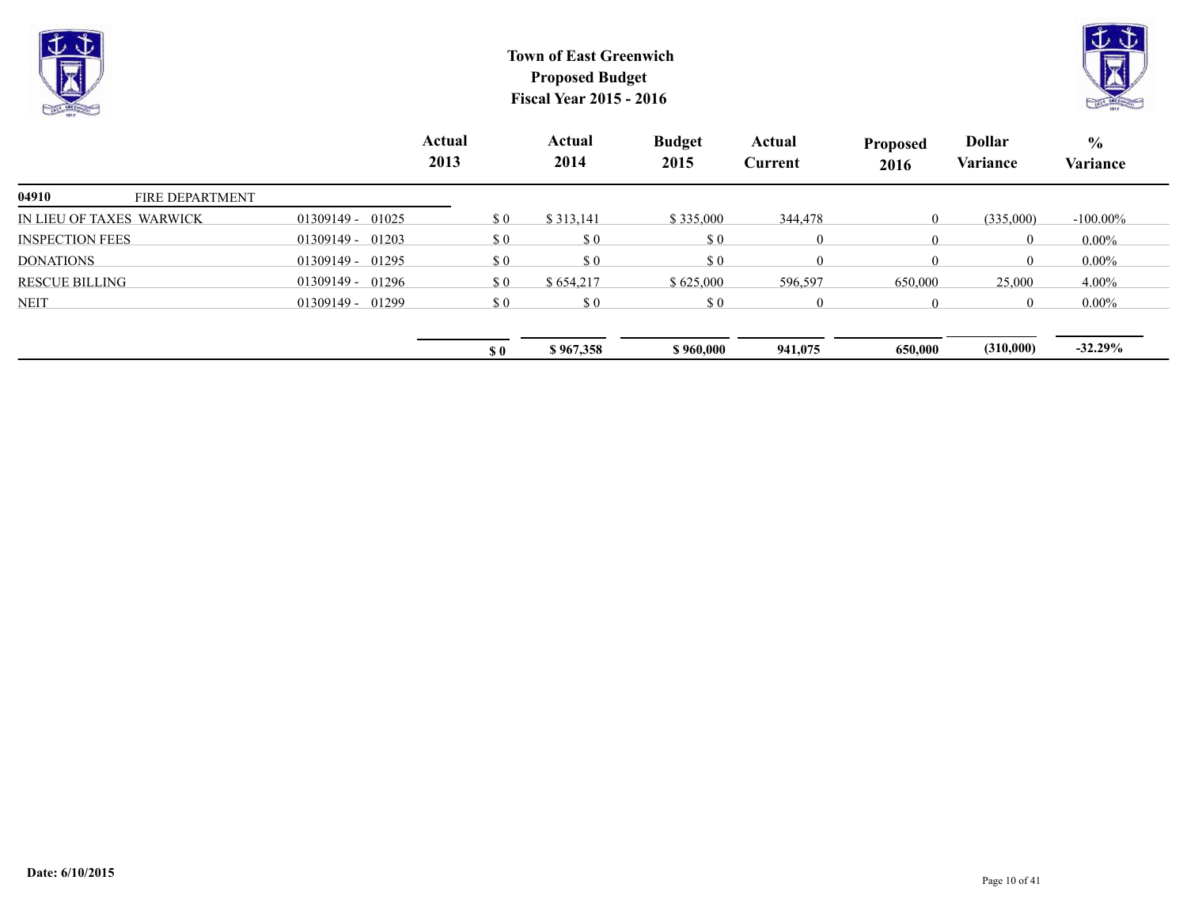# Town of East Greenwich
## Proposed Budget
## Fiscal Year 2015 - 2016

| | | Actual 2013 | Actual 2014 | Budget 2015 | Actual Current | Proposed 2016 | Dollar Variance | % Variance |
|---|---|---|---|---|---|---|---|---|
| **04910** FIRE DEPARTMENT | | | | | | | | |
| IN LIEU OF TAXES WARWICK | 01309149 - 01025 | $ 0 | $ 313,141 | $ 335,000 | 344,478 | 0 | (335,000) | -100.00% |
| INSPECTION FEES | 01309149 - 01203 | $ 0 | $ 0 | $ 0 | 0 | 0 | 0 | 0.00% |
| DONATIONS | 01309149 - 01295 | $ 0 | $ 0 | $ 0 | 0 | 0 | 0 | 0.00% |
| RESCUE BILLING | 01309149 - 01296 | $ 0 | $ 654,217 | $ 625,000 | 596,597 | 650,000 | 25,000 | 4.00% |
| NEIT | 01309149 - 01299 | $ 0 | $ 0 | $ 0 | 0 | 0 | 0 | 0.00% |
| | | **$ 0** | **$ 967,358** | **$ 960,000** | **941,075** | **650,000** | **(310,000)** | **-32.29%** |

**Date: 6/10/2015**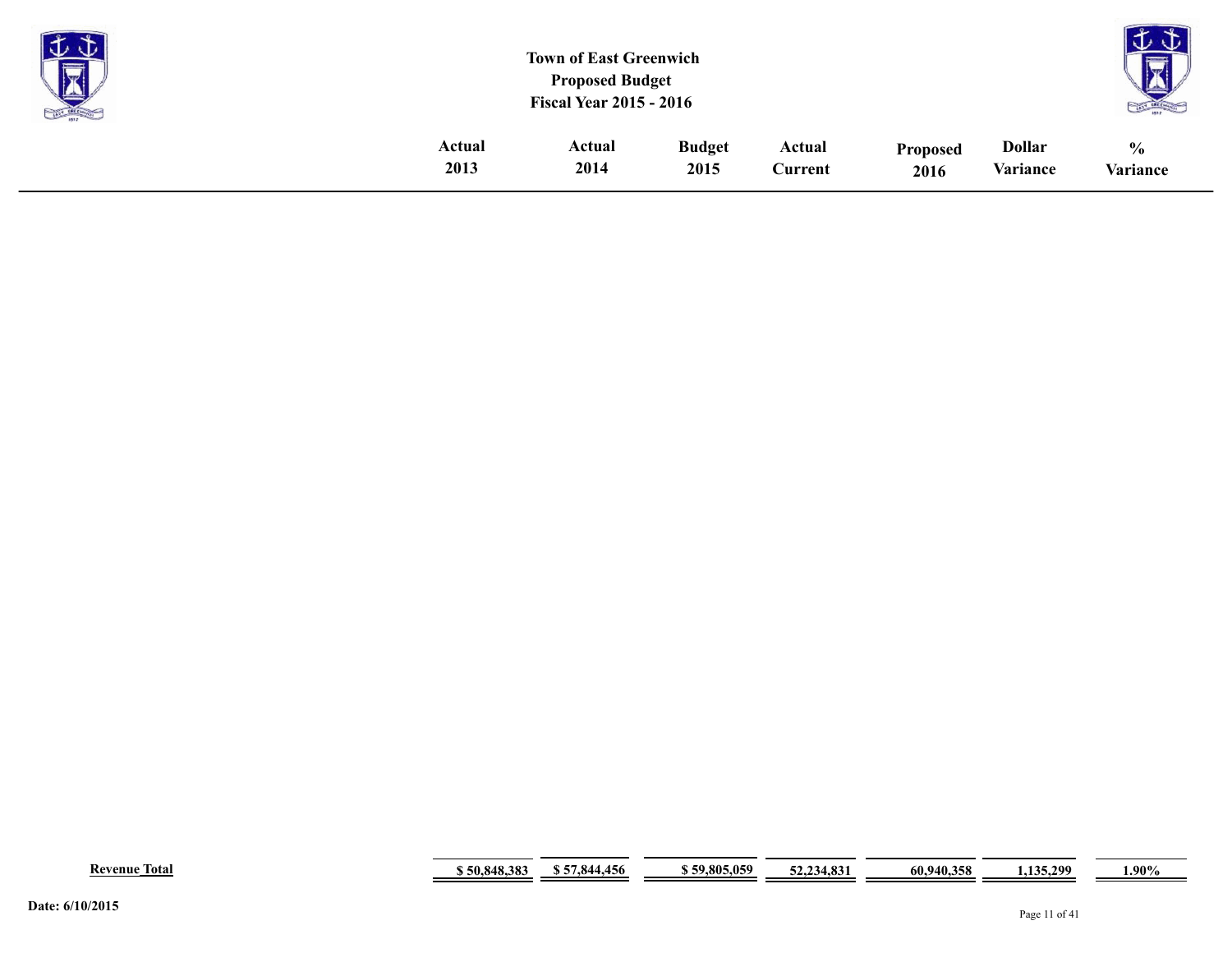# Town of East Greenwich
## Proposed Budget
## Fiscal Year 2015 - 2016

| | Actual 2013 | Actual 2014 | Budget 2015 | Actual Current | Proposed 2016 | Dollar Variance | % Variance |
|---|---|---|---|---|---|---|---|
| **Revenue Total** | **$ 50,848,383** | **$ 57,844,456** | **$ 59,805,059** | **52,234,831** | **60,940,358** | **1,135,299** | **1.90%** |

**Date: 6/10/2015**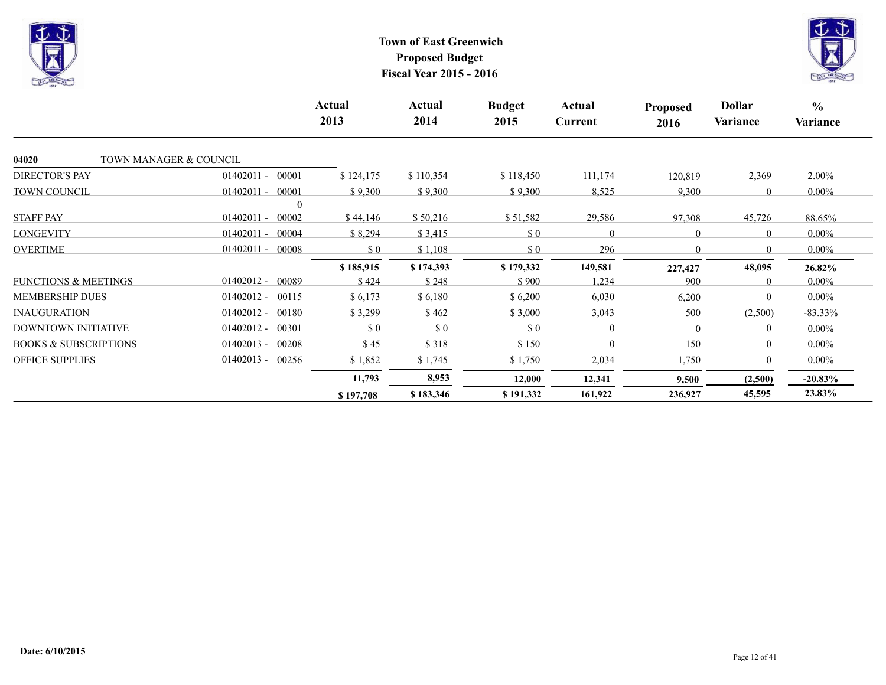# Town of East Greenwich
## Proposed Budget
## Fiscal Year 2015 - 2016

| | | Actual 2013 | Actual 2014 | Budget 2015 | Actual Current | Proposed 2016 | Dollar Variance | % Variance |
|---|---|---|---|---|---|---|---|---|
| **04020** TOWN MANAGER & COUNCIL | | | | | | | | |
| DIRECTOR'S PAY | 01402011 - 00001 | $ 124,175 | $ 110,354 | $ 118,450 | 111,174 | 120,819 | 2,369 | 2.00% |
| TOWN COUNCIL | 01402011 - 00001 0 | $ 9,300 | $ 9,300 | $ 9,300 | 8,525 | 9,300 | 0 | 0.00% |
| STAFF PAY | 01402011 - 00002 | $ 44,146 | $ 50,216 | $ 51,582 | 29,586 | 97,308 | 45,726 | 88.65% |
| LONGEVITY | 01402011 - 00004 | $ 8,294 | $ 3,415 | $ 0 | 0 | 0 | 0 | 0.00% |
| OVERTIME | 01402011 - 00008 | $ 0 | $ 1,108 | $ 0 | 296 | 0 | 0 | 0.00% |
| | | **$ 185,915** | **$ 174,393** | **$ 179,332** | **149,581** | **227,427** | **48,095** | **26.82%** |
| FUNCTIONS & MEETINGS | 01402012 - 00089 | $ 424 | $ 248 | $ 900 | 1,234 | 900 | 0 | 0.00% |
| MEMBERSHIP DUES | 01402012 - 00115 | $ 6,173 | $ 6,180 | $ 6,200 | 6,030 | 6,200 | 0 | 0.00% |
| INAUGURATION | 01402012 - 00180 | $ 3,299 | $ 462 | $ 3,000 | 3,043 | 500 | (2,500) | -83.33% |
| DOWNTOWN INITIATIVE | 01402012 - 00301 | $ 0 | $ 0 | $ 0 | 0 | 0 | 0 | 0.00% |
| BOOKS & SUBSCRIPTIONS | 01402013 - 00208 | $ 45 | $ 318 | $ 150 | 0 | 150 | 0 | 0.00% |
| OFFICE SUPPLIES | 01402013 - 00256 | $ 1,852 | $ 1,745 | $ 1,750 | 2,034 | 1,750 | 0 | 0.00% |
| | | **11,793** | **8,953** | **12,000** | **12,341** | **9,500** | **(2,500)** | **-20.83%** |
| | | **$ 197,708** | **$ 183,346** | **$ 191,332** | **161,922** | **236,927** | **45,595** | **23.83%** |

**Date: 6/10/2015**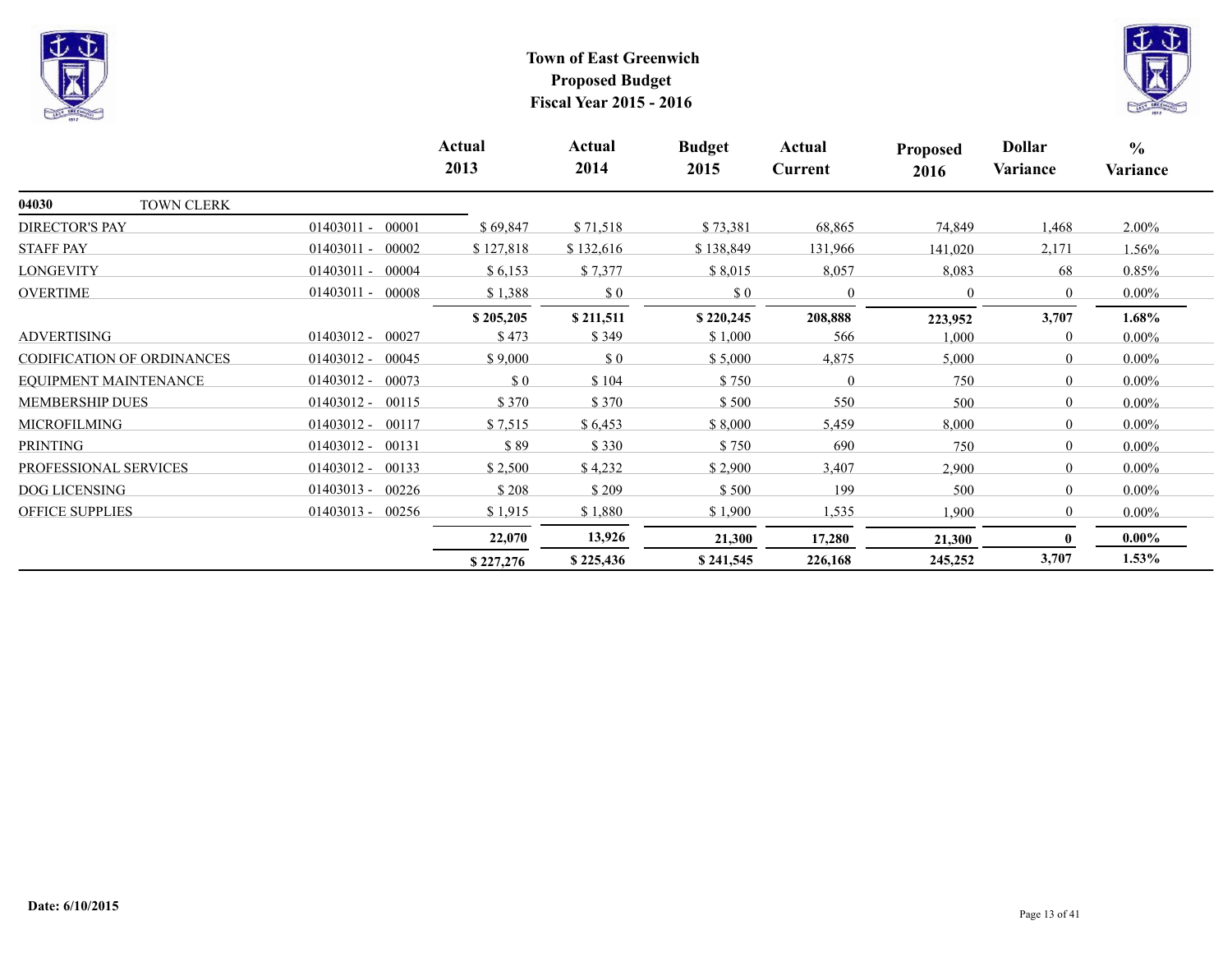# Town of East Greenwich
## Proposed Budget
## Fiscal Year 2015 - 2016

| | | Actual 2013 | Actual 2014 | Budget 2015 | Actual Current | Proposed 2016 | Dollar Variance | % Variance |
|---|---|---|---|---|---|---|---|---|
| **04030** TOWN CLERK | | | | | | | | |
| DIRECTOR'S PAY | 01403011 - 00001 | $ 69,847 | $ 71,518 | $ 73,381 | 68,865 | 74,849 | 1,468 | 2.00% |
| STAFF PAY | 01403011 - 00002 | $ 127,818 | $ 132,616 | $ 138,849 | 131,966 | 141,020 | 2,171 | 1.56% |
| LONGEVITY | 01403011 - 00004 | $ 6,153 | $ 7,377 | $ 8,015 | 8,057 | 8,083 | 68 | 0.85% |
| OVERTIME | 01403011 - 00008 | $ 1,388 | $ 0 | $ 0 | 0 | 0 | 0 | 0.00% |
| | | **$ 205,205** | **$ 211,511** | **$ 220,245** | **208,888** | **223,952** | **3,707** | **1.68%** |
| ADVERTISING | 01403012 - 00027 | $ 473 | $ 349 | $ 1,000 | 566 | 1,000 | 0 | 0.00% |
| CODIFICATION OF ORDINANCES | 01403012 - 00045 | $ 9,000 | $ 0 | $ 5,000 | 4,875 | 5,000 | 0 | 0.00% |
| EQUIPMENT MAINTENANCE | 01403012 - 00073 | $ 0 | $ 104 | $ 750 | 0 | 750 | 0 | 0.00% |
| MEMBERSHIP DUES | 01403012 - 00115 | $ 370 | $ 370 | $ 500 | 550 | 500 | 0 | 0.00% |
| MICROFILMING | 01403012 - 00117 | $ 7,515 | $ 6,453 | $ 8,000 | 5,459 | 8,000 | 0 | 0.00% |
| PRINTING | 01403012 - 00131 | $ 89 | $ 330 | $ 750 | 690 | 750 | 0 | 0.00% |
| PROFESSIONAL SERVICES | 01403012 - 00133 | $ 2,500 | $ 4,232 | $ 2,900 | 3,407 | 2,900 | 0 | 0.00% |
| DOG LICENSING | 01403013 - 00226 | $ 208 | $ 209 | $ 500 | 199 | 500 | 0 | 0.00% |
| OFFICE SUPPLIES | 01403013 - 00256 | $ 1,915 | $ 1,880 | $ 1,900 | 1,535 | 1,900 | 0 | 0.00% |
| | | **22,070** | **13,926** | **21,300** | **17,280** | **21,300** | **0** | **0.00%** |
| | | **$ 227,276** | **$ 225,436** | **$ 241,545** | **226,168** | **245,252** | **3,707** | **1.53%** |

**Date: 6/10/2015**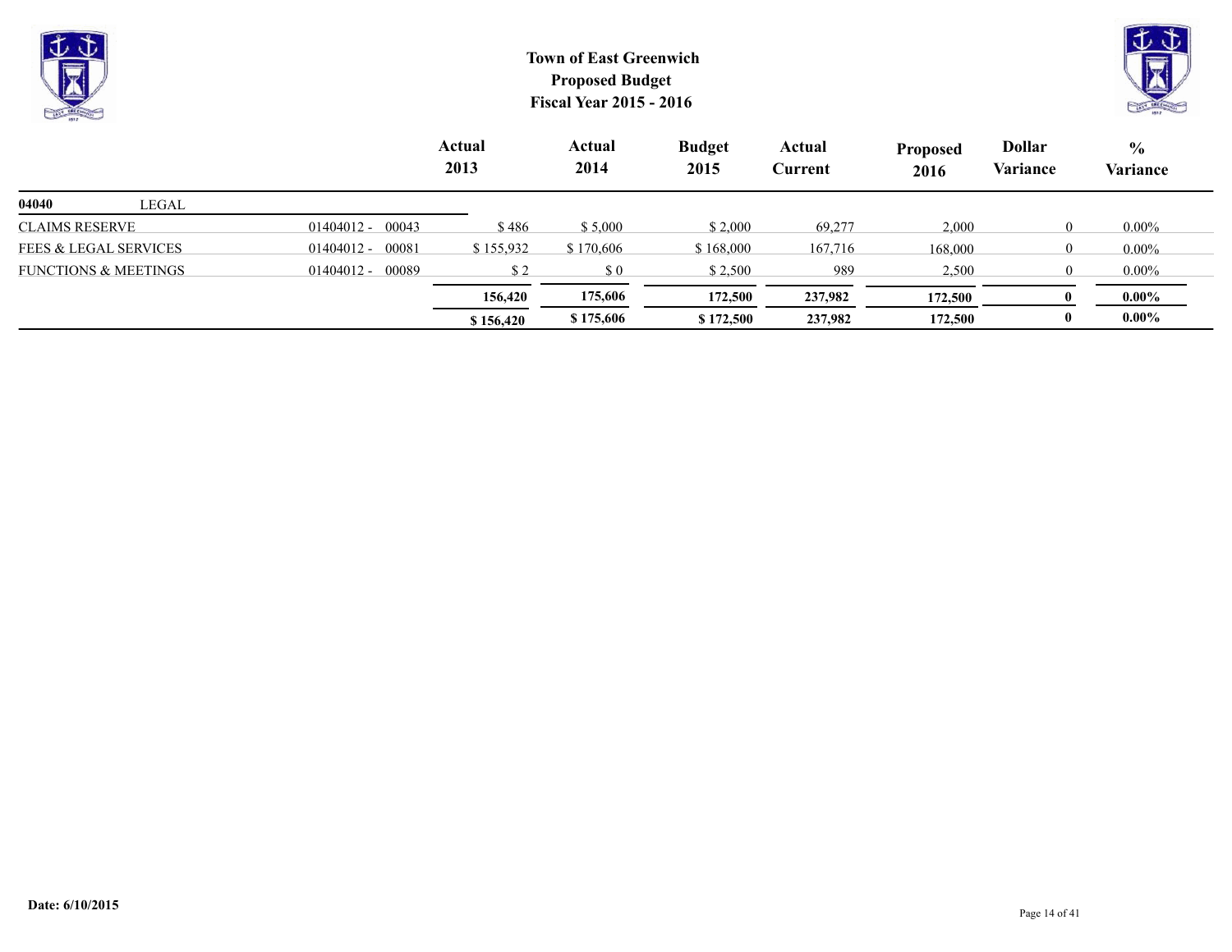# Town of East Greenwich
## Proposed Budget
## Fiscal Year 2015 - 2016

| | | Actual 2013 | Actual 2014 | Budget 2015 | Actual Current | Proposed 2016 | Dollar Variance | % Variance |
|---|---|---|---|---|---|---|---|---|
| **04040** LEGAL | | | | | | | | |
| CLAIMS RESERVE | 01404012 - 00043 | $ 486 | $ 5,000 | $ 2,000 | 69,277 | 2,000 | 0 | 0.00% |
| FEES & LEGAL SERVICES | 01404012 - 00081 | $ 155,932 | $ 170,606 | $ 168,000 | 167,716 | 168,000 | 0 | 0.00% |
| FUNCTIONS & MEETINGS | 01404012 - 00089 | $ 2 | $ 0 | $ 2,500 | 989 | 2,500 | 0 | 0.00% |
| | | **156,420** | **175,606** | **172,500** | **237,982** | **172,500** | **0** | **0.00%** |
| | | **$ 156,420** | **$ 175,606** | **$ 172,500** | **237,982** | **172,500** | **0** | **0.00%** |

**Date: 6/10/2015**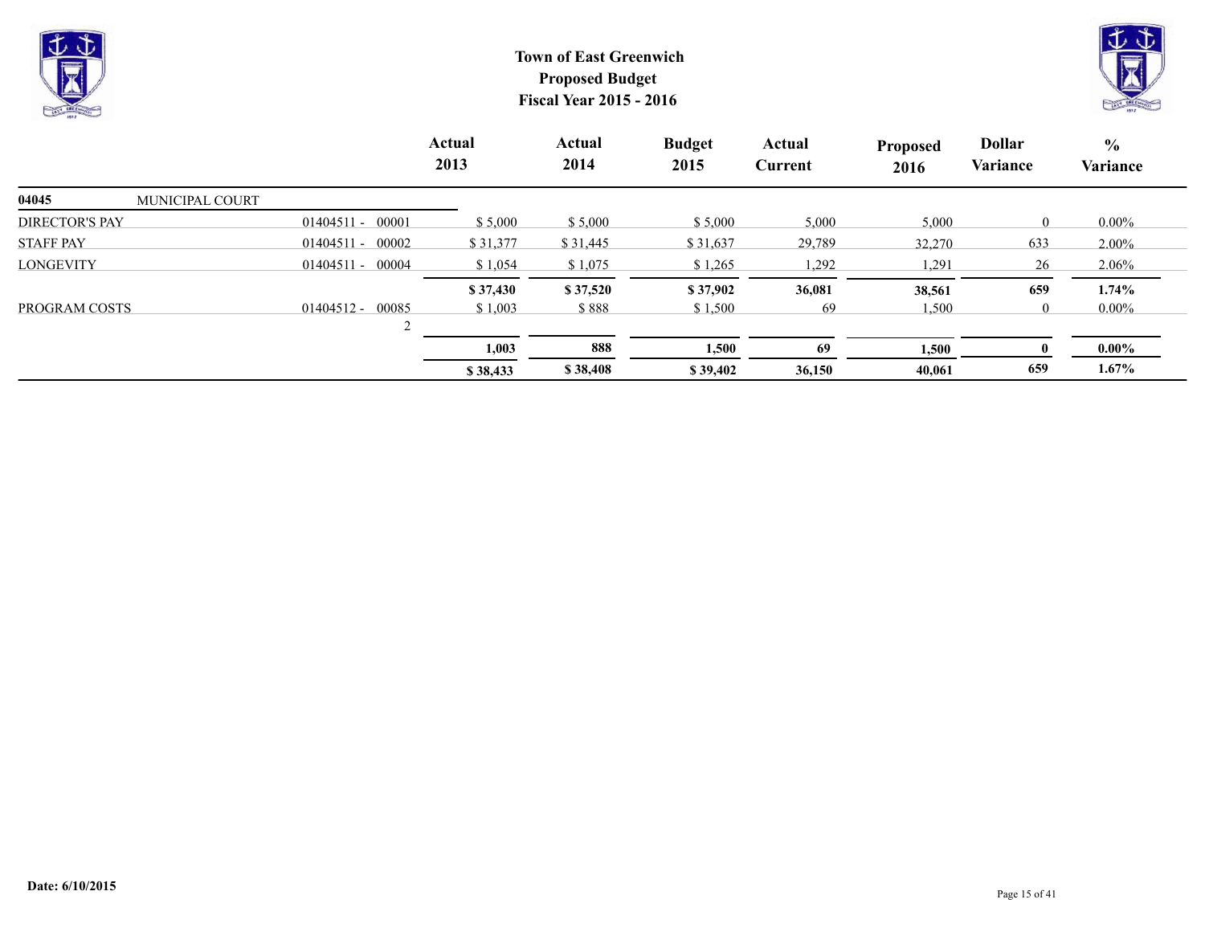# Town of East Greenwich
## Proposed Budget
## Fiscal Year 2015 - 2016

| | | Actual 2013 | Actual 2014 | Budget 2015 | Actual Current | Proposed 2016 | Dollar Variance | % Variance |
|---|---|---|---|---|---|---|---|---|
| **04045** MUNICIPAL COURT | | | | | | | | |
| DIRECTOR'S PAY | 01404511 - 00001 | $ 5,000 | $ 5,000 | $ 5,000 | 5,000 | 5,000 | 0 | 0.00% |
| STAFF PAY | 01404511 - 00002 | $ 31,377 | $ 31,445 | $ 31,637 | 29,789 | 32,270 | 633 | 2.00% |
| LONGEVITY | 01404511 - 00004 | $ 1,054 | $ 1,075 | $ 1,265 | 1,292 | 1,291 | 26 | 2.06% |
| | | **$ 37,430** | **$ 37,520** | **$ 37,902** | **36,081** | **38,561** | **659** | **1.74%** |
| PROGRAM COSTS | 01404512 - 00085 | $ 1,003 | $ 888 | $ 1,500 | 69 | 1,500 | 0 | 0.00% |
| | 2 | | | | | | | |
| | | **1,003** | **888** | **1,500** | **69** | **1,500** | **0** | **0.00%** |
| | | **$ 38,433** | **$ 38,408** | **$ 39,402** | **36,150** | **40,061** | **659** | **1.67%** |

**Date: 6/10/2015**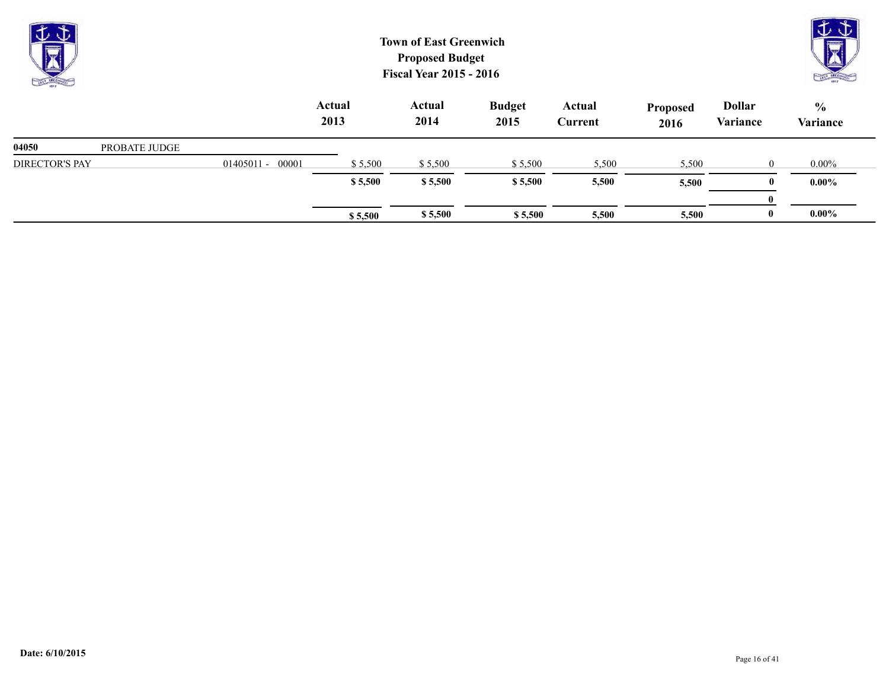# Town of East Greenwich
## Proposed Budget
## Fiscal Year 2015 - 2016

| | | | Actual 2013 | Actual 2014 | Budget 2015 | Actual Current | Proposed 2016 | Dollar Variance | % Variance |
|---|---|---|---|---|---|---|---|---|---|
| **04050** | PROBATE JUDGE | | | | | | | | |
| DIRECTOR'S PAY | | 01405011 - 00001 | $ 5,500 | $ 5,500 | $ 5,500 | 5,500 | 5,500 | 0 | 0.00% |
| | | | **$ 5,500** | **$ 5,500** | **$ 5,500** | **5,500** | **5,500** | **0** | **0.00%** |
| | | | | | | | | **0** | |
| | | | **$ 5,500** | **$ 5,500** | **$ 5,500** | **5,500** | **5,500** | **0** | **0.00%** |

**Date: 6/10/2015**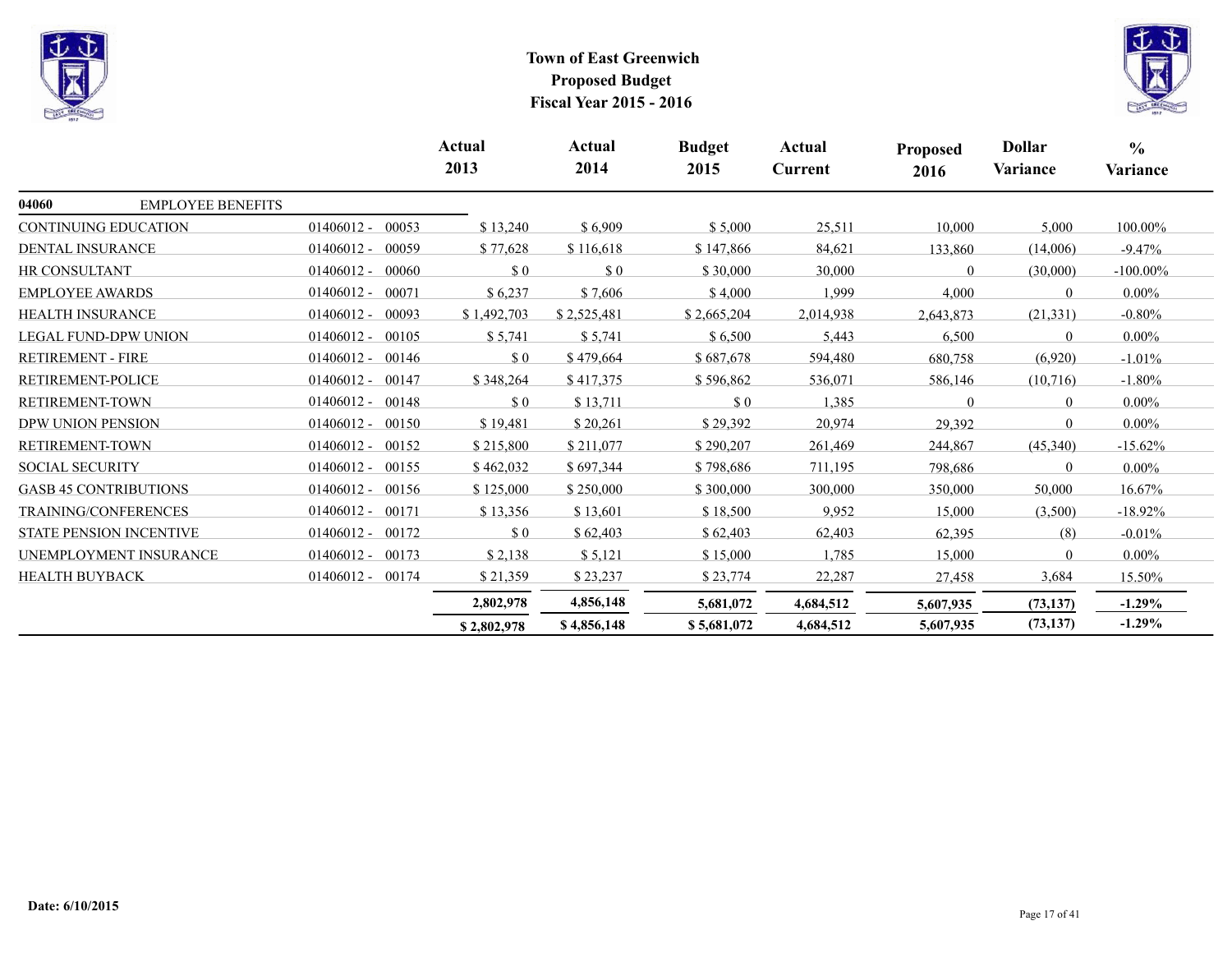# Town of East Greenwich
## Proposed Budget
## Fiscal Year 2015 - 2016

| | | Actual 2013 | Actual 2014 | Budget 2015 | Actual Current | Proposed 2016 | Dollar Variance | % Variance |
|---|---|---|---|---|---|---|---|---|
| **04060** EMPLOYEE BENEFITS | | | | | | | | |
| CONTINUING EDUCATION | 01406012 - 00053 | $ 13,240 | $ 6,909 | $ 5,000 | 25,511 | 10,000 | 5,000 | 100.00% |
| DENTAL INSURANCE | 01406012 - 00059 | $ 77,628 | $ 116,618 | $ 147,866 | 84,621 | 133,860 | (14,006) | -9.47% |
| HR CONSULTANT | 01406012 - 00060 | $ 0 | $ 0 | $ 30,000 | 30,000 | 0 | (30,000) | -100.00% |
| EMPLOYEE AWARDS | 01406012 - 00071 | $ 6,237 | $ 7,606 | $ 4,000 | 1,999 | 4,000 | 0 | 0.00% |
| HEALTH INSURANCE | 01406012 - 00093 | $ 1,492,703 | $ 2,525,481 | $ 2,665,204 | 2,014,938 | 2,643,873 | (21,331) | -0.80% |
| LEGAL FUND-DPW UNION | 01406012 - 00105 | $ 5,741 | $ 5,741 | $ 6,500 | 5,443 | 6,500 | 0 | 0.00% |
| RETIREMENT - FIRE | 01406012 - 00146 | $ 0 | $ 479,664 | $ 687,678 | 594,480 | 680,758 | (6,920) | -1.01% |
| RETIREMENT-POLICE | 01406012 - 00147 | $ 348,264 | $ 417,375 | $ 596,862 | 536,071 | 586,146 | (10,716) | -1.80% |
| RETIREMENT-TOWN | 01406012 - 00148 | $ 0 | $ 13,711 | $ 0 | 1,385 | 0 | 0 | 0.00% |
| DPW UNION PENSION | 01406012 - 00150 | $ 19,481 | $ 20,261 | $ 29,392 | 20,974 | 29,392 | 0 | 0.00% |
| RETIREMENT-TOWN | 01406012 - 00152 | $ 215,800 | $ 211,077 | $ 290,207 | 261,469 | 244,867 | (45,340) | -15.62% |
| SOCIAL SECURITY | 01406012 - 00155 | $ 462,032 | $ 697,344 | $ 798,686 | 711,195 | 798,686 | 0 | 0.00% |
| GASB 45 CONTRIBUTIONS | 01406012 - 00156 | $ 125,000 | $ 250,000 | $ 300,000 | 300,000 | 350,000 | 50,000 | 16.67% |
| TRAINING/CONFERENCES | 01406012 - 00171 | $ 13,356 | $ 13,601 | $ 18,500 | 9,952 | 15,000 | (3,500) | -18.92% |
| STATE PENSION INCENTIVE | 01406012 - 00172 | $ 0 | $ 62,403 | $ 62,403 | 62,403 | 62,395 | (8) | -0.01% |
| UNEMPLOYMENT INSURANCE | 01406012 - 00173 | $ 2,138 | $ 5,121 | $ 15,000 | 1,785 | 15,000 | 0 | 0.00% |
| HEALTH BUYBACK | 01406012 - 00174 | $ 21,359 | $ 23,237 | $ 23,774 | 22,287 | 27,458 | 3,684 | 15.50% |
| | | **2,802,978** | **4,856,148** | **5,681,072** | **4,684,512** | **5,607,935** | **(73,137)** | **-1.29%** |
| | | **$ 2,802,978** | **$ 4,856,148** | **$ 5,681,072** | **4,684,512** | **5,607,935** | **(73,137)** | **-1.29%** |

**Date: 6/10/2015**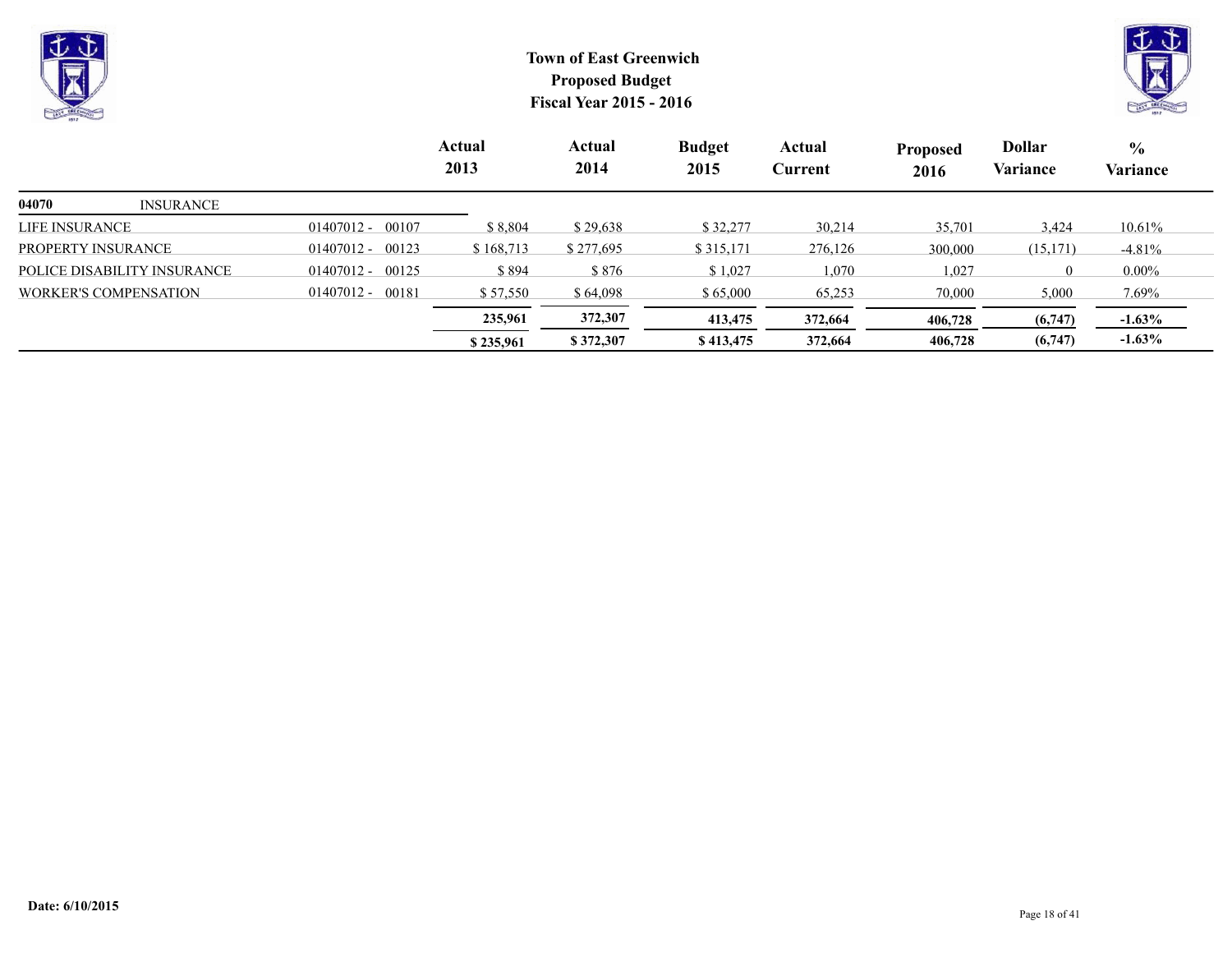# Town of East Greenwich
## Proposed Budget
## Fiscal Year 2015 - 2016

| | | Actual 2013 | Actual 2014 | Budget 2015 | Actual Current | Proposed 2016 | Dollar Variance | % Variance |
|---|---|---|---|---|---|---|---|---|
| **04070** INSURANCE | | | | | | | | |
| LIFE INSURANCE | 01407012 - 00107 | $ 8,804 | $ 29,638 | $ 32,277 | 30,214 | 35,701 | 3,424 | 10.61% |
| PROPERTY INSURANCE | 01407012 - 00123 | $ 168,713 | $ 277,695 | $ 315,171 | 276,126 | 300,000 | (15,171) | -4.81% |
| POLICE DISABILITY INSURANCE | 01407012 - 00125 | $ 894 | $ 876 | $ 1,027 | 1,070 | 1,027 | 0 | 0.00% |
| WORKER'S COMPENSATION | 01407012 - 00181 | $ 57,550 | $ 64,098 | $ 65,000 | 65,253 | 70,000 | 5,000 | 7.69% |
| | | **235,961** | **372,307** | **413,475** | **372,664** | **406,728** | **(6,747)** | **-1.63%** |
| | | **$ 235,961** | **$ 372,307** | **$ 413,475** | **372,664** | **406,728** | **(6,747)** | **-1.63%** |

**Date: 6/10/2015**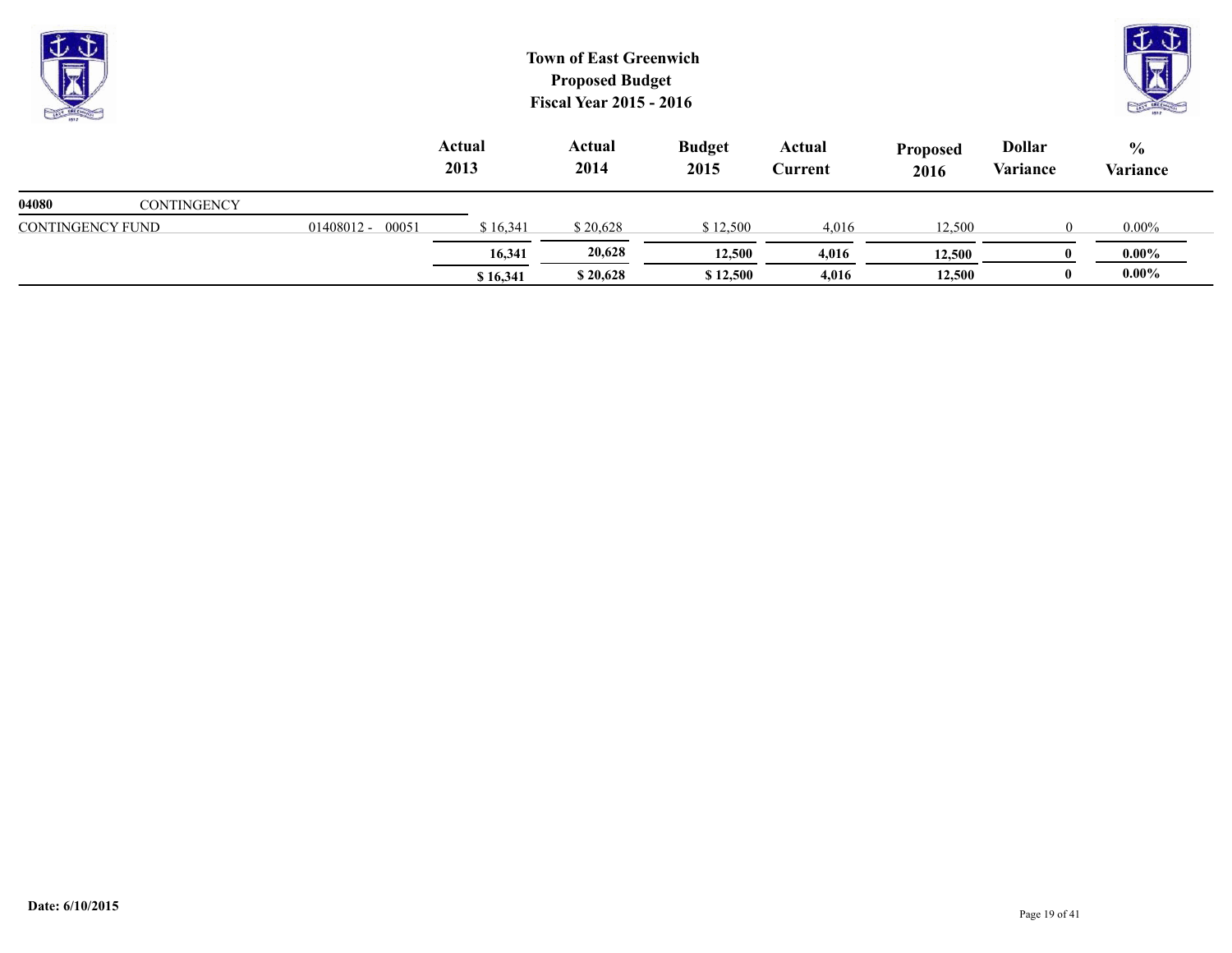# Town of East Greenwich
## Proposed Budget
## Fiscal Year 2015 - 2016

| | | Actual 2013 | Actual 2014 | Budget 2015 | Actual Current | Proposed 2016 | Dollar Variance | % Variance |
|---|---|---|---|---|---|---|---|---|
| **04080** CONTINGENCY | | | | | | | | |
| CONTINGENCY FUND | 01408012 - 00051 | $ 16,341 | $ 20,628 | $ 12,500 | 4,016 | 12,500 | 0 | 0.00% |
| | | **16,341** | **20,628** | **12,500** | **4,016** | **12,500** | **0** | **0.00%** |
| | | **$ 16,341** | **$ 20,628** | **$ 12,500** | **4,016** | **12,500** | **0** | **0.00%** |

**Date: 6/10/2015**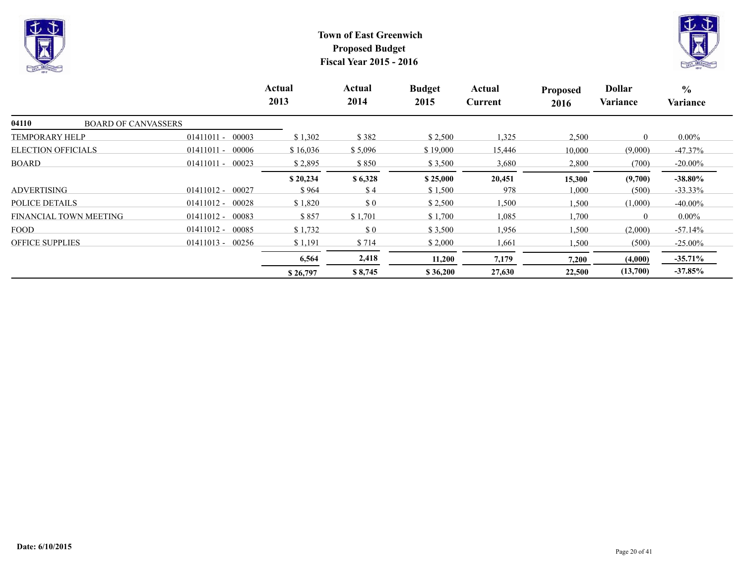# Town of East Greenwich
## Proposed Budget
## Fiscal Year 2015 - 2016

| | | Actual 2013 | Actual 2014 | Budget 2015 | Actual Current | Proposed 2016 | Dollar Variance | % Variance |
|---|---|---|---|---|---|---|---|---|
| **04110** BOARD OF CANVASSERS | | | | | | | | |
| TEMPORARY HELP | 01411011 - 00003 | $ 1,302 | $ 382 | $ 2,500 | 1,325 | 2,500 | 0 | 0.00% |
| ELECTION OFFICIALS | 01411011 - 00006 | $ 16,036 | $ 5,096 | $ 19,000 | 15,446 | 10,000 | (9,000) | -47.37% |
| BOARD | 01411011 - 00023 | $ 2,895 | $ 850 | $ 3,500 | 3,680 | 2,800 | (700) | -20.00% |
| | | **$ 20,234** | **$ 6,328** | **$ 25,000** | **20,451** | **15,300** | **(9,700)** | **-38.80%** |
| ADVERTISING | 01411012 - 00027 | $ 964 | $ 4 | $ 1,500 | 978 | 1,000 | (500) | -33.33% |
| POLICE DETAILS | 01411012 - 00028 | $ 1,820 | $ 0 | $ 2,500 | 1,500 | 1,500 | (1,000) | -40.00% |
| FINANCIAL TOWN MEETING | 01411012 - 00083 | $ 857 | $ 1,701 | $ 1,700 | 1,085 | 1,700 | 0 | 0.00% |
| FOOD | 01411012 - 00085 | $ 1,732 | $ 0 | $ 3,500 | 1,956 | 1,500 | (2,000) | -57.14% |
| OFFICE SUPPLIES | 01411013 - 00256 | $ 1,191 | $ 714 | $ 2,000 | 1,661 | 1,500 | (500) | -25.00% |
| | | **6,564** | **2,418** | **11,200** | **7,179** | **7,200** | **(4,000)** | **-35.71%** |
| | | **$ 26,797** | **$ 8,745** | **$ 36,200** | **27,630** | **22,500** | **(13,700)** | **-37.85%** |

**Date: 6/10/2015**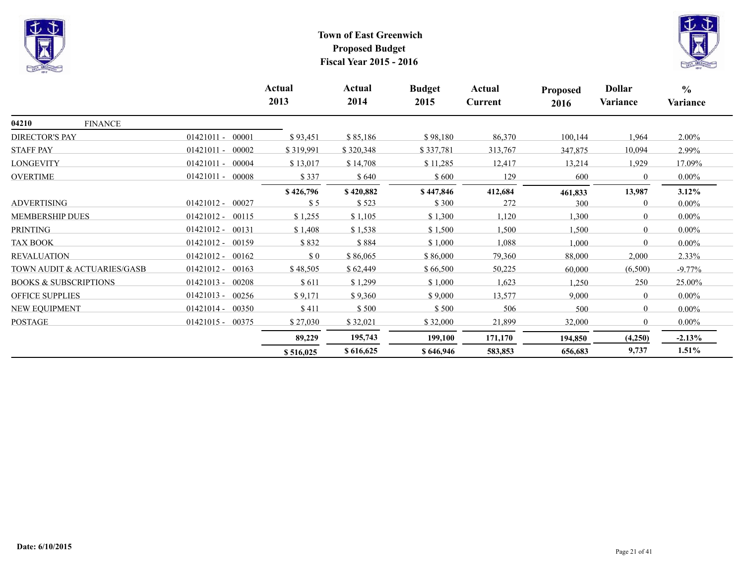# Town of East Greenwich
## Proposed Budget
## Fiscal Year 2015 - 2016

| | | Actual 2013 | Actual 2014 | Budget 2015 | Actual Current | Proposed 2016 | Dollar Variance | % Variance |
|---|---|---|---|---|---|---|---|---|
| **04210** FINANCE | | | | | | | | |
| DIRECTOR'S PAY | 01421011 - 00001 | $ 93,451 | $ 85,186 | $ 98,180 | 86,370 | 100,144 | 1,964 | 2.00% |
| STAFF PAY | 01421011 - 00002 | $ 319,991 | $ 320,348 | $ 337,781 | 313,767 | 347,875 | 10,094 | 2.99% |
| LONGEVITY | 01421011 - 00004 | $ 13,017 | $ 14,708 | $ 11,285 | 12,417 | 13,214 | 1,929 | 17.09% |
| OVERTIME | 01421011 - 00008 | $ 337 | $ 640 | $ 600 | 129 | 600 | 0 | 0.00% |
| | | **$ 426,796** | **$ 420,882** | **$ 447,846** | **412,684** | **461,833** | **13,987** | **3.12%** |
| ADVERTISING | 01421012 - 00027 | $ 5 | $ 523 | $ 300 | 272 | 300 | 0 | 0.00% |
| MEMBERSHIP DUES | 01421012 - 00115 | $ 1,255 | $ 1,105 | $ 1,300 | 1,120 | 1,300 | 0 | 0.00% |
| PRINTING | 01421012 - 00131 | $ 1,408 | $ 1,538 | $ 1,500 | 1,500 | 1,500 | 0 | 0.00% |
| TAX BOOK | 01421012 - 00159 | $ 832 | $ 884 | $ 1,000 | 1,088 | 1,000 | 0 | 0.00% |
| REVALUATION | 01421012 - 00162 | $ 0 | $ 86,065 | $ 86,000 | 79,360 | 88,000 | 2,000 | 2.33% |
| TOWN AUDIT & ACTUARIES/GASB | 01421012 - 00163 | $ 48,505 | $ 62,449 | $ 66,500 | 50,225 | 60,000 | (6,500) | -9.77% |
| BOOKS & SUBSCRIPTIONS | 01421013 - 00208 | $ 611 | $ 1,299 | $ 1,000 | 1,623 | 1,250 | 250 | 25.00% |
| OFFICE SUPPLIES | 01421013 - 00256 | $ 9,171 | $ 9,360 | $ 9,000 | 13,577 | 9,000 | 0 | 0.00% |
| NEW EQUIPMENT | 01421014 - 00350 | $ 411 | $ 500 | $ 500 | 506 | 500 | 0 | 0.00% |
| POSTAGE | 01421015 - 00375 | $ 27,030 | $ 32,021 | $ 32,000 | 21,899 | 32,000 | 0 | 0.00% |
| | | **89,229** | **195,743** | **199,100** | **171,170** | **194,850** | **(4,250)** | **-2.13%** |
| | | **$ 516,025** | **$ 616,625** | **$ 646,946** | **583,853** | **656,683** | **9,737** | **1.51%** |

**Date: 6/10/2015**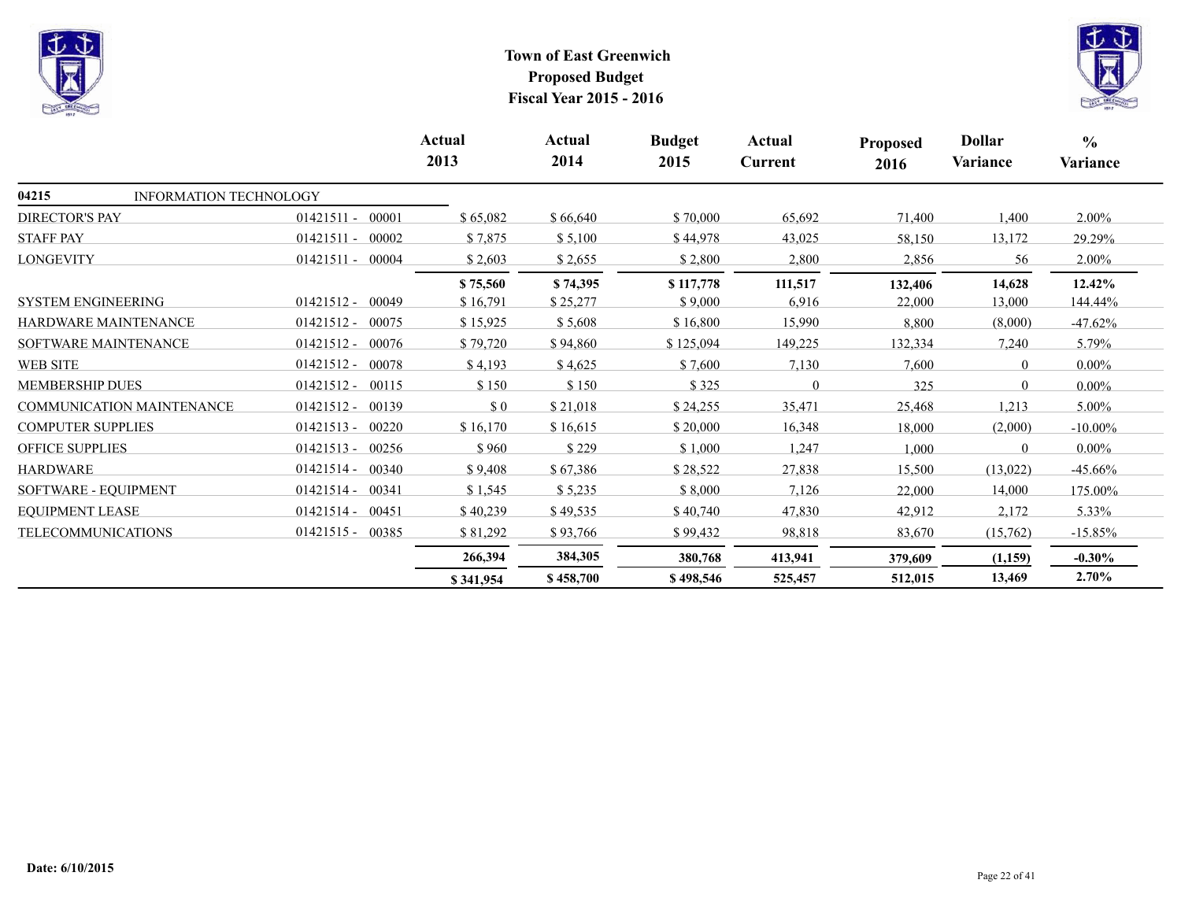# Town of East Greenwich
## Proposed Budget
## Fiscal Year 2015 - 2016

| | | Actual 2013 | Actual 2014 | Budget 2015 | Actual Current | Proposed 2016 | Dollar Variance | % Variance |
|---|---|---|---|---|---|---|---|---|
| **04215** INFORMATION TECHNOLOGY | | | | | | | | |
| DIRECTOR'S PAY | 01421511 - 00001 | $ 65,082 | $ 66,640 | $ 70,000 | 65,692 | 71,400 | 1,400 | 2.00% |
| STAFF PAY | 01421511 - 00002 | $ 7,875 | $ 5,100 | $ 44,978 | 43,025 | 58,150 | 13,172 | 29.29% |
| LONGEVITY | 01421511 - 00004 | $ 2,603 | $ 2,655 | $ 2,800 | 2,800 | 2,856 | 56 | 2.00% |
| | | **$ 75,560** | **$ 74,395** | **$ 117,778** | **111,517** | **132,406** | **14,628** | **12.42%** |
| SYSTEM ENGINEERING | 01421512 - 00049 | $ 16,791 | $ 25,277 | $ 9,000 | 6,916 | 22,000 | 13,000 | 144.44% |
| HARDWARE MAINTENANCE | 01421512 - 00075 | $ 15,925 | $ 5,608 | $ 16,800 | 15,990 | 8,800 | (8,000) | -47.62% |
| SOFTWARE MAINTENANCE | 01421512 - 00076 | $ 79,720 | $ 94,860 | $ 125,094 | 149,225 | 132,334 | 7,240 | 5.79% |
| WEB SITE | 01421512 - 00078 | $ 4,193 | $ 4,625 | $ 7,600 | 7,130 | 7,600 | 0 | 0.00% |
| MEMBERSHIP DUES | 01421512 - 00115 | $ 150 | $ 150 | $ 325 | 0 | 325 | 0 | 0.00% |
| COMMUNICATION MAINTENANCE | 01421512 - 00139 | $ 0 | $ 21,018 | $ 24,255 | 35,471 | 25,468 | 1,213 | 5.00% |
| COMPUTER SUPPLIES | 01421513 - 00220 | $ 16,170 | $ 16,615 | $ 20,000 | 16,348 | 18,000 | (2,000) | -10.00% |
| OFFICE SUPPLIES | 01421513 - 00256 | $ 960 | $ 229 | $ 1,000 | 1,247 | 1,000 | 0 | 0.00% |
| HARDWARE | 01421514 - 00340 | $ 9,408 | $ 67,386 | $ 28,522 | 27,838 | 15,500 | (13,022) | -45.66% |
| SOFTWARE - EQUIPMENT | 01421514 - 00341 | $ 1,545 | $ 5,235 | $ 8,000 | 7,126 | 22,000 | 14,000 | 175.00% |
| EQUIPMENT LEASE | 01421514 - 00451 | $ 40,239 | $ 49,535 | $ 40,740 | 47,830 | 42,912 | 2,172 | 5.33% |
| TELECOMMUNICATIONS | 01421515 - 00385 | $ 81,292 | $ 93,766 | $ 99,432 | 98,818 | 83,670 | (15,762) | -15.85% |
| | | **266,394** | **384,305** | **380,768** | **413,941** | **379,609** | **(1,159)** | **-0.30%** |
| | | **$ 341,954** | **$ 458,700** | **$ 498,546** | **525,457** | **512,015** | **13,469** | **2.70%** |

**Date: 6/10/2015**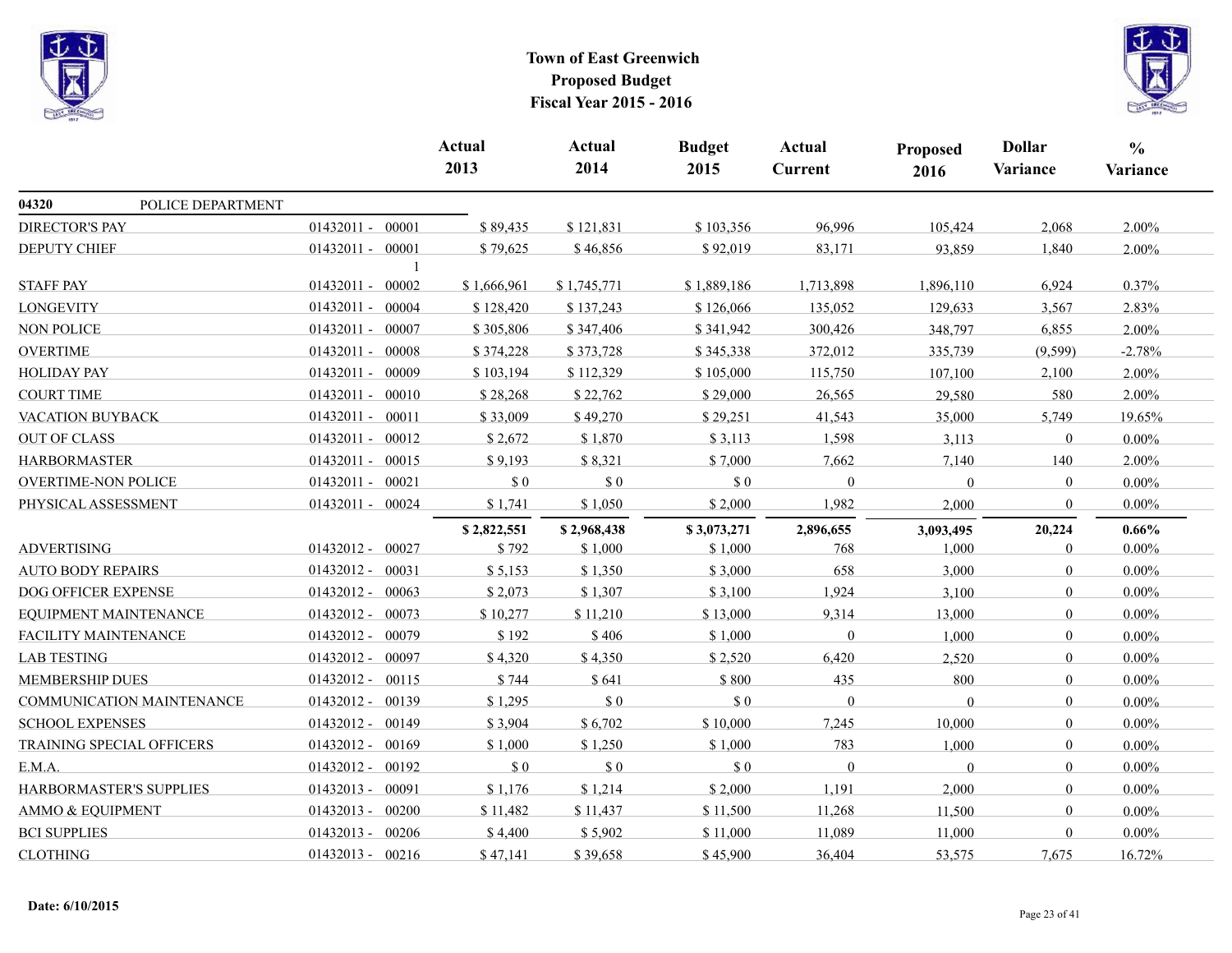# Town of East Greenwich
## Proposed Budget
## Fiscal Year 2015 - 2016

| | | Actual 2013 | Actual 2014 | Budget 2015 | Actual Current | Proposed 2016 | Dollar Variance | % Variance |
|---|---|---|---|---|---|---|---|---|
| **04320** POLICE DEPARTMENT | | | | | | | | |
| DIRECTOR'S PAY | 01432011 - 00001 | $ 89,435 | $ 121,831 | $ 103,356 | 96,996 | 105,424 | 2,068 | 2.00% |
| DEPUTY CHIEF | 01432011 - 00001 1 | $ 79,625 | $ 46,856 | $ 92,019 | 83,171 | 93,859 | 1,840 | 2.00% |
| STAFF PAY | 01432011 - 00002 | $ 1,666,961 | $ 1,745,771 | $ 1,889,186 | 1,713,898 | 1,896,110 | 6,924 | 0.37% |
| LONGEVITY | 01432011 - 00004 | $ 128,420 | $ 137,243 | $ 126,066 | 135,052 | 129,633 | 3,567 | 2.83% |
| NON POLICE | 01432011 - 00007 | $ 305,806 | $ 347,406 | $ 341,942 | 300,426 | 348,797 | 6,855 | 2.00% |
| OVERTIME | 01432011 - 00008 | $ 374,228 | $ 373,728 | $ 345,338 | 372,012 | 335,739 | (9,599) | -2.78% |
| HOLIDAY PAY | 01432011 - 00009 | $ 103,194 | $ 112,329 | $ 105,000 | 115,750 | 107,100 | 2,100 | 2.00% |
| COURT TIME | 01432011 - 00010 | $ 28,268 | $ 22,762 | $ 29,000 | 26,565 | 29,580 | 580 | 2.00% |
| VACATION BUYBACK | 01432011 - 00011 | $ 33,009 | $ 49,270 | $ 29,251 | 41,543 | 35,000 | 5,749 | 19.65% |
| OUT OF CLASS | 01432011 - 00012 | $ 2,672 | $ 1,870 | $ 3,113 | 1,598 | 3,113 | 0 | 0.00% |
| HARBORMASTER | 01432011 - 00015 | $ 9,193 | $ 8,321 | $ 7,000 | 7,662 | 7,140 | 140 | 2.00% |
| OVERTIME-NON POLICE | 01432011 - 00021 | $ 0 | $ 0 | $ 0 | 0 | 0 | 0 | 0.00% |
| PHYSICAL ASSESSMENT | 01432011 - 00024 | $ 1,741 | $ 1,050 | $ 2,000 | 1,982 | 2,000 | 0 | 0.00% |
| | | **$ 2,822,551** | **$ 2,968,438** | **$ 3,073,271** | **2,896,655** | **3,093,495** | **20,224** | **0.66%** |
| ADVERTISING | 01432012 - 00027 | $ 792 | $ 1,000 | $ 1,000 | 768 | 1,000 | 0 | 0.00% |
| AUTO BODY REPAIRS | 01432012 - 00031 | $ 5,153 | $ 1,350 | $ 3,000 | 658 | 3,000 | 0 | 0.00% |
| DOG OFFICER EXPENSE | 01432012 - 00063 | $ 2,073 | $ 1,307 | $ 3,100 | 1,924 | 3,100 | 0 | 0.00% |
| EQUIPMENT MAINTENANCE | 01432012 - 00073 | $ 10,277 | $ 11,210 | $ 13,000 | 9,314 | 13,000 | 0 | 0.00% |
| FACILITY MAINTENANCE | 01432012 - 00079 | $ 192 | $ 406 | $ 1,000 | 0 | 1,000 | 0 | 0.00% |
| LAB TESTING | 01432012 - 00097 | $ 4,320 | $ 4,350 | $ 2,520 | 6,420 | 2,520 | 0 | 0.00% |
| MEMBERSHIP DUES | 01432012 - 00115 | $ 744 | $ 641 | $ 800 | 435 | 800 | 0 | 0.00% |
| COMMUNICATION MAINTENANCE | 01432012 - 00139 | $ 1,295 | $ 0 | $ 0 | 0 | 0 | 0 | 0.00% |
| SCHOOL EXPENSES | 01432012 - 00149 | $ 3,904 | $ 6,702 | $ 10,000 | 7,245 | 10,000 | 0 | 0.00% |
| TRAINING SPECIAL OFFICERS | 01432012 - 00169 | $ 1,000 | $ 1,250 | $ 1,000 | 783 | 1,000 | 0 | 0.00% |
| E.M.A. | 01432012 - 00192 | $ 0 | $ 0 | $ 0 | 0 | 0 | 0 | 0.00% |
| HARBORMASTER'S SUPPLIES | 01432013 - 00091 | $ 1,176 | $ 1,214 | $ 2,000 | 1,191 | 2,000 | 0 | 0.00% |
| AMMO & EQUIPMENT | 01432013 - 00200 | $ 11,482 | $ 11,437 | $ 11,500 | 11,268 | 11,500 | 0 | 0.00% |
| BCI SUPPLIES | 01432013 - 00206 | $ 4,400 | $ 5,902 | $ 11,000 | 11,089 | 11,000 | 0 | 0.00% |
| CLOTHING | 01432013 - 00216 | $ 47,141 | $ 39,658 | $ 45,900 | 36,404 | 53,575 | 7,675 | 16.72% |

**Date: 6/10/2015**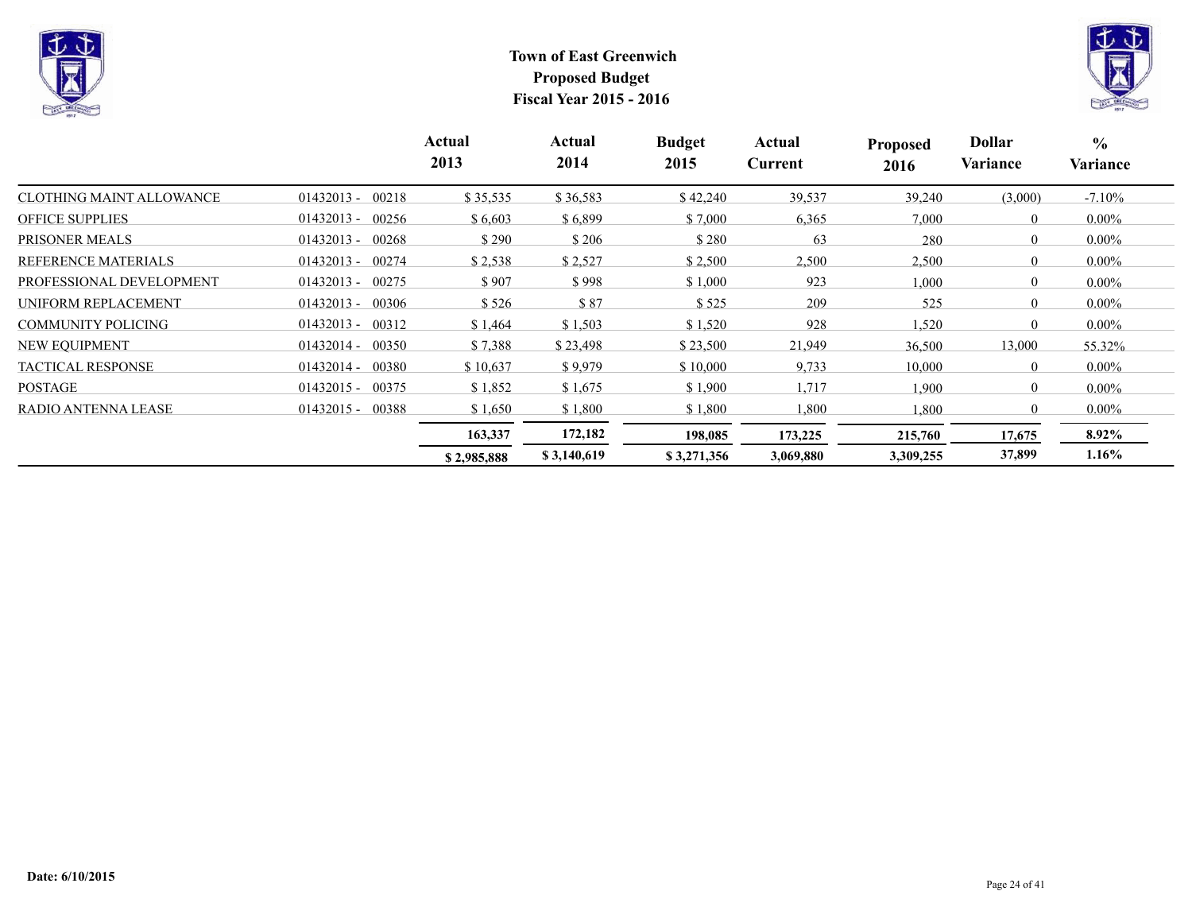# Town of East Greenwich
## Proposed Budget
## Fiscal Year 2015 - 2016

| | | Actual 2013 | Actual 2014 | Budget 2015 | Actual Current | Proposed 2016 | Dollar Variance | % Variance |
|---|---|---|---|---|---|---|---|---|
| CLOTHING MAINT ALLOWANCE | 01432013 - 00218 | $ 35,535 | $ 36,583 | $ 42,240 | 39,537 | 39,240 | (3,000) | -7.10% |
| OFFICE SUPPLIES | 01432013 - 00256 | $ 6,603 | $ 6,899 | $ 7,000 | 6,365 | 7,000 | 0 | 0.00% |
| PRISONER MEALS | 01432013 - 00268 | $ 290 | $ 206 | $ 280 | 63 | 280 | 0 | 0.00% |
| REFERENCE MATERIALS | 01432013 - 00274 | $ 2,538 | $ 2,527 | $ 2,500 | 2,500 | 2,500 | 0 | 0.00% |
| PROFESSIONAL DEVELOPMENT | 01432013 - 00275 | $ 907 | $ 998 | $ 1,000 | 923 | 1,000 | 0 | 0.00% |
| UNIFORM REPLACEMENT | 01432013 - 00306 | $ 526 | $ 87 | $ 525 | 209 | 525 | 0 | 0.00% |
| COMMUNITY POLICING | 01432013 - 00312 | $ 1,464 | $ 1,503 | $ 1,520 | 928 | 1,520 | 0 | 0.00% |
| NEW EQUIPMENT | 01432014 - 00350 | $ 7,388 | $ 23,498 | $ 23,500 | 21,949 | 36,500 | 13,000 | 55.32% |
| TACTICAL RESPONSE | 01432014 - 00380 | $ 10,637 | $ 9,979 | $ 10,000 | 9,733 | 10,000 | 0 | 0.00% |
| POSTAGE | 01432015 - 00375 | $ 1,852 | $ 1,675 | $ 1,900 | 1,717 | 1,900 | 0 | 0.00% |
| RADIO ANTENNA LEASE | 01432015 - 00388 | $ 1,650 | $ 1,800 | $ 1,800 | 1,800 | 1,800 | 0 | 0.00% |
| | | **163,337** | **172,182** | **198,085** | **173,225** | **215,760** | **17,675** | **8.92%** |
| | | **$ 2,985,888** | **$ 3,140,619** | **$ 3,271,356** | **3,069,880** | **3,309,255** | **37,899** | **1.16%** |

**Date: 6/10/2015**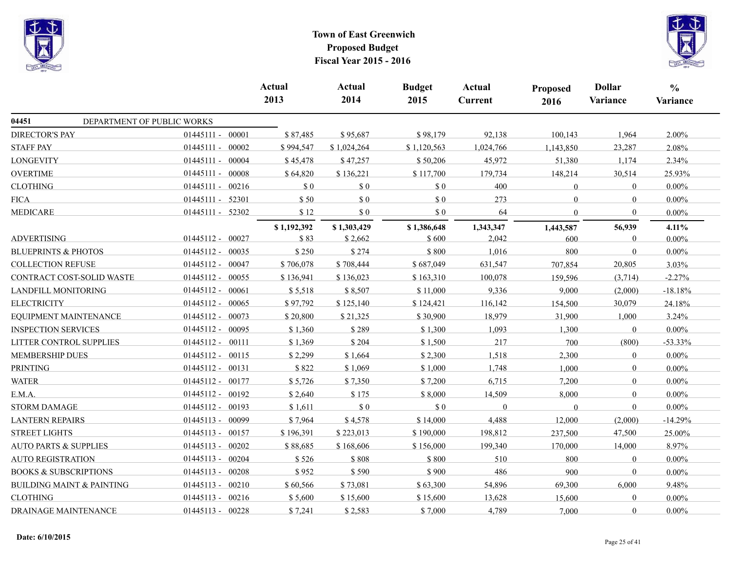# Town of East Greenwich
## Proposed Budget
## Fiscal Year 2015 - 2016

| | | Actual 2013 | Actual 2014 | Budget 2015 | Actual Current | Proposed 2016 | Dollar Variance | % Variance |
|---|---|---|---|---|---|---|---|---|
| **04451** DEPARTMENT OF PUBLIC WORKS | | | | | | | | |
| DIRECTOR'S PAY | 01445111 - 00001 | $ 87,485 | $ 95,687 | $ 98,179 | 92,138 | 100,143 | 1,964 | 2.00% |
| STAFF PAY | 01445111 - 00002 | $ 994,547 | $ 1,024,264 | $ 1,120,563 | 1,024,766 | 1,143,850 | 23,287 | 2.08% |
| LONGEVITY | 01445111 - 00004 | $ 45,478 | $ 47,257 | $ 50,206 | 45,972 | 51,380 | 1,174 | 2.34% |
| OVERTIME | 01445111 - 00008 | $ 64,820 | $ 136,221 | $ 117,700 | 179,734 | 148,214 | 30,514 | 25.93% |
| CLOTHING | 01445111 - 00216 | $ 0 | $ 0 | $ 0 | 400 | 0 | 0 | 0.00% |
| FICA | 01445111 - 52301 | $ 50 | $ 0 | $ 0 | 273 | 0 | 0 | 0.00% |
| MEDICARE | 01445111 - 52302 | $ 12 | $ 0 | $ 0 | 64 | 0 | 0 | 0.00% |
| | | **$ 1,192,392** | **$ 1,303,429** | **$ 1,386,648** | **1,343,347** | **1,443,587** | **56,939** | **4.11%** |
| ADVERTISING | 01445112 - 00027 | $ 83 | $ 2,662 | $ 600 | 2,042 | 600 | 0 | 0.00% |
| BLUEPRINTS & PHOTOS | 01445112 - 00035 | $ 250 | $ 274 | $ 800 | 1,016 | 800 | 0 | 0.00% |
| COLLECTION REFUSE | 01445112 - 00047 | $ 706,078 | $ 708,444 | $ 687,049 | 631,547 | 707,854 | 20,805 | 3.03% |
| CONTRACT COST-SOLID WASTE | 01445112 - 00055 | $ 136,941 | $ 136,023 | $ 163,310 | 100,078 | 159,596 | (3,714) | -2.27% |
| LANDFILL MONITORING | 01445112 - 00061 | $ 5,518 | $ 8,507 | $ 11,000 | 9,336 | 9,000 | (2,000) | -18.18% |
| ELECTRICITY | 01445112 - 00065 | $ 97,792 | $ 125,140 | $ 124,421 | 116,142 | 154,500 | 30,079 | 24.18% |
| EQUIPMENT MAINTENANCE | 01445112 - 00073 | $ 20,800 | $ 21,325 | $ 30,900 | 18,979 | 31,900 | 1,000 | 3.24% |
| INSPECTION SERVICES | 01445112 - 00095 | $ 1,360 | $ 289 | $ 1,300 | 1,093 | 1,300 | 0 | 0.00% |
| LITTER CONTROL SUPPLIES | 01445112 - 00111 | $ 1,369 | $ 204 | $ 1,500 | 217 | 700 | (800) | -53.33% |
| MEMBERSHIP DUES | 01445112 - 00115 | $ 2,299 | $ 1,664 | $ 2,300 | 1,518 | 2,300 | 0 | 0.00% |
| PRINTING | 01445112 - 00131 | $ 822 | $ 1,069 | $ 1,000 | 1,748 | 1,000 | 0 | 0.00% |
| WATER | 01445112 - 00177 | $ 5,726 | $ 7,350 | $ 7,200 | 6,715 | 7,200 | 0 | 0.00% |
| E.M.A. | 01445112 - 00192 | $ 2,640 | $ 175 | $ 8,000 | 14,509 | 8,000 | 0 | 0.00% |
| STORM DAMAGE | 01445112 - 00193 | $ 1,611 | $ 0 | $ 0 | 0 | 0 | 0 | 0.00% |
| LANTERN REPAIRS | 01445113 - 00099 | $ 7,964 | $ 4,578 | $ 14,000 | 4,488 | 12,000 | (2,000) | -14.29% |
| STREET LIGHTS | 01445113 - 00157 | $ 196,391 | $ 223,013 | $ 190,000 | 198,812 | 237,500 | 47,500 | 25.00% |
| AUTO PARTS & SUPPLIES | 01445113 - 00202 | $ 88,685 | $ 168,606 | $ 156,000 | 199,340 | 170,000 | 14,000 | 8.97% |
| AUTO REGISTRATION | 01445113 - 00204 | $ 526 | $ 808 | $ 800 | 510 | 800 | 0 | 0.00% |
| BOOKS & SUBSCRIPTIONS | 01445113 - 00208 | $ 952 | $ 590 | $ 900 | 486 | 900 | 0 | 0.00% |
| BUILDING MAINT & PAINTING | 01445113 - 00210 | $ 60,566 | $ 73,081 | $ 63,300 | 54,896 | 69,300 | 6,000 | 9.48% |
| CLOTHING | 01445113 - 00216 | $ 5,600 | $ 15,600 | $ 15,600 | 13,628 | 15,600 | 0 | 0.00% |
| DRAINAGE MAINTENANCE | 01445113 - 00228 | $ 7,241 | $ 2,583 | $ 7,000 | 4,789 | 7,000 | 0 | 0.00% |

**Date: 6/10/2015**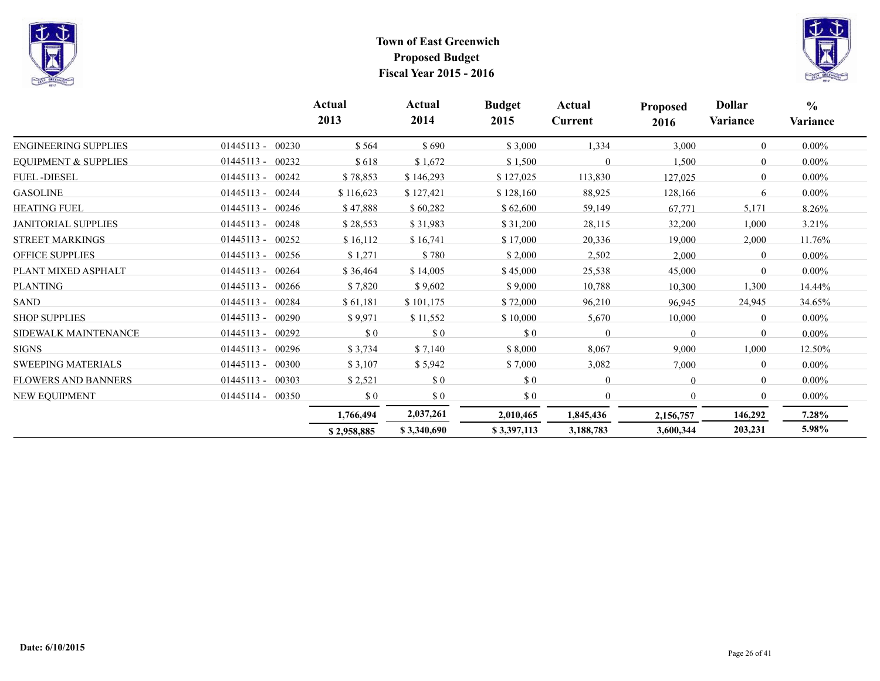# Town of East Greenwich
## Proposed Budget
## Fiscal Year 2015 - 2016

| | | Actual 2013 | Actual 2014 | Budget 2015 | Actual Current | Proposed 2016 | Dollar Variance | % Variance |
|---|---|---|---|---|---|---|---|---|
| ENGINEERING SUPPLIES | 01445113 - 00230 | $ 564 | $ 690 | $ 3,000 | 1,334 | 3,000 | 0 | 0.00% |
| EQUIPMENT & SUPPLIES | 01445113 - 00232 | $ 618 | $ 1,672 | $ 1,500 | 0 | 1,500 | 0 | 0.00% |
| FUEL -DIESEL | 01445113 - 00242 | $ 78,853 | $ 146,293 | $ 127,025 | 113,830 | 127,025 | 0 | 0.00% |
| GASOLINE | 01445113 - 00244 | $ 116,623 | $ 127,421 | $ 128,160 | 88,925 | 128,166 | 6 | 0.00% |
| HEATING FUEL | 01445113 - 00246 | $ 47,888 | $ 60,282 | $ 62,600 | 59,149 | 67,771 | 5,171 | 8.26% |
| JANITORIAL SUPPLIES | 01445113 - 00248 | $ 28,553 | $ 31,983 | $ 31,200 | 28,115 | 32,200 | 1,000 | 3.21% |
| STREET MARKINGS | 01445113 - 00252 | $ 16,112 | $ 16,741 | $ 17,000 | 20,336 | 19,000 | 2,000 | 11.76% |
| OFFICE SUPPLIES | 01445113 - 00256 | $ 1,271 | $ 780 | $ 2,000 | 2,502 | 2,000 | 0 | 0.00% |
| PLANT MIXED ASPHALT | 01445113 - 00264 | $ 36,464 | $ 14,005 | $ 45,000 | 25,538 | 45,000 | 0 | 0.00% |
| PLANTING | 01445113 - 00266 | $ 7,820 | $ 9,602 | $ 9,000 | 10,788 | 10,300 | 1,300 | 14.44% |
| SAND | 01445113 - 00284 | $ 61,181 | $ 101,175 | $ 72,000 | 96,210 | 96,945 | 24,945 | 34.65% |
| SHOP SUPPLIES | 01445113 - 00290 | $ 9,971 | $ 11,552 | $ 10,000 | 5,670 | 10,000 | 0 | 0.00% |
| SIDEWALK MAINTENANCE | 01445113 - 00292 | $ 0 | $ 0 | $ 0 | 0 | 0 | 0 | 0.00% |
| SIGNS | 01445113 - 00296 | $ 3,734 | $ 7,140 | $ 8,000 | 8,067 | 9,000 | 1,000 | 12.50% |
| SWEEPING MATERIALS | 01445113 - 00300 | $ 3,107 | $ 5,942 | $ 7,000 | 3,082 | 7,000 | 0 | 0.00% |
| FLOWERS AND BANNERS | 01445113 - 00303 | $ 2,521 | $ 0 | $ 0 | 0 | 0 | 0 | 0.00% |
| NEW EQUIPMENT | 01445114 - 00350 | $ 0 | $ 0 | $ 0 | 0 | 0 | 0 | 0.00% |
| | | **1,766,494** | **2,037,261** | **2,010,465** | **1,845,436** | **2,156,757** | **146,292** | **7.28%** |
| | | **$ 2,958,885** | **$ 3,340,690** | **$ 3,397,113** | **3,188,783** | **3,600,344** | **203,231** | **5.98%** |

**Date: 6/10/2015**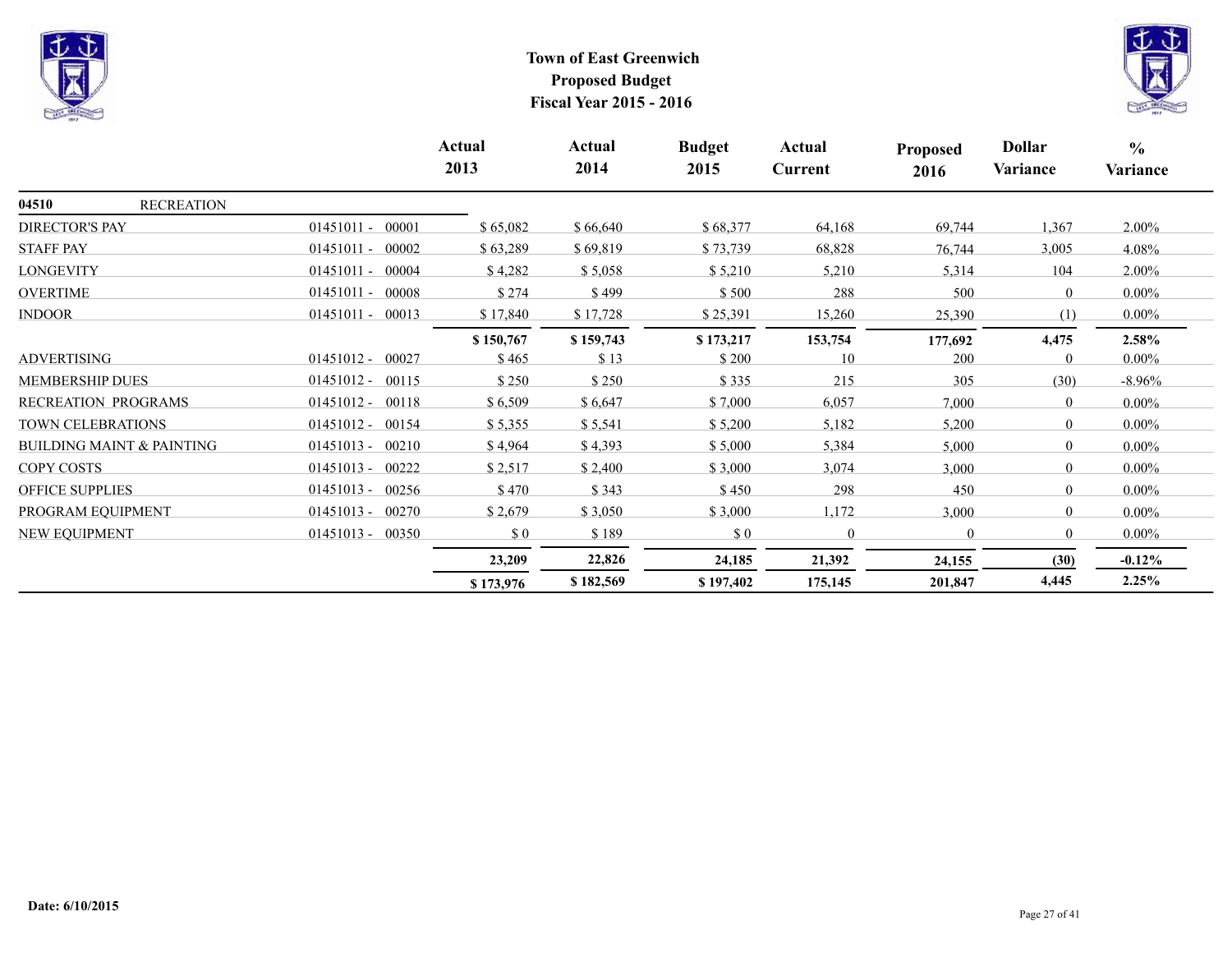# Town of East Greenwich
## Proposed Budget
### Fiscal Year 2015 - 2016

| | | Actual 2013 | Actual 2014 | Budget 2015 | Actual Current | Proposed 2016 | Dollar Variance | % Variance |
|---|---|---|---|---|---|---|---|---|
| **04510** RECREATION | | | | | | | | |
| DIRECTOR'S PAY | 01451011 - 00001 | $ 65,082 | $ 66,640 | $ 68,377 | 64,168 | 69,744 | 1,367 | 2.00% |
| STAFF PAY | 01451011 - 00002 | $ 63,289 | $ 69,819 | $ 73,739 | 68,828 | 76,744 | 3,005 | 4.08% |
| LONGEVITY | 01451011 - 00004 | $ 4,282 | $ 5,058 | $ 5,210 | 5,210 | 5,314 | 104 | 2.00% |
| OVERTIME | 01451011 - 00008 | $ 274 | $ 499 | $ 500 | 288 | 500 | 0 | 0.00% |
| INDOOR | 01451011 - 00013 | $ 17,840 | $ 17,728 | $ 25,391 | 15,260 | 25,390 | (1) | 0.00% |
| | | **$ 150,767** | **$ 159,743** | **$ 173,217** | **153,754** | **177,692** | **4,475** | **2.58%** |
| ADVERTISING | 01451012 - 00027 | $ 465 | $ 13 | $ 200 | 10 | 200 | 0 | 0.00% |
| MEMBERSHIP DUES | 01451012 - 00115 | $ 250 | $ 250 | $ 335 | 215 | 305 | (30) | -8.96% |
| RECREATION PROGRAMS | 01451012 - 00118 | $ 6,509 | $ 6,647 | $ 7,000 | 6,057 | 7,000 | 0 | 0.00% |
| TOWN CELEBRATIONS | 01451012 - 00154 | $ 5,355 | $ 5,541 | $ 5,200 | 5,182 | 5,200 | 0 | 0.00% |
| BUILDING MAINT & PAINTING | 01451013 - 00210 | $ 4,964 | $ 4,393 | $ 5,000 | 5,384 | 5,000 | 0 | 0.00% |
| COPY COSTS | 01451013 - 00222 | $ 2,517 | $ 2,400 | $ 3,000 | 3,074 | 3,000 | 0 | 0.00% |
| OFFICE SUPPLIES | 01451013 - 00256 | $ 470 | $ 343 | $ 450 | 298 | 450 | 0 | 0.00% |
| PROGRAM EQUIPMENT | 01451013 - 00270 | $ 2,679 | $ 3,050 | $ 3,000 | 1,172 | 3,000 | 0 | 0.00% |
| NEW EQUIPMENT | 01451013 - 00350 | $ 0 | $ 189 | $ 0 | 0 | 0 | 0 | 0.00% |
| | | **23,209** | **22,826** | **24,185** | **21,392** | **24,155** | **(30)** | **-0.12%** |
| | | **$ 173,976** | **$ 182,569** | **$ 197,402** | **175,145** | **201,847** | **4,445** | **2.25%** |

**Date: 6/10/2015**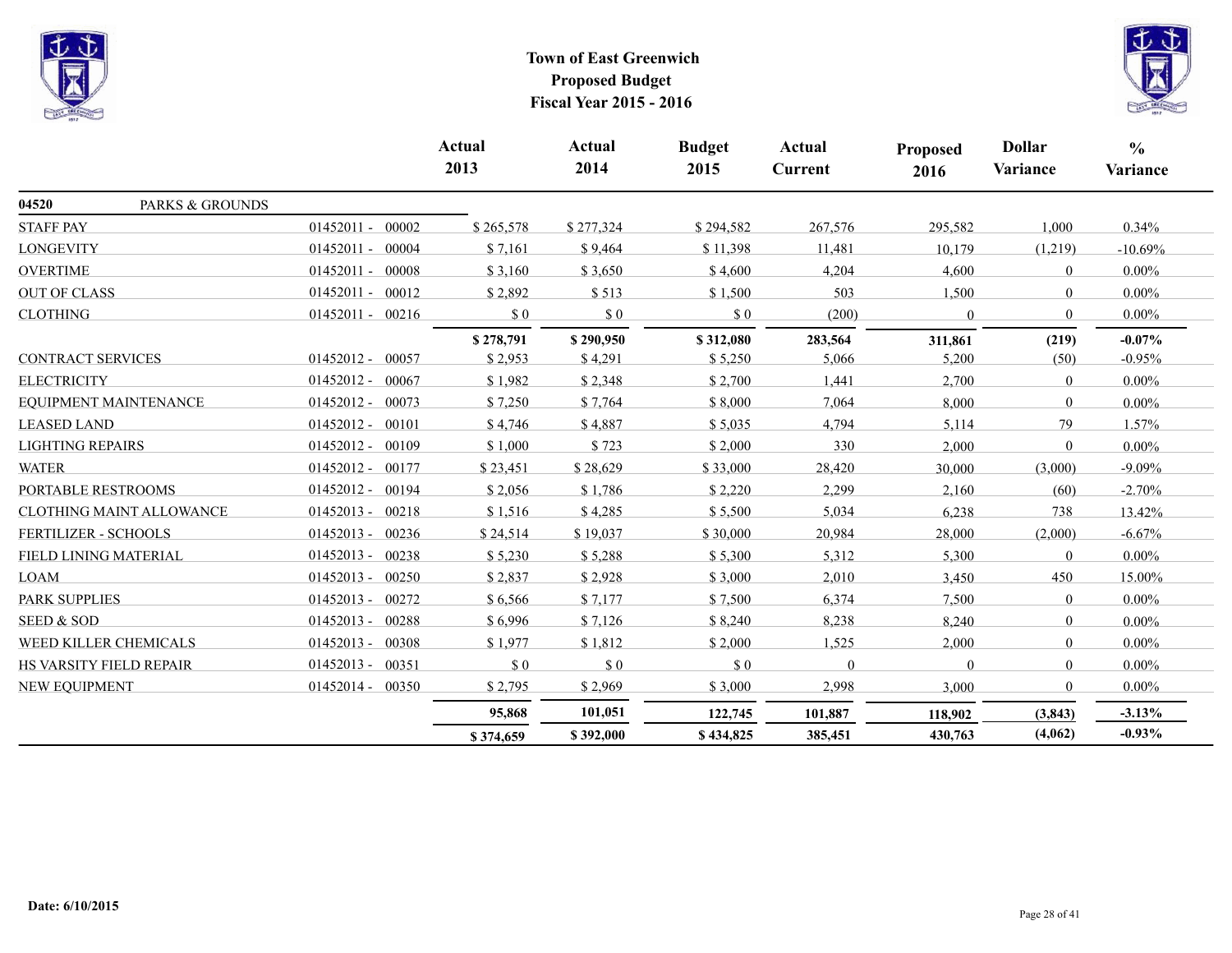# Town of East Greenwich
## Proposed Budget
## Fiscal Year 2015 - 2016

| | | Actual 2013 | Actual 2014 | Budget 2015 | Actual Current | Proposed 2016 | Dollar Variance | % Variance |
|---|---|---|---|---|---|---|---|---|
| **04520** PARKS & GROUNDS | | | | | | | | |
| STAFF PAY | 01452011 - 00002 | $ 265,578 | $ 277,324 | $ 294,582 | 267,576 | 295,582 | 1,000 | 0.34% |
| LONGEVITY | 01452011 - 00004 | $ 7,161 | $ 9,464 | $ 11,398 | 11,481 | 10,179 | (1,219) | -10.69% |
| OVERTIME | 01452011 - 00008 | $ 3,160 | $ 3,650 | $ 4,600 | 4,204 | 4,600 | 0 | 0.00% |
| OUT OF CLASS | 01452011 - 00012 | $ 2,892 | $ 513 | $ 1,500 | 503 | 1,500 | 0 | 0.00% |
| CLOTHING | 01452011 - 00216 | $ 0 | $ 0 | $ 0 | (200) | 0 | 0 | 0.00% |
| | | **$ 278,791** | **$ 290,950** | **$ 312,080** | **283,564** | **311,861** | **(219)** | **-0.07%** |
| CONTRACT SERVICES | 01452012 - 00057 | $ 2,953 | $ 4,291 | $ 5,250 | 5,066 | 5,200 | (50) | -0.95% |
| ELECTRICITY | 01452012 - 00067 | $ 1,982 | $ 2,348 | $ 2,700 | 1,441 | 2,700 | 0 | 0.00% |
| EQUIPMENT MAINTENANCE | 01452012 - 00073 | $ 7,250 | $ 7,764 | $ 8,000 | 7,064 | 8,000 | 0 | 0.00% |
| LEASED LAND | 01452012 - 00101 | $ 4,746 | $ 4,887 | $ 5,035 | 4,794 | 5,114 | 79 | 1.57% |
| LIGHTING REPAIRS | 01452012 - 00109 | $ 1,000 | $ 723 | $ 2,000 | 330 | 2,000 | 0 | 0.00% |
| WATER | 01452012 - 00177 | $ 23,451 | $ 28,629 | $ 33,000 | 28,420 | 30,000 | (3,000) | -9.09% |
| PORTABLE RESTROOMS | 01452012 - 00194 | $ 2,056 | $ 1,786 | $ 2,220 | 2,299 | 2,160 | (60) | -2.70% |
| CLOTHING MAINT ALLOWANCE | 01452013 - 00218 | $ 1,516 | $ 4,285 | $ 5,500 | 5,034 | 6,238 | 738 | 13.42% |
| FERTILIZER - SCHOOLS | 01452013 - 00236 | $ 24,514 | $ 19,037 | $ 30,000 | 20,984 | 28,000 | (2,000) | -6.67% |
| FIELD LINING MATERIAL | 01452013 - 00238 | $ 5,230 | $ 5,288 | $ 5,300 | 5,312 | 5,300 | 0 | 0.00% |
| LOAM | 01452013 - 00250 | $ 2,837 | $ 2,928 | $ 3,000 | 2,010 | 3,450 | 450 | 15.00% |
| PARK SUPPLIES | 01452013 - 00272 | $ 6,566 | $ 7,177 | $ 7,500 | 6,374 | 7,500 | 0 | 0.00% |
| SEED & SOD | 01452013 - 00288 | $ 6,996 | $ 7,126 | $ 8,240 | 8,238 | 8,240 | 0 | 0.00% |
| WEED KILLER CHEMICALS | 01452013 - 00308 | $ 1,977 | $ 1,812 | $ 2,000 | 1,525 | 2,000 | 0 | 0.00% |
| HS VARSITY FIELD REPAIR | 01452013 - 00351 | $ 0 | $ 0 | $ 0 | 0 | 0 | 0 | 0.00% |
| NEW EQUIPMENT | 01452014 - 00350 | $ 2,795 | $ 2,969 | $ 3,000 | 2,998 | 3,000 | 0 | 0.00% |
| | | **95,868** | **101,051** | **122,745** | **101,887** | **118,902** | **(3,843)** | **-3.13%** |
| | | **$ 374,659** | **$ 392,000** | **$ 434,825** | **385,451** | **430,763** | **(4,062)** | **-0.93%** |

**Date: 6/10/2015**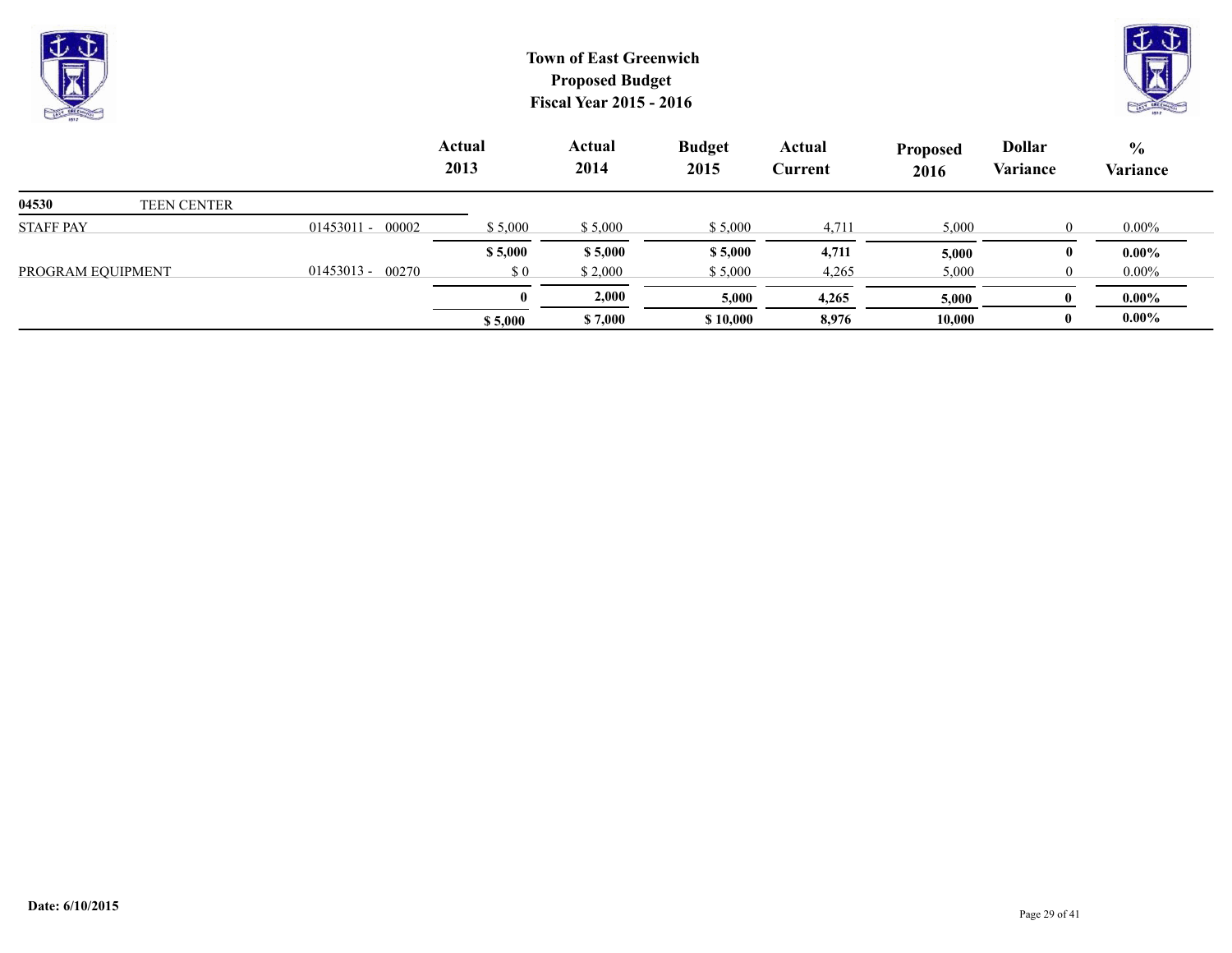**Town of East Greenwich**
**Proposed Budget**
**Fiscal Year 2015 - 2016**

| | | Actual 2013 | Actual 2014 | Budget 2015 | Actual Current | Proposed 2016 | Dollar Variance | % Variance |
|---|---|---|---|---|---|---|---|---|
| **04530** TEEN CENTER | | | | | | | | |
| STAFF PAY | 01453011 - 00002 | $ 5,000 | $ 5,000 | $ 5,000 | 4,711 | 5,000 | 0 | 0.00% |
| | | **$ 5,000** | **$ 5,000** | **$ 5,000** | **4,711** | **5,000** | **0** | **0.00%** |
| PROGRAM EQUIPMENT | 01453013 - 00270 | $ 0 | $ 2,000 | $ 5,000 | 4,265 | 5,000 | 0 | 0.00% |
| | | **0** | **2,000** | **5,000** | **4,265** | **5,000** | **0** | **0.00%** |
| | | **$ 5,000** | **$ 7,000** | **$ 10,000** | **8,976** | **10,000** | **0** | **0.00%** |

**Date: 6/10/2015**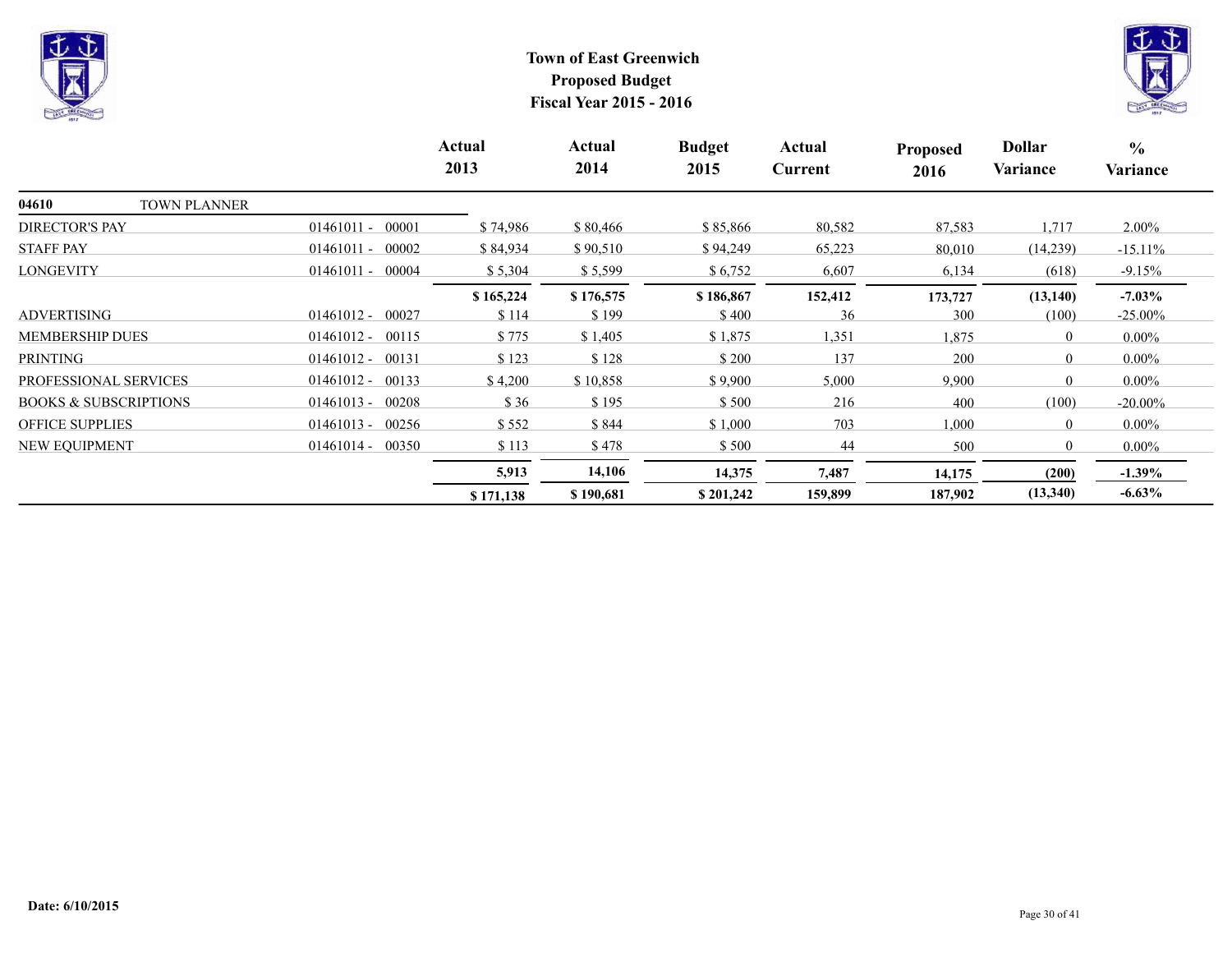# Town of East Greenwich
## Proposed Budget
## Fiscal Year 2015 - 2016

| | | Actual 2013 | Actual 2014 | Budget 2015 | Actual Current | Proposed 2016 | Dollar Variance | % Variance |
|---|---|---|---|---|---|---|---|---|
| **04610** TOWN PLANNER | | | | | | | | |
| DIRECTOR'S PAY | 01461011 - 00001 | $ 74,986 | $ 80,466 | $ 85,866 | 80,582 | 87,583 | 1,717 | 2.00% |
| STAFF PAY | 01461011 - 00002 | $ 84,934 | $ 90,510 | $ 94,249 | 65,223 | 80,010 | (14,239) | -15.11% |
| LONGEVITY | 01461011 - 00004 | $ 5,304 | $ 5,599 | $ 6,752 | 6,607 | 6,134 | (618) | -9.15% |
| | | **$ 165,224** | **$ 176,575** | **$ 186,867** | **152,412** | **173,727** | **(13,140)** | **-7.03%** |
| ADVERTISING | 01461012 - 00027 | $ 114 | $ 199 | $ 400 | 36 | 300 | (100) | -25.00% |
| MEMBERSHIP DUES | 01461012 - 00115 | $ 775 | $ 1,405 | $ 1,875 | 1,351 | 1,875 | 0 | 0.00% |
| PRINTING | 01461012 - 00131 | $ 123 | $ 128 | $ 200 | 137 | 200 | 0 | 0.00% |
| PROFESSIONAL SERVICES | 01461012 - 00133 | $ 4,200 | $ 10,858 | $ 9,900 | 5,000 | 9,900 | 0 | 0.00% |
| BOOKS & SUBSCRIPTIONS | 01461013 - 00208 | $ 36 | $ 195 | $ 500 | 216 | 400 | (100) | -20.00% |
| OFFICE SUPPLIES | 01461013 - 00256 | $ 552 | $ 844 | $ 1,000 | 703 | 1,000 | 0 | 0.00% |
| NEW EQUIPMENT | 01461014 - 00350 | $ 113 | $ 478 | $ 500 | 44 | 500 | 0 | 0.00% |
| | | **5,913** | **14,106** | **14,375** | **7,487** | **14,175** | **(200)** | **-1.39%** |
| | | **$ 171,138** | **$ 190,681** | **$ 201,242** | **159,899** | **187,902** | **(13,340)** | **-6.63%** |

**Date: 6/10/2015**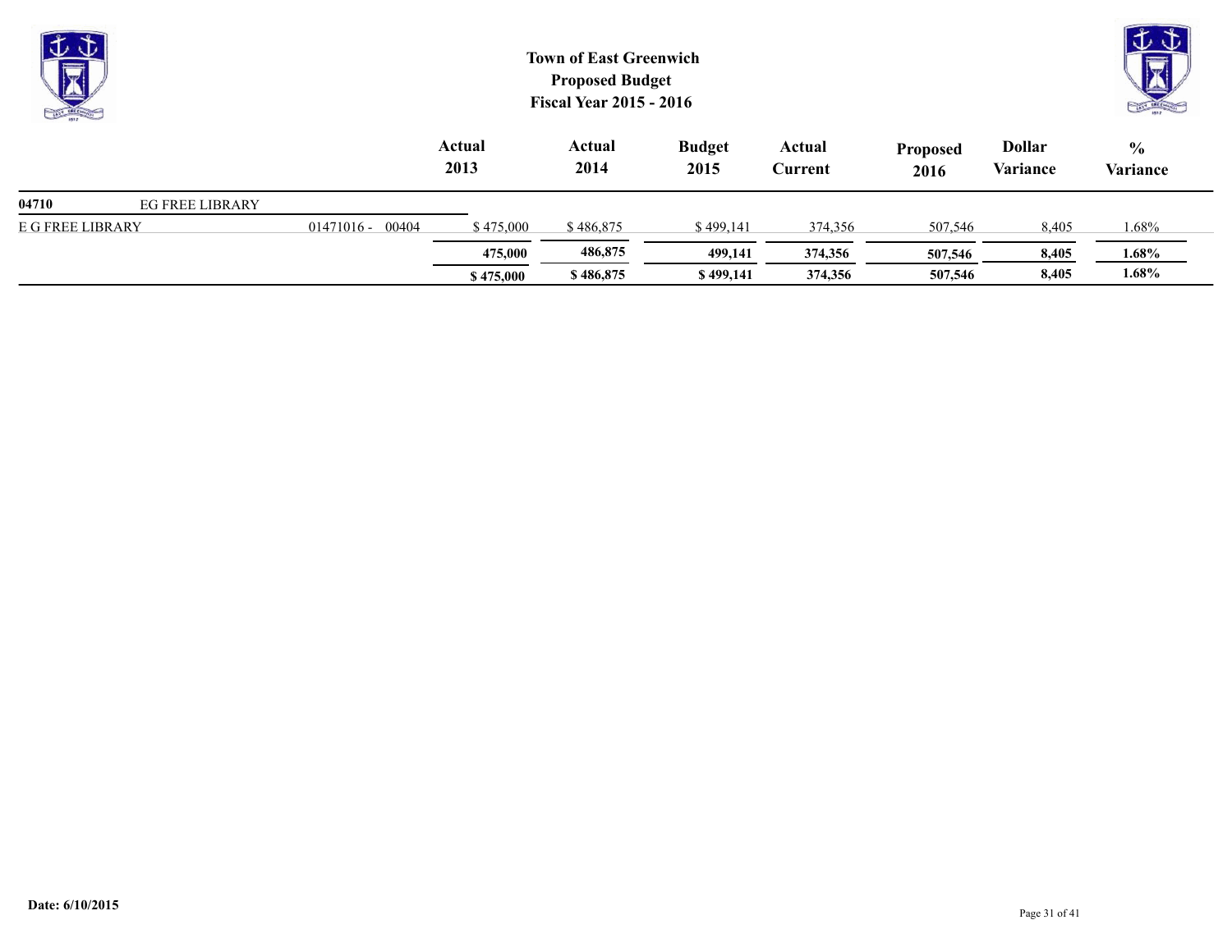# Town of East Greenwich
## Proposed Budget
## Fiscal Year 2015 - 2016

| | | Actual 2013 | Actual 2014 | Budget 2015 | Actual Current | Proposed 2016 | Dollar Variance | % Variance |
|---|---|---|---|---|---|---|---|---|
| **04710** EG FREE LIBRARY | | | | | | | | |
| E G FREE LIBRARY | 01471016 - 00404 | $ 475,000 | $ 486,875 | $ 499,141 | 374,356 | 507,546 | 8,405 | 1.68% |
| | | **475,000** | **486,875** | **499,141** | **374,356** | **507,546** | **8,405** | **1.68%** |
| | | **$ 475,000** | **$ 486,875** | **$ 499,141** | **374,356** | **507,546** | **8,405** | **1.68%** |

**Date: 6/10/2015**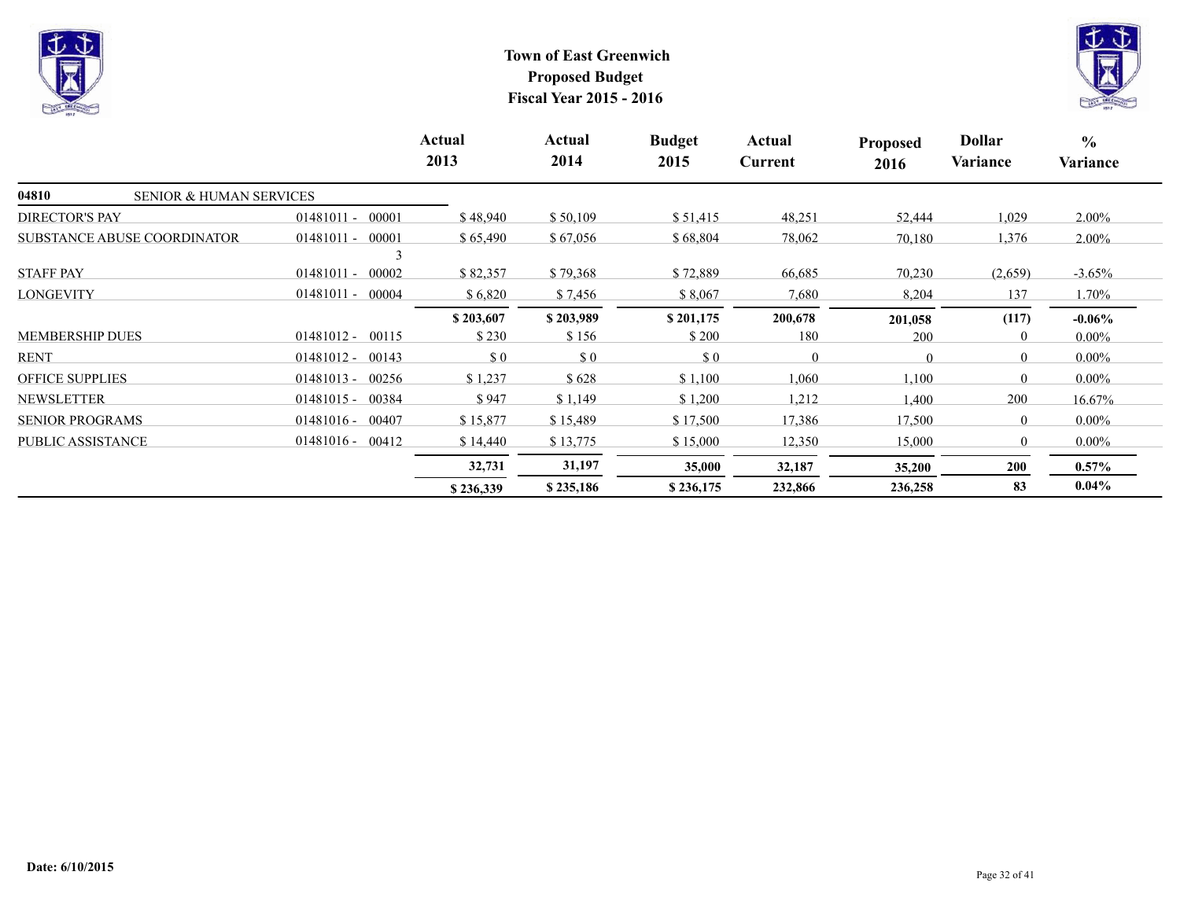# Town of East Greenwich
## Proposed Budget
## Fiscal Year 2015 - 2016

| | | Actual 2013 | Actual 2014 | Budget 2015 | Actual Current | Proposed 2016 | Dollar Variance | % Variance |
|---|---|---|---|---|---|---|---|---|
| **04810** SENIOR & HUMAN SERVICES | | | | | | | | |
| DIRECTOR'S PAY | 01481011 - 00001 | $ 48,940 | $ 50,109 | $ 51,415 | 48,251 | 52,444 | 1,029 | 2.00% |
| SUBSTANCE ABUSE COORDINATOR | 01481011 - 000013 | $ 65,490 | $ 67,056 | $ 68,804 | 78,062 | 70,180 | 1,376 | 2.00% |
| STAFF PAY | 01481011 - 00002 | $ 82,357 | $ 79,368 | $ 72,889 | 66,685 | 70,230 | (2,659) | -3.65% |
| LONGEVITY | 01481011 - 00004 | $ 6,820 | $ 7,456 | $ 8,067 | 7,680 | 8,204 | 137 | 1.70% |
| | | **$ 203,607** | **$ 203,989** | **$ 201,175** | **200,678** | **201,058** | **(117)** | **-0.06%** |
| MEMBERSHIP DUES | 01481012 - 00115 | $ 230 | $ 156 | $ 200 | 180 | 200 | 0 | 0.00% |
| RENT | 01481012 - 00143 | $ 0 | $ 0 | $ 0 | 0 | 0 | 0 | 0.00% |
| OFFICE SUPPLIES | 01481013 - 00256 | $ 1,237 | $ 628 | $ 1,100 | 1,060 | 1,100 | 0 | 0.00% |
| NEWSLETTER | 01481015 - 00384 | $ 947 | $ 1,149 | $ 1,200 | 1,212 | 1,400 | 200 | 16.67% |
| SENIOR PROGRAMS | 01481016 - 00407 | $ 15,877 | $ 15,489 | $ 17,500 | 17,386 | 17,500 | 0 | 0.00% |
| PUBLIC ASSISTANCE | 01481016 - 00412 | $ 14,440 | $ 13,775 | $ 15,000 | 12,350 | 15,000 | 0 | 0.00% |
| | | **32,731** | **31,197** | **35,000** | **32,187** | **35,200** | **200** | **0.57%** |
| | | **$ 236,339** | **$ 235,186** | **$ 236,175** | **232,866** | **236,258** | **83** | **0.04%** |

**Date: 6/10/2015**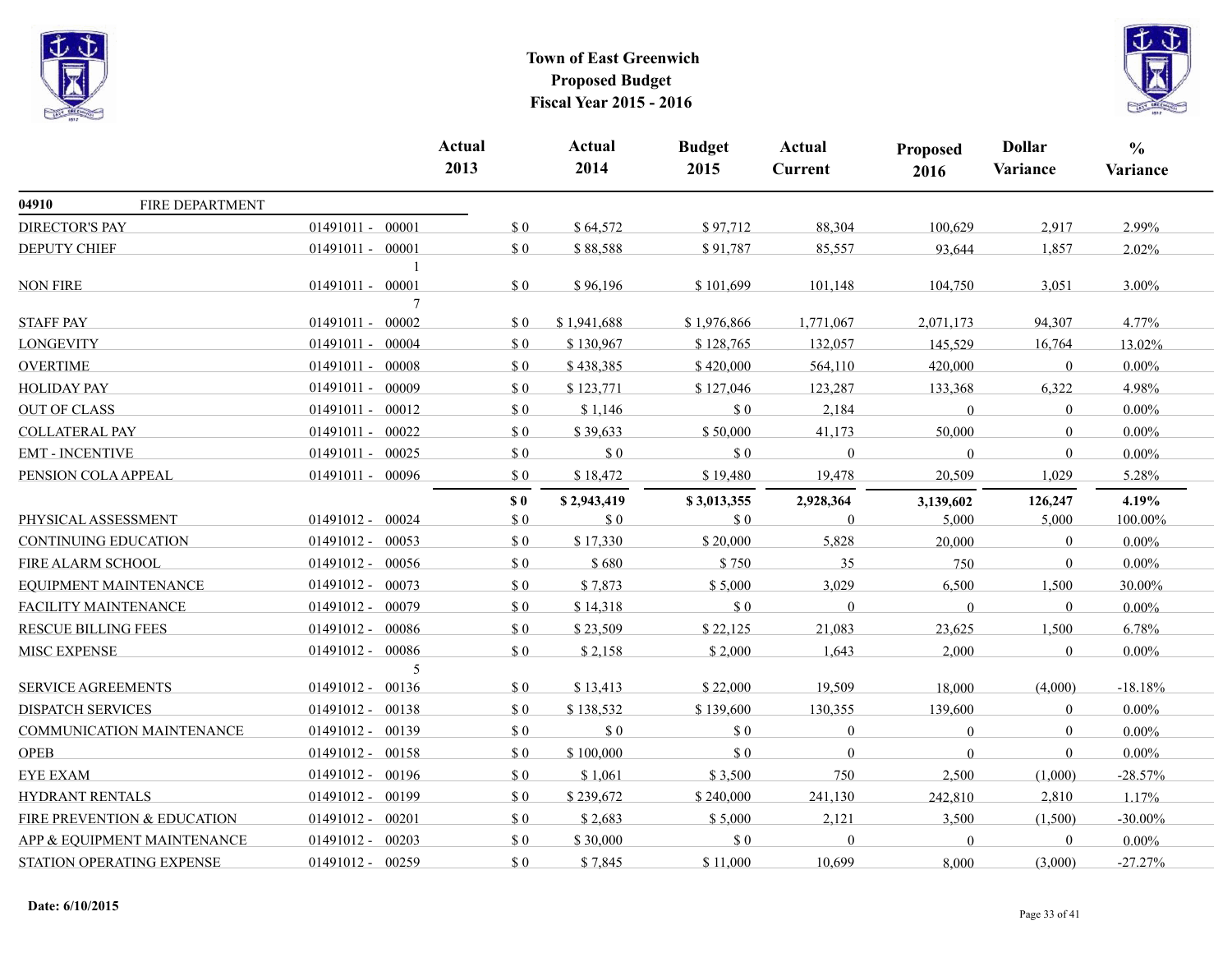# Town of East Greenwich
## Proposed Budget
## Fiscal Year 2015 - 2016

| | | Actual 2013 | Actual 2014 | Budget 2015 | Actual Current | Proposed 2016 | Dollar Variance | % Variance |
|---|---|---|---|---|---|---|---|---|
| **04910** FIRE DEPARTMENT | | | | | | | | |
| DIRECTOR'S PAY | 01491011 - 00001 | $ 0 | $ 64,572 | $ 97,712 | 88,304 | 100,629 | 2,917 | 2.99% |
| DEPUTY CHIEF | 01491011 - 000011 | $ 0 | $ 88,588 | $ 91,787 | 85,557 | 93,644 | 1,857 | 2.02% |
| NON FIRE | 01491011 - 000017 | $ 0 | $ 96,196 | $ 101,699 | 101,148 | 104,750 | 3,051 | 3.00% |
| STAFF PAY | 01491011 - 00002 | $ 0 | $ 1,941,688 | $ 1,976,866 | 1,771,067 | 2,071,173 | 94,307 | 4.77% |
| LONGEVITY | 01491011 - 00004 | $ 0 | $ 130,967 | $ 128,765 | 132,057 | 145,529 | 16,764 | 13.02% |
| OVERTIME | 01491011 - 00008 | $ 0 | $ 438,385 | $ 420,000 | 564,110 | 420,000 | 0 | 0.00% |
| HOLIDAY PAY | 01491011 - 00009 | $ 0 | $ 123,771 | $ 127,046 | 123,287 | 133,368 | 6,322 | 4.98% |
| OUT OF CLASS | 01491011 - 00012 | $ 0 | $ 1,146 | $ 0 | 2,184 | 0 | 0 | 0.00% |
| COLLATERAL PAY | 01491011 - 00022 | $ 0 | $ 39,633 | $ 50,000 | 41,173 | 50,000 | 0 | 0.00% |
| EMT - INCENTIVE | 01491011 - 00025 | $ 0 | $ 0 | $ 0 | 0 | 0 | 0 | 0.00% |
| PENSION COLA APPEAL | 01491011 - 00096 | $ 0 | $ 18,472 | $ 19,480 | 19,478 | 20,509 | 1,029 | 5.28% |
| | | **$ 0** | **$ 2,943,419** | **$ 3,013,355** | **2,928,364** | **3,139,602** | **126,247** | **4.19%** |
| PHYSICAL ASSESSMENT | 01491012 - 00024 | $ 0 | $ 0 | $ 0 | 0 | 5,000 | 5,000 | 100.00% |
| CONTINUING EDUCATION | 01491012 - 00053 | $ 0 | $ 17,330 | $ 20,000 | 5,828 | 20,000 | 0 | 0.00% |
| FIRE ALARM SCHOOL | 01491012 - 00056 | $ 0 | $ 680 | $ 750 | 35 | 750 | 0 | 0.00% |
| EQUIPMENT MAINTENANCE | 01491012 - 00073 | $ 0 | $ 7,873 | $ 5,000 | 3,029 | 6,500 | 1,500 | 30.00% |
| FACILITY MAINTENANCE | 01491012 - 00079 | $ 0 | $ 14,318 | $ 0 | 0 | 0 | 0 | 0.00% |
| RESCUE BILLING FEES | 01491012 - 00086 | $ 0 | $ 23,509 | $ 22,125 | 21,083 | 23,625 | 1,500 | 6.78% |
| MISC EXPENSE | 01491012 - 000865 | $ 0 | $ 2,158 | $ 2,000 | 1,643 | 2,000 | 0 | 0.00% |
| SERVICE AGREEMENTS | 01491012 - 00136 | $ 0 | $ 13,413 | $ 22,000 | 19,509 | 18,000 | (4,000) | -18.18% |
| DISPATCH SERVICES | 01491012 - 00138 | $ 0 | $ 138,532 | $ 139,600 | 130,355 | 139,600 | 0 | 0.00% |
| COMMUNICATION MAINTENANCE | 01491012 - 00139 | $ 0 | $ 0 | $ 0 | 0 | 0 | 0 | 0.00% |
| OPEB | 01491012 - 00158 | $ 0 | $ 100,000 | $ 0 | 0 | 0 | 0 | 0.00% |
| EYE EXAM | 01491012 - 00196 | $ 0 | $ 1,061 | $ 3,500 | 750 | 2,500 | (1,000) | -28.57% |
| HYDRANT RENTALS | 01491012 - 00199 | $ 0 | $ 239,672 | $ 240,000 | 241,130 | 242,810 | 2,810 | 1.17% |
| FIRE PREVENTION & EDUCATION | 01491012 - 00201 | $ 0 | $ 2,683 | $ 5,000 | 2,121 | 3,500 | (1,500) | -30.00% |
| APP & EQUIPMENT MAINTENANCE | 01491012 - 00203 | $ 0 | $ 30,000 | $ 0 | 0 | 0 | 0 | 0.00% |
| STATION OPERATING EXPENSE | 01491012 - 00259 | $ 0 | $ 7,845 | $ 11,000 | 10,699 | 8,000 | (3,000) | -27.27% |

**Date: 6/10/2015**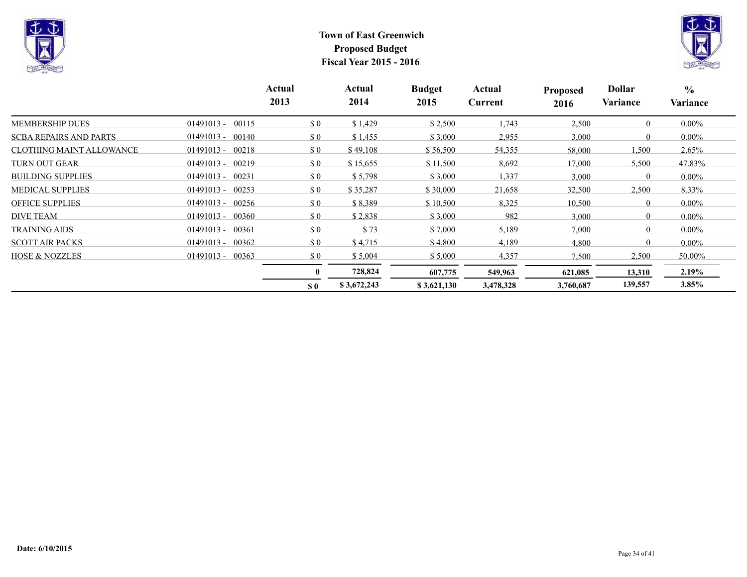# Town of East Greenwich
## Proposed Budget
## Fiscal Year 2015 - 2016

| | | Actual 2013 | Actual 2014 | Budget 2015 | Actual Current | Proposed 2016 | Dollar Variance | % Variance |
|---|---|---|---|---|---|---|---|---|
| MEMBERSHIP DUES | 01491013 - 00115 | $ 0 | $ 1,429 | $ 2,500 | 1,743 | 2,500 | 0 | 0.00% |
| SCBA REPAIRS AND PARTS | 01491013 - 00140 | $ 0 | $ 1,455 | $ 3,000 | 2,955 | 3,000 | 0 | 0.00% |
| CLOTHING MAINT ALLOWANCE | 01491013 - 00218 | $ 0 | $ 49,108 | $ 56,500 | 54,355 | 58,000 | 1,500 | 2.65% |
| TURN OUT GEAR | 01491013 - 00219 | $ 0 | $ 15,655 | $ 11,500 | 8,692 | 17,000 | 5,500 | 47.83% |
| BUILDING SUPPLIES | 01491013 - 00231 | $ 0 | $ 5,798 | $ 3,000 | 1,337 | 3,000 | 0 | 0.00% |
| MEDICAL SUPPLIES | 01491013 - 00253 | $ 0 | $ 35,287 | $ 30,000 | 21,658 | 32,500 | 2,500 | 8.33% |
| OFFICE SUPPLIES | 01491013 - 00256 | $ 0 | $ 8,389 | $ 10,500 | 8,325 | 10,500 | 0 | 0.00% |
| DIVE TEAM | 01491013 - 00360 | $ 0 | $ 2,838 | $ 3,000 | 982 | 3,000 | 0 | 0.00% |
| TRAINING AIDS | 01491013 - 00361 | $ 0 | $ 73 | $ 7,000 | 5,189 | 7,000 | 0 | 0.00% |
| SCOTT AIR PACKS | 01491013 - 00362 | $ 0 | $ 4,715 | $ 4,800 | 4,189 | 4,800 | 0 | 0.00% |
| HOSE & NOZZLES | 01491013 - 00363 | $ 0 | $ 5,004 | $ 5,000 | 4,357 | 7,500 | 2,500 | 50.00% |
| | | **0** | **728,824** | **607,775** | **549,963** | **621,085** | **13,310** | **2.19%** |
| | | **$ 0** | **$ 3,672,243** | **$ 3,621,130** | **3,478,328** | **3,760,687** | **139,557** | **3.85%** |

**Date: 6/10/2015**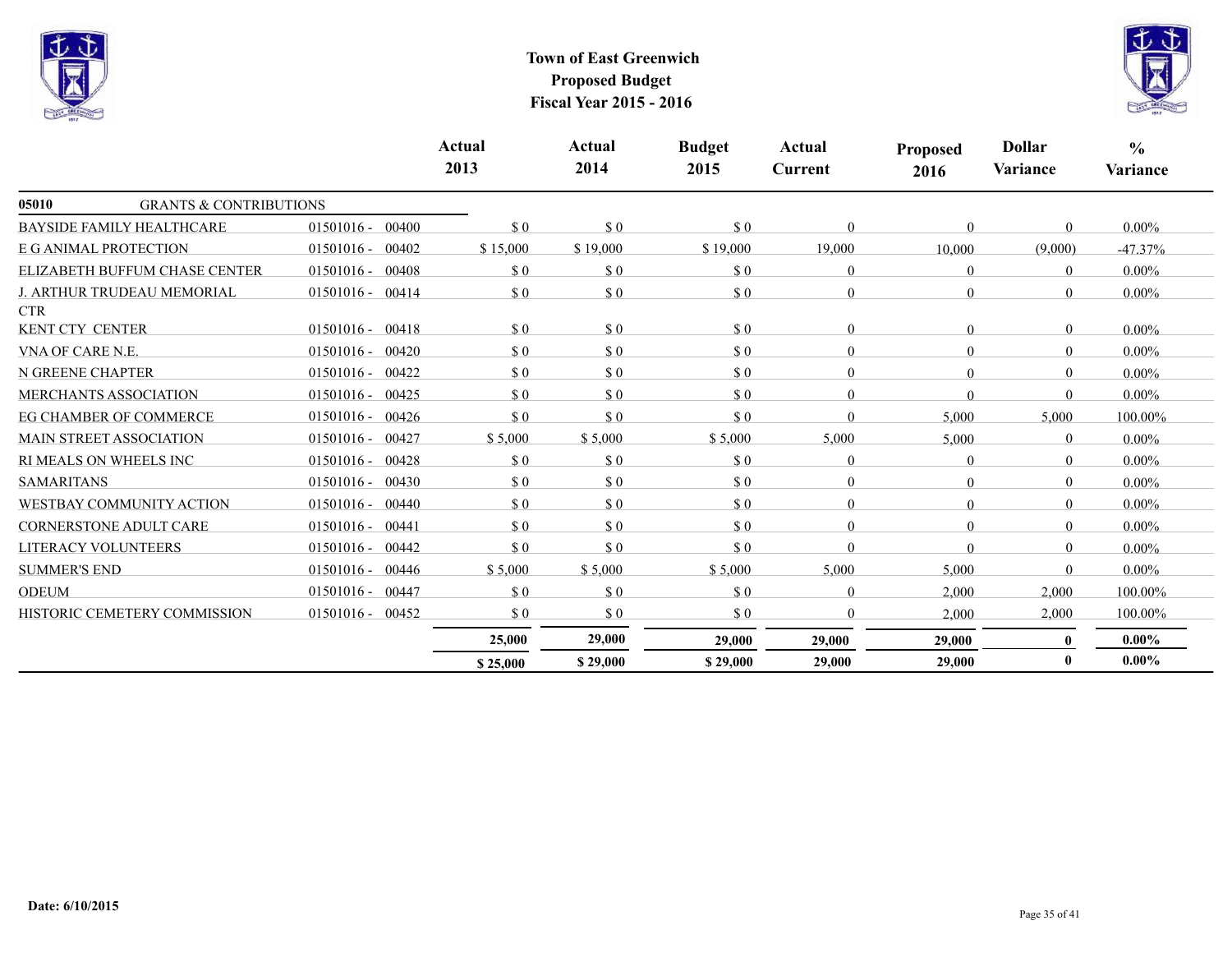# Town of East Greenwich
## Proposed Budget
## Fiscal Year 2015 - 2016

| | | Actual 2013 | Actual 2014 | Budget 2015 | Actual Current | Proposed 2016 | Dollar Variance | % Variance |
|---|---|---|---|---|---|---|---|---|
| **05010** GRANTS & CONTRIBUTIONS | | | | | | | | |
| BAYSIDE FAMILY HEALTHCARE | 01501016 - 00400 | $ 0 | $ 0 | $ 0 | 0 | 0 | 0 | 0.00% |
| E G ANIMAL PROTECTION | 01501016 - 00402 | $ 15,000 | $ 19,000 | $ 19,000 | 19,000 | 10,000 | (9,000) | -47.37% |
| ELIZABETH BUFFUM CHASE CENTER | 01501016 - 00408 | $ 0 | $ 0 | $ 0 | 0 | 0 | 0 | 0.00% |
| J. ARTHUR TRUDEAU MEMORIAL CTR | 01501016 - 00414 | $ 0 | $ 0 | $ 0 | 0 | 0 | 0 | 0.00% |
| KENT CTY CENTER | 01501016 - 00418 | $ 0 | $ 0 | $ 0 | 0 | 0 | 0 | 0.00% |
| VNA OF CARE N.E. | 01501016 - 00420 | $ 0 | $ 0 | $ 0 | 0 | 0 | 0 | 0.00% |
| N GREENE CHAPTER | 01501016 - 00422 | $ 0 | $ 0 | $ 0 | 0 | 0 | 0 | 0.00% |
| MERCHANTS ASSOCIATION | 01501016 - 00425 | $ 0 | $ 0 | $ 0 | 0 | 0 | 0 | 0.00% |
| EG CHAMBER OF COMMERCE | 01501016 - 00426 | $ 0 | $ 0 | $ 0 | 0 | 5,000 | 5,000 | 100.00% |
| MAIN STREET ASSOCIATION | 01501016 - 00427 | $ 5,000 | $ 5,000 | $ 5,000 | 5,000 | 5,000 | 0 | 0.00% |
| RI MEALS ON WHEELS INC | 01501016 - 00428 | $ 0 | $ 0 | $ 0 | 0 | 0 | 0 | 0.00% |
| SAMARITANS | 01501016 - 00430 | $ 0 | $ 0 | $ 0 | 0 | 0 | 0 | 0.00% |
| WESTBAY COMMUNITY ACTION | 01501016 - 00440 | $ 0 | $ 0 | $ 0 | 0 | 0 | 0 | 0.00% |
| CORNERSTONE ADULT CARE | 01501016 - 00441 | $ 0 | $ 0 | $ 0 | 0 | 0 | 0 | 0.00% |
| LITERACY VOLUNTEERS | 01501016 - 00442 | $ 0 | $ 0 | $ 0 | 0 | 0 | 0 | 0.00% |
| SUMMER'S END | 01501016 - 00446 | $ 5,000 | $ 5,000 | $ 5,000 | 5,000 | 5,000 | 0 | 0.00% |
| ODEUM | 01501016 - 00447 | $ 0 | $ 0 | $ 0 | 0 | 2,000 | 2,000 | 100.00% |
| HISTORIC CEMETERY COMMISSION | 01501016 - 00452 | $ 0 | $ 0 | $ 0 | 0 | 2,000 | 2,000 | 100.00% |
| | | **25,000** | **29,000** | **29,000** | **29,000** | **29,000** | **0** | **0.00%** |
| | | **$ 25,000** | **$ 29,000** | **$ 29,000** | **29,000** | **29,000** | **0** | **0.00%** |

**Date: 6/10/2015**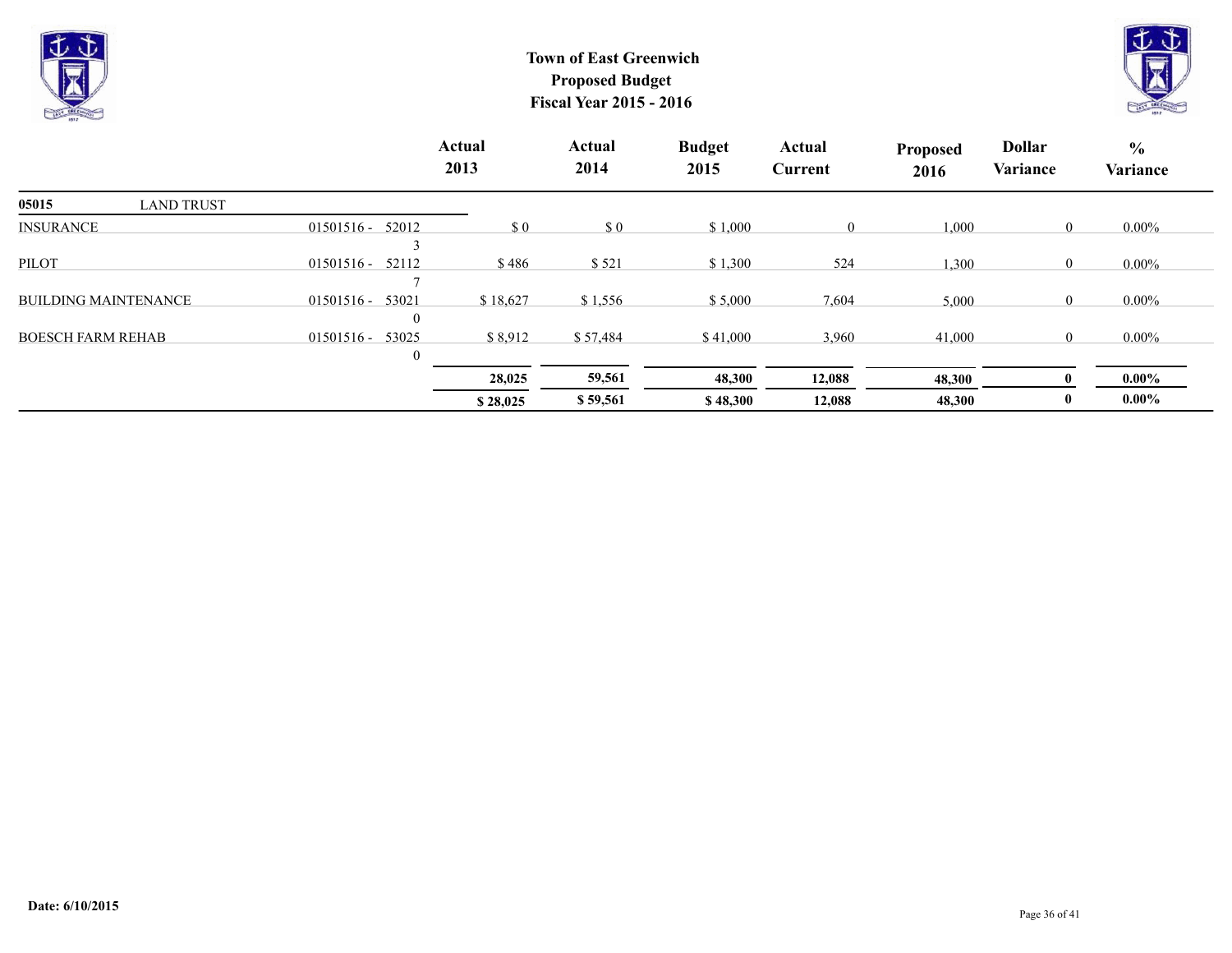# Town of East Greenwich
## Proposed Budget
## Fiscal Year 2015 - 2016

| | | Actual 2013 | Actual 2014 | Budget 2015 | Actual Current | Proposed 2016 | Dollar Variance | % Variance |
|---|---|---|---|---|---|---|---|---|
| **05015** LAND TRUST | | | | | | | | |
| INSURANCE | 01501516 - 520123 | $ 0 | $ 0 | $ 1,000 | 0 | 1,000 | 0 | 0.00% |
| PILOT | 01501516 - 521127 | $ 486 | $ 521 | $ 1,300 | 524 | 1,300 | 0 | 0.00% |
| BUILDING MAINTENANCE | 01501516 - 530210 | $ 18,627 | $ 1,556 | $ 5,000 | 7,604 | 5,000 | 0 | 0.00% |
| BOESCH FARM REHAB | 01501516 - 530250 | $ 8,912 | $ 57,484 | $ 41,000 | 3,960 | 41,000 | 0 | 0.00% |
| | | **28,025** | **59,561** | **48,300** | **12,088** | **48,300** | **0** | **0.00%** |
| | | **$ 28,025** | **$ 59,561** | **$ 48,300** | **12,088** | **48,300** | **0** | **0.00%** |

**Date: 6/10/2015**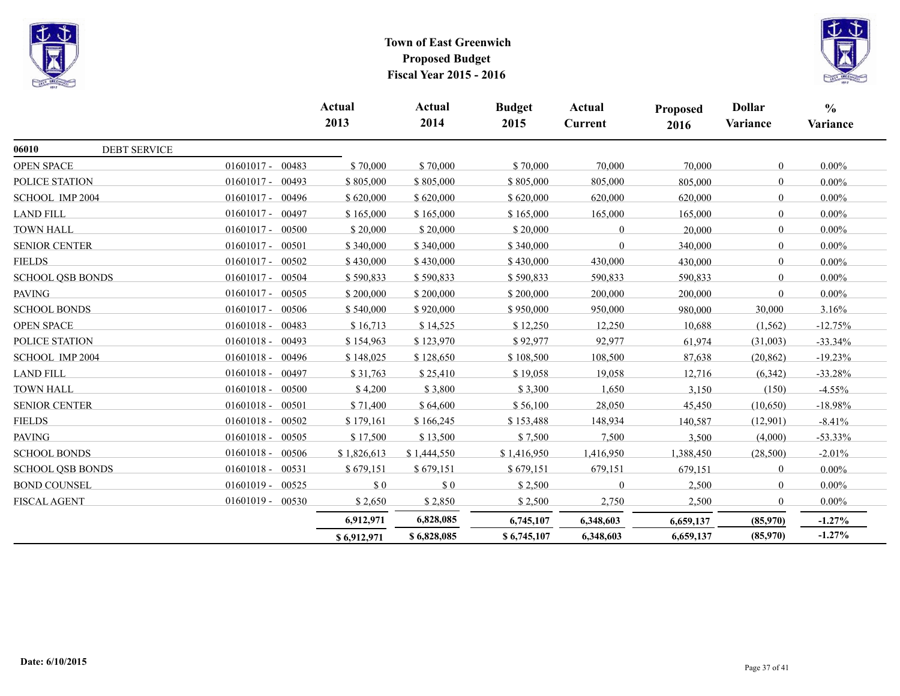# Town of East Greenwich
## Proposed Budget
## Fiscal Year 2015 - 2016

| | | Actual 2013 | Actual 2014 | Budget 2015 | Actual Current | Proposed 2016 | Dollar Variance | % Variance |
|---|---|---|---|---|---|---|---|---|
| **06010** DEBT SERVICE | | | | | | | | |
| OPEN SPACE | 01601017 - 00483 | $ 70,000 | $ 70,000 | $ 70,000 | 70,000 | 70,000 | 0 | 0.00% |
| POLICE STATION | 01601017 - 00493 | $ 805,000 | $ 805,000 | $ 805,000 | 805,000 | 805,000 | 0 | 0.00% |
| SCHOOL IMP 2004 | 01601017 - 00496 | $ 620,000 | $ 620,000 | $ 620,000 | 620,000 | 620,000 | 0 | 0.00% |
| LAND FILL | 01601017 - 00497 | $ 165,000 | $ 165,000 | $ 165,000 | 165,000 | 165,000 | 0 | 0.00% |
| TOWN HALL | 01601017 - 00500 | $ 20,000 | $ 20,000 | $ 20,000 | 0 | 20,000 | 0 | 0.00% |
| SENIOR CENTER | 01601017 - 00501 | $ 340,000 | $ 340,000 | $ 340,000 | 0 | 340,000 | 0 | 0.00% |
| FIELDS | 01601017 - 00502 | $ 430,000 | $ 430,000 | $ 430,000 | 430,000 | 430,000 | 0 | 0.00% |
| SCHOOL QSB BONDS | 01601017 - 00504 | $ 590,833 | $ 590,833 | $ 590,833 | 590,833 | 590,833 | 0 | 0.00% |
| PAVING | 01601017 - 00505 | $ 200,000 | $ 200,000 | $ 200,000 | 200,000 | 200,000 | 0 | 0.00% |
| SCHOOL BONDS | 01601017 - 00506 | $ 540,000 | $ 920,000 | $ 950,000 | 950,000 | 980,000 | 30,000 | 3.16% |
| OPEN SPACE | 01601018 - 00483 | $ 16,713 | $ 14,525 | $ 12,250 | 12,250 | 10,688 | (1,562) | -12.75% |
| POLICE STATION | 01601018 - 00493 | $ 154,963 | $ 123,970 | $ 92,977 | 92,977 | 61,974 | (31,003) | -33.34% |
| SCHOOL IMP 2004 | 01601018 - 00496 | $ 148,025 | $ 128,650 | $ 108,500 | 108,500 | 87,638 | (20,862) | -19.23% |
| LAND FILL | 01601018 - 00497 | $ 31,763 | $ 25,410 | $ 19,058 | 19,058 | 12,716 | (6,342) | -33.28% |
| TOWN HALL | 01601018 - 00500 | $ 4,200 | $ 3,800 | $ 3,300 | 1,650 | 3,150 | (150) | -4.55% |
| SENIOR CENTER | 01601018 - 00501 | $ 71,400 | $ 64,600 | $ 56,100 | 28,050 | 45,450 | (10,650) | -18.98% |
| FIELDS | 01601018 - 00502 | $ 179,161 | $ 166,245 | $ 153,488 | 148,934 | 140,587 | (12,901) | -8.41% |
| PAVING | 01601018 - 00505 | $ 17,500 | $ 13,500 | $ 7,500 | 7,500 | 3,500 | (4,000) | -53.33% |
| SCHOOL BONDS | 01601018 - 00506 | $ 1,826,613 | $ 1,444,550 | $ 1,416,950 | 1,416,950 | 1,388,450 | (28,500) | -2.01% |
| SCHOOL QSB BONDS | 01601018 - 00531 | $ 679,151 | $ 679,151 | $ 679,151 | 679,151 | 679,151 | 0 | 0.00% |
| BOND COUNSEL | 01601019 - 00525 | $ 0 | $ 0 | $ 2,500 | 0 | 2,500 | 0 | 0.00% |
| FISCAL AGENT | 01601019 - 00530 | $ 2,650 | $ 2,850 | $ 2,500 | 2,750 | 2,500 | 0 | 0.00% |
| | | **6,912,971** | **6,828,085** | **6,745,107** | **6,348,603** | **6,659,137** | **(85,970)** | **-1.27%** |
| | | **$ 6,912,971** | **$ 6,828,085** | **$ 6,745,107** | **6,348,603** | **6,659,137** | **(85,970)** | **-1.27%** |

**Date: 6/10/2015**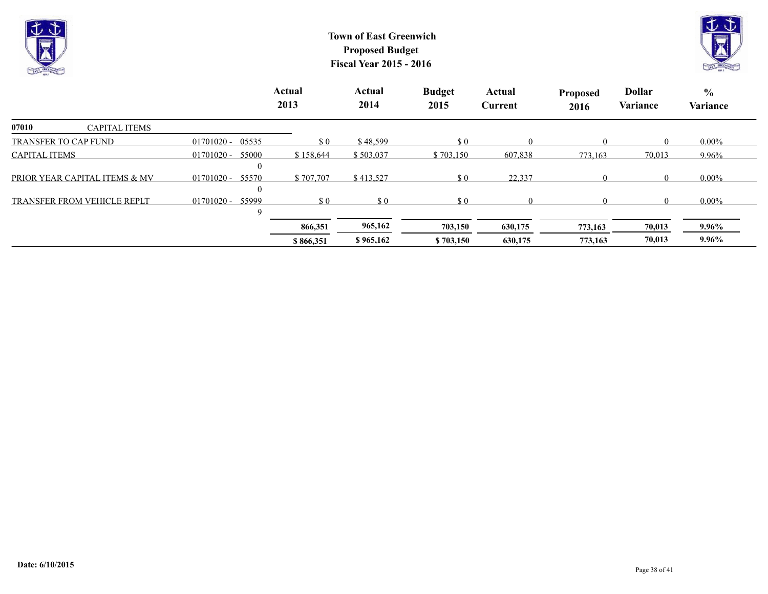**Town of East Greenwich**
**Proposed Budget**
**Fiscal Year 2015 - 2016**

| | | Actual 2013 | Actual 2014 | Budget 2015 | Actual Current | Proposed 2016 | Dollar Variance | % Variance |
|---|---|---|---|---|---|---|---|---|
| **07010** CAPITAL ITEMS | | | | | | | | |
| TRANSFER TO CAP FUND | 01701020 - 05535 | $ 0 | $ 48,599 | $ 0 | 0 | 0 | 0 | 0.00% |
| CAPITAL ITEMS | 01701020 - 55000 | $ 158,644 | $ 503,037 | $ 703,150 | 607,838 | 773,163 | 70,013 | 9.96% |
| PRIOR YEAR CAPITAL ITEMS & MV | 01701020 - 55570 | $ 707,707 | $ 413,527 | $ 0 | 22,337 | 0 | 0 | 0.00% |
| TRANSFER FROM VEHICLE REPLT | 01701020 - 55999 | $ 0 | $ 0 | $ 0 | 0 | 0 | 0 | 0.00% |
| | | **866,351** | **965,162** | **703,150** | **630,175** | **773,163** | **70,013** | **9.96%** |
| | | **$ 866,351** | **$ 965,162** | **$ 703,150** | **630,175** | **773,163** | **70,013** | **9.96%** |

**Date: 6/10/2015**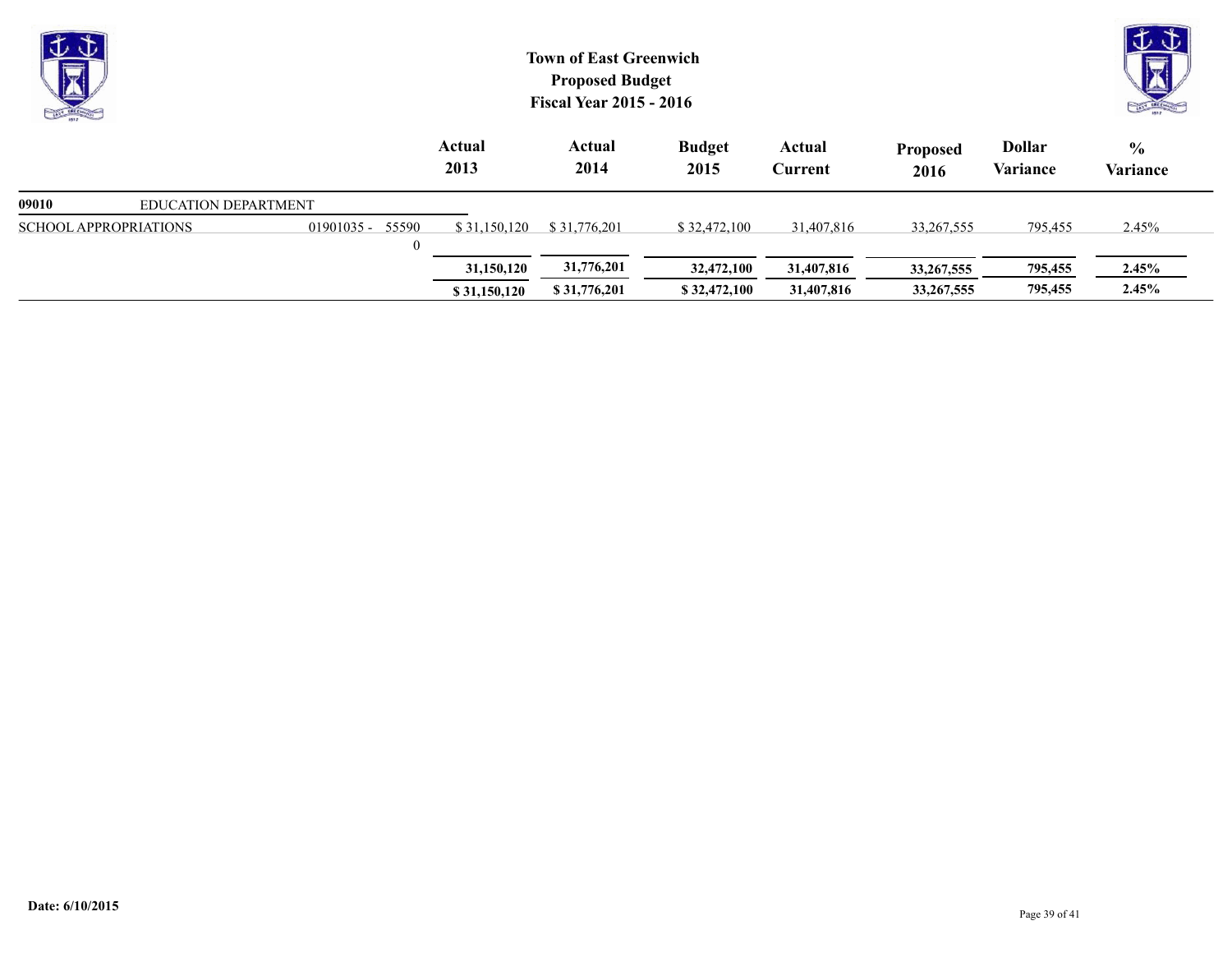# Town of East Greenwich
## Proposed Budget
## Fiscal Year 2015 - 2016

| | | Actual 2013 | Actual 2014 | Budget 2015 | Actual Current | Proposed 2016 | Dollar Variance | % Variance |
|---|---|---|---|---|---|---|---|---|
| **09010** EDUCATION DEPARTMENT | | | | | | | | |
| SCHOOL APPROPRIATIONS | 01901035 - 55590 | $ 31,150,120 | $ 31,776,201 | $ 32,472,100 | 31,407,816 | 33,267,555 | 795,455 | 2.45% |
| | 0 | | | | | | | |
| | | **31,150,120** | **31,776,201** | **32,472,100** | **31,407,816** | **33,267,555** | **795,455** | **2.45%** |
| | | **$ 31,150,120** | **$ 31,776,201** | **$ 32,472,100** | **31,407,816** | **33,267,555** | **795,455** | **2.45%** |

**Date: 6/10/2015**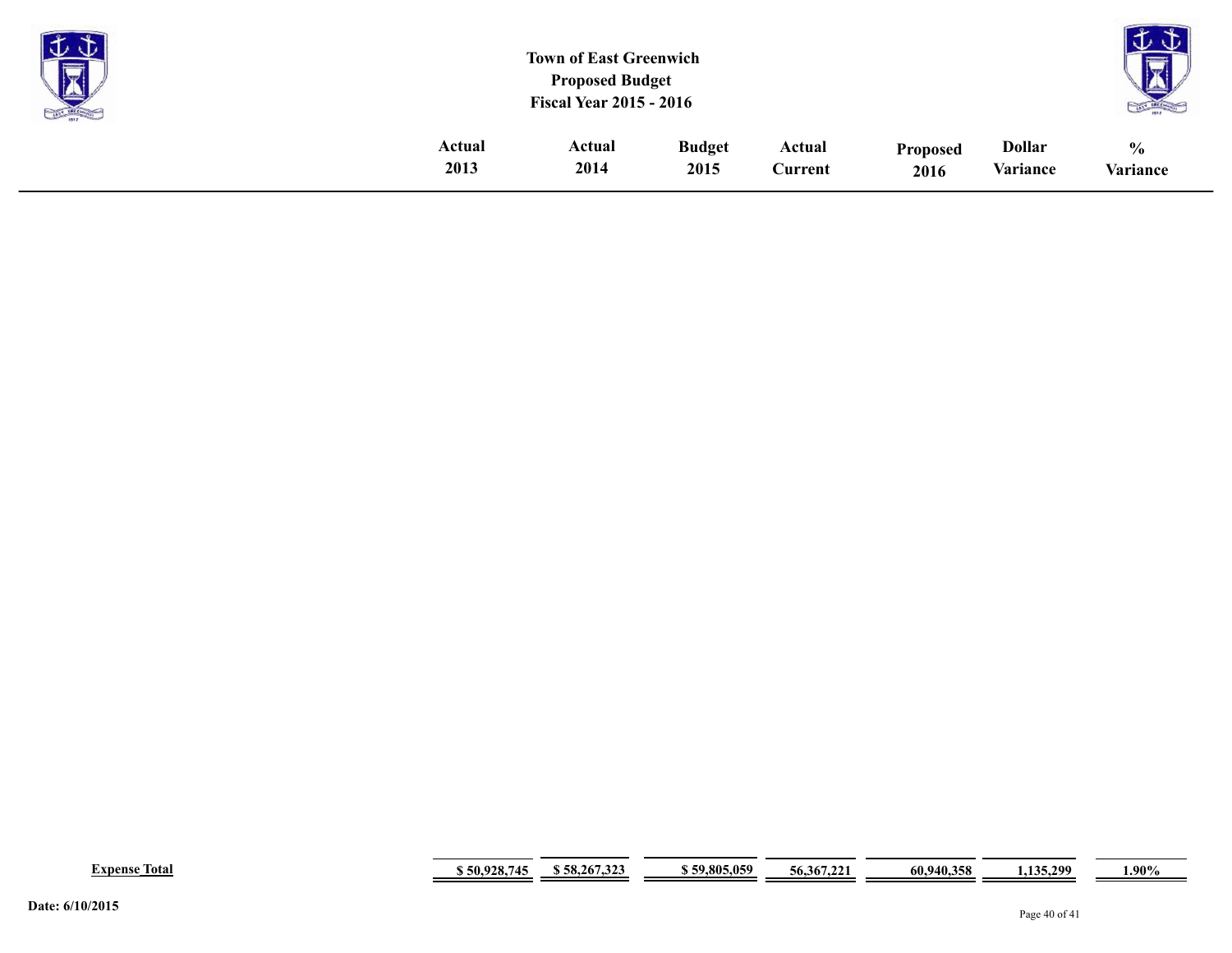# Town of East Greenwich
## Proposed Budget
## Fiscal Year 2015 - 2016

| | Actual 2013 | Actual 2014 | Budget 2015 | Actual Current | Proposed 2016 | Dollar Variance | % Variance |
|---|---|---|---|---|---|---|---|
| **Expense Total** | **$ 50,928,745** | **$ 58,267,323** | **$ 59,805,059** | **56,367,221** | **60,940,358** | **1,135,299** | **1.90%** |

**Date: 6/10/2015**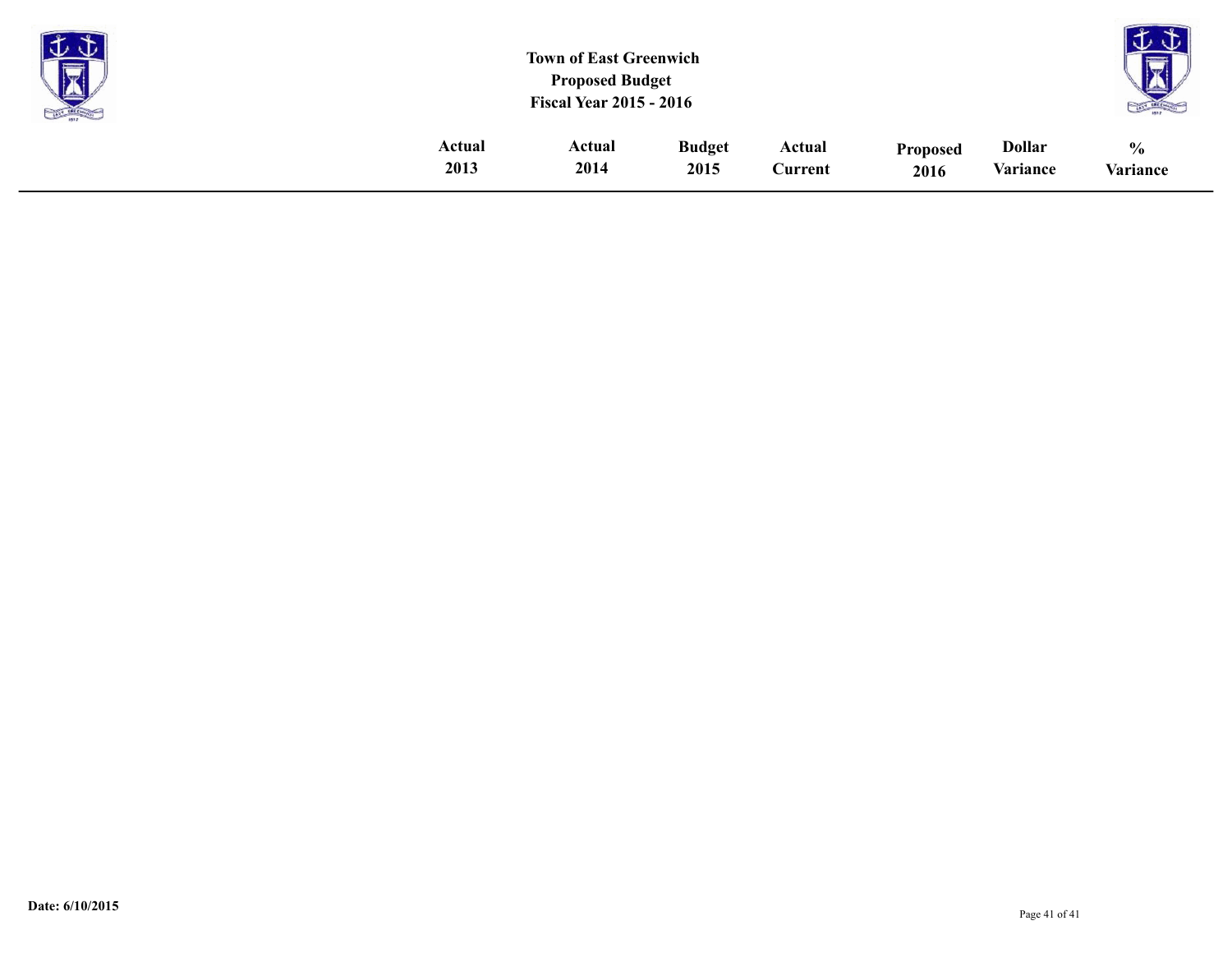# Town of East Greenwich
## Proposed Budget
## Fiscal Year 2015 - 2016

| | Actual 2013 | Actual 2014 | Budget 2015 | Actual Current | Proposed 2016 | Dollar Variance | % Variance |
|---|---|---|---|---|---|---|---|

Date: 6/10/2015